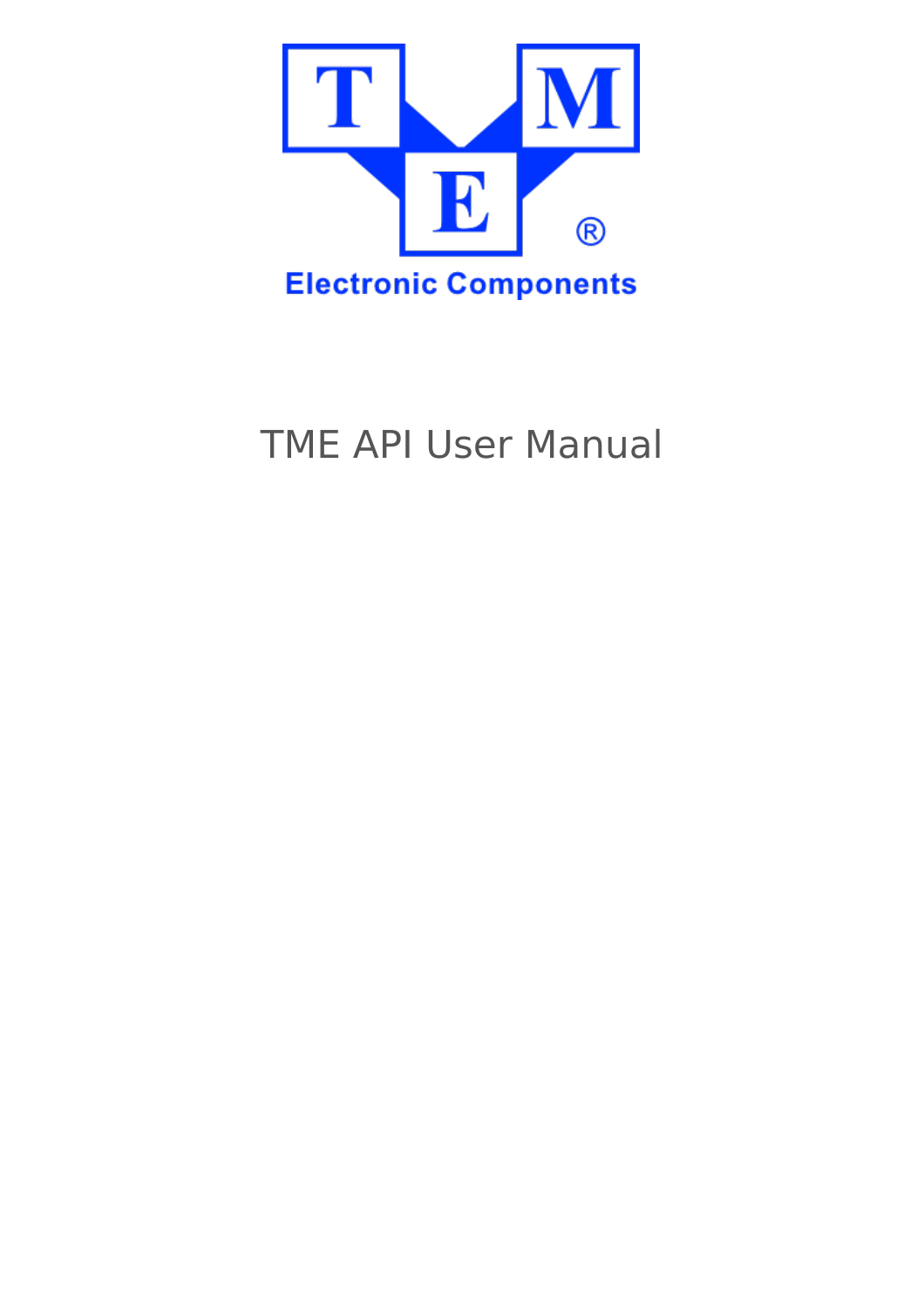# TME API User Manual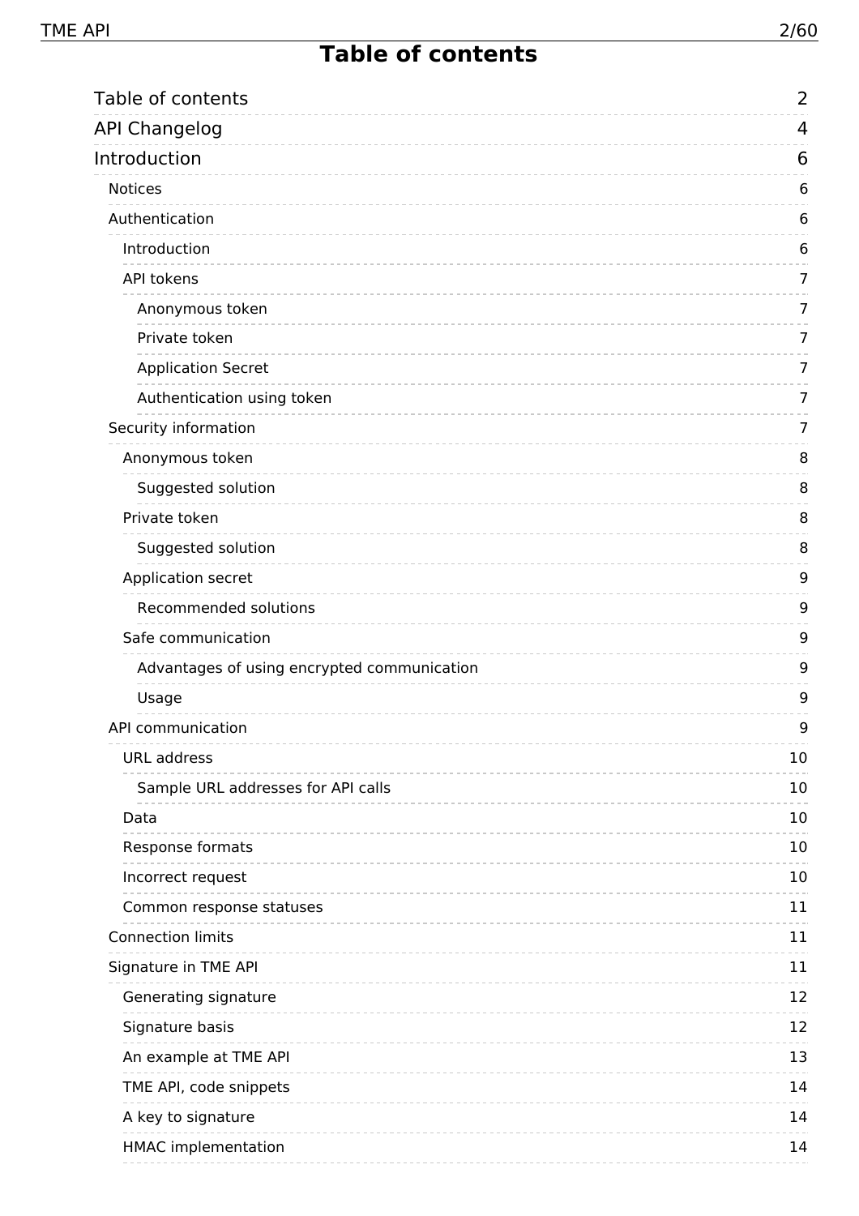# Table of contents

- Table of contents 2
- API Changelog 4
- Introduction 6
  - Notices 6
  - Authentication 6
    - Introduction 6
    - API tokens 7
      - Anonymous token 7
      - Private token 7
      - Application Secret 7
      - Authentication using token 7
  - Security information 7
    - Anonymous token 8
      - Suggested solution 8
    - Private token 8
      - Suggested solution 8
    - Application secret 9
      - Recommended solutions 9
    - Safe communication 9
      - Advantages of using encrypted communication 9
      - Usage 9
  - API communication 9
    - URL address 10
      - Sample URL addresses for API calls 10
    - Data 10
    - Response formats 10
    - Incorrect request 10
    - Common response statuses 11
  - Connection limits 11
  - Signature in TME API 11
    - Generating signature 12
    - Signature basis 12
    - An example at TME API 13
    - TME API, code snippets 14
    - A key to signature 14
    - HMAC implementation 14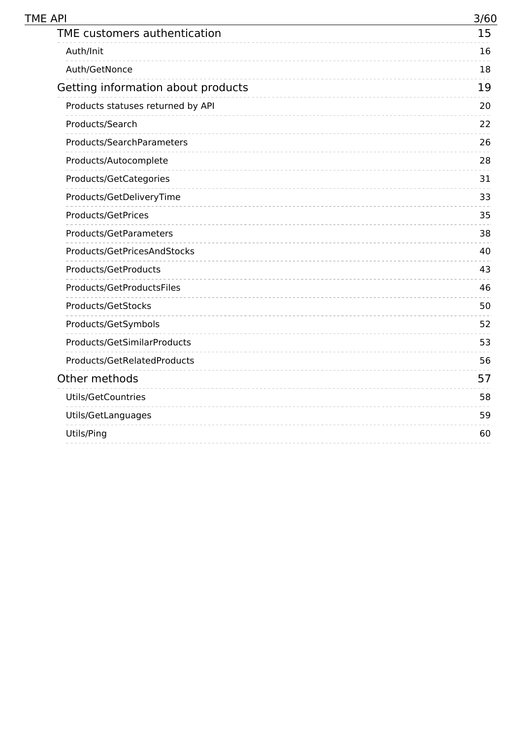| | |
|---|---|
| TME customers authentication | 15 |
| Auth/Init | 16 |
| Auth/GetNonce | 18 |
| Getting information about products | 19 |
| Products statuses returned by API | 20 |
| Products/Search | 22 |
| Products/SearchParameters | 26 |
| Products/Autocomplete | 28 |
| Products/GetCategories | 31 |
| Products/GetDeliveryTime | 33 |
| Products/GetPrices | 35 |
| Products/GetParameters | 38 |
| Products/GetPricesAndStocks | 40 |
| Products/GetProducts | 43 |
| Products/GetProductsFiles | 46 |
| Products/GetStocks | 50 |
| Products/GetSymbols | 52 |
| Products/GetSimilarProducts | 53 |
| Products/GetRelatedProducts | 56 |
| Other methods | 57 |
| Utils/GetCountries | 58 |
| Utils/GetLanguages | 59 |
| Utils/Ping | 60 |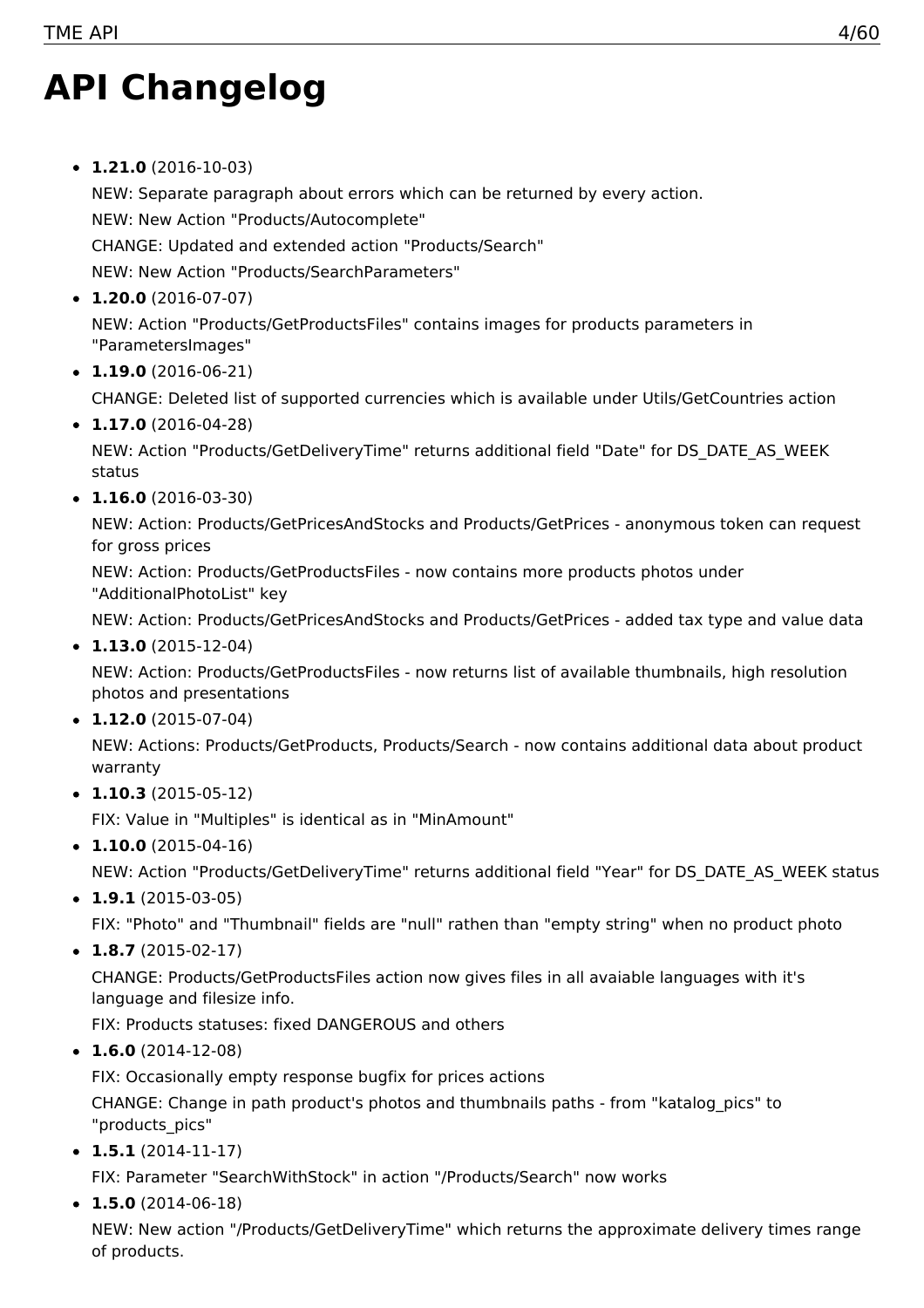# API Changelog

- **1.21.0** (2016-10-03)

  NEW: Separate paragraph about errors which can be returned by every action.

  NEW: New Action "Products/Autocomplete"

  CHANGE: Updated and extended action "Products/Search"

  NEW: New Action "Products/SearchParameters"

- **1.20.0** (2016-07-07)

  NEW: Action "Products/GetProductsFiles" contains images for products parameters in "ParametersImages"

- **1.19.0** (2016-06-21)

  CHANGE: Deleted list of supported currencies which is available under Utils/GetCountries action

- **1.17.0** (2016-04-28)

  NEW: Action "Products/GetDeliveryTime" returns additional field "Date" for DS_DATE_AS_WEEK status

- **1.16.0** (2016-03-30)

  NEW: Action: Products/GetPricesAndStocks and Products/GetPrices - anonymous token can request for gross prices

  NEW: Action: Products/GetProductsFiles - now contains more products photos under "AdditionalPhotoList" key

  NEW: Action: Products/GetPricesAndStocks and Products/GetPrices - added tax type and value data

- **1.13.0** (2015-12-04)

  NEW: Action: Products/GetProductsFiles - now returns list of available thumbnails, high resolution photos and presentations

- **1.12.0** (2015-07-04)

  NEW: Actions: Products/GetProducts, Products/Search - now contains additional data about product warranty

- **1.10.3** (2015-05-12)

  FIX: Value in "Multiples" is identical as in "MinAmount"

- **1.10.0** (2015-04-16)

  NEW: Action "Products/GetDeliveryTime" returns additional field "Year" for DS_DATE_AS_WEEK status

- **1.9.1** (2015-03-05)

  FIX: "Photo" and "Thumbnail" fields are "null" rathen than "empty string" when no product photo

- **1.8.7** (2015-02-17)

  CHANGE: Products/GetProductsFiles action now gives files in all avaiable languages with it's language and filesize info.

  FIX: Products statuses: fixed DANGEROUS and others

- **1.6.0** (2014-12-08)

  FIX: Occasionally empty response bugfix for prices actions

  CHANGE: Change in path product's photos and thumbnails paths - from "katalog_pics" to "products_pics"

- **1.5.1** (2014-11-17)

  FIX: Parameter "SearchWithStock" in action "/Products/Search" now works

- **1.5.0** (2014-06-18)

  NEW: New action "/Products/GetDeliveryTime" which returns the approximate delivery times range of products.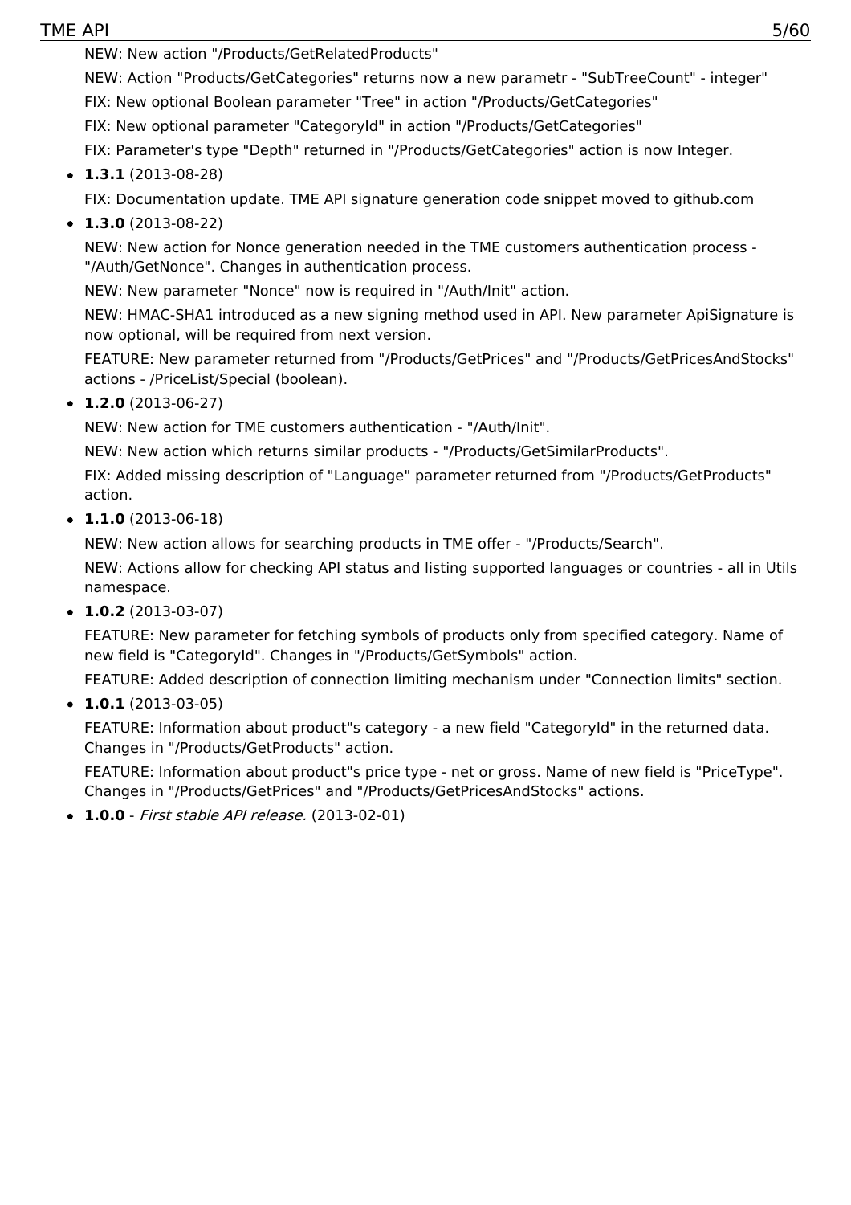NEW: New action "/Products/GetRelatedProducts"

NEW: Action "Products/GetCategories" returns now a new parametr - "SubTreeCount" - integer"

FIX: New optional Boolean parameter "Tree" in action "/Products/GetCategories"

FIX: New optional parameter "CategoryId" in action "/Products/GetCategories"

FIX: Parameter's type "Depth" returned in "/Products/GetCategories" action is now Integer.

- **1.3.1** (2013-08-28)

  FIX: Documentation update. TME API signature generation code snippet moved to github.com

- **1.3.0** (2013-08-22)

  NEW: New action for Nonce generation needed in the TME customers authentication process - "/Auth/GetNonce". Changes in authentication process.

  NEW: New parameter "Nonce" now is required in "/Auth/Init" action.

  NEW: HMAC-SHA1 introduced as a new signing method used in API. New parameter ApiSignature is now optional, will be required from next version.

  FEATURE: New parameter returned from "/Products/GetPrices" and "/Products/GetPricesAndStocks" actions - /PriceList/Special (boolean).

- **1.2.0** (2013-06-27)

  NEW: New action for TME customers authentication - "/Auth/Init".

  NEW: New action which returns similar products - "/Products/GetSimilarProducts".

  FIX: Added missing description of "Language" parameter returned from "/Products/GetProducts" action.

- **1.1.0** (2013-06-18)

  NEW: New action allows for searching products in TME offer - "/Products/Search".

  NEW: Actions allow for checking API status and listing supported languages or countries - all in Utils namespace.

- **1.0.2** (2013-03-07)

  FEATURE: New parameter for fetching symbols of products only from specified category. Name of new field is "CategoryId". Changes in "/Products/GetSymbols" action.

  FEATURE: Added description of connection limiting mechanism under "Connection limits" section.

- **1.0.1** (2013-03-05)

  FEATURE: Information about product"s category - a new field "CategoryId" in the returned data. Changes in "/Products/GetProducts" action.

  FEATURE: Information about product"s price type - net or gross. Name of new field is "PriceType". Changes in "/Products/GetPrices" and "/Products/GetPricesAndStocks" actions.

- **1.0.0** - *First stable API release.* (2013-02-01)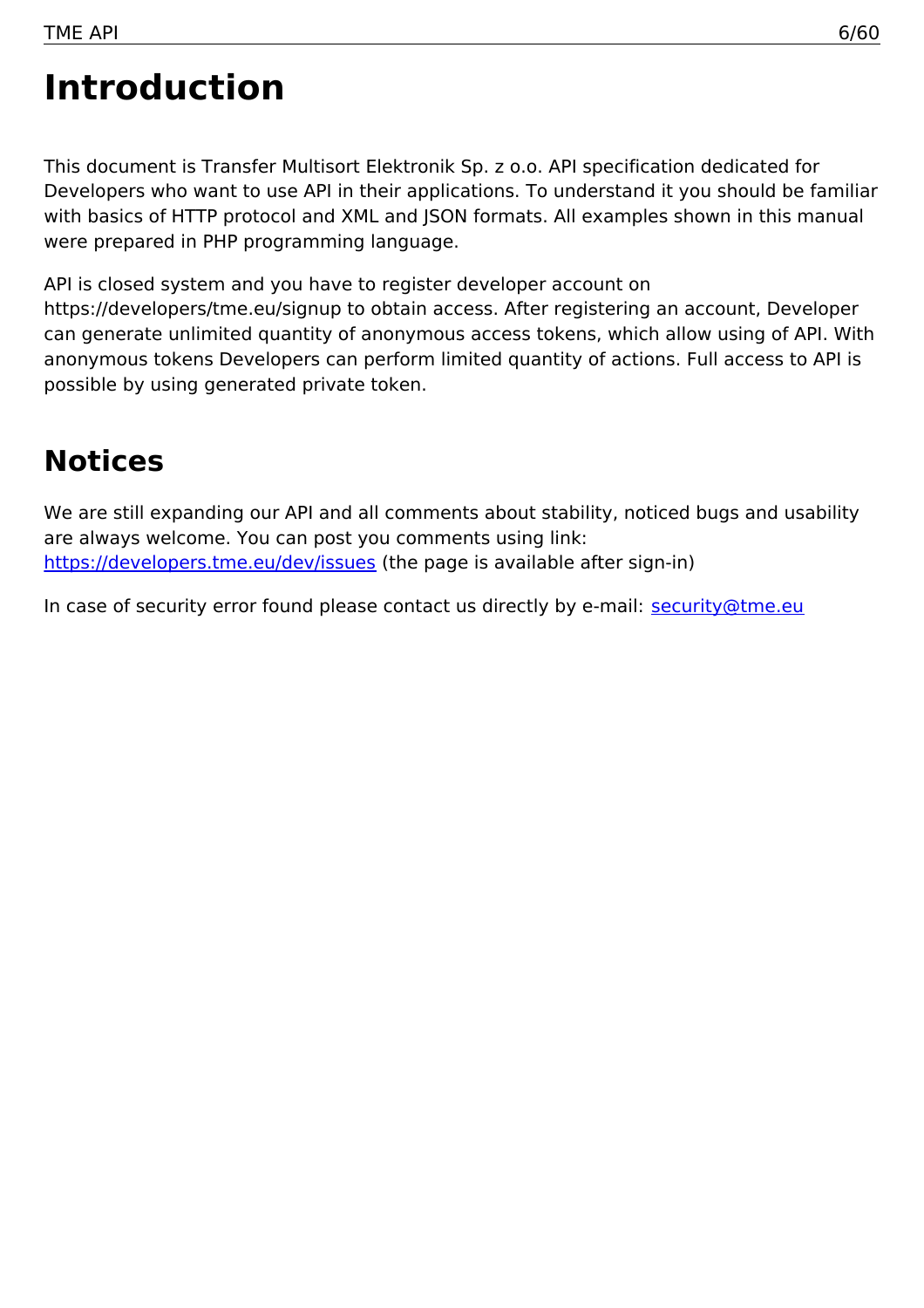# Introduction

This document is Transfer Multisort Elektronik Sp. z o.o. API specification dedicated for Developers who want to use API in their applications. To understand it you should be familiar with basics of HTTP protocol and XML and JSON formats. All examples shown in this manual were prepared in PHP programming language.

API is closed system and you have to register developer account on https://developers/tme.eu/signup to obtain access. After registering an account, Developer can generate unlimited quantity of anonymous access tokens, which allow using of API. With anonymous tokens Developers can perform limited quantity of actions. Full access to API is possible by using generated private token.

# Notices

We are still expanding our API and all comments about stability, noticed bugs and usability are always welcome. You can post you comments using link: [https://developers.tme.eu/dev/issues](https://developers.tme.eu/dev/issues) (the page is available after sign-in)

In case of security error found please contact us directly by e-mail: [security@tme.eu](mailto:security@tme.eu)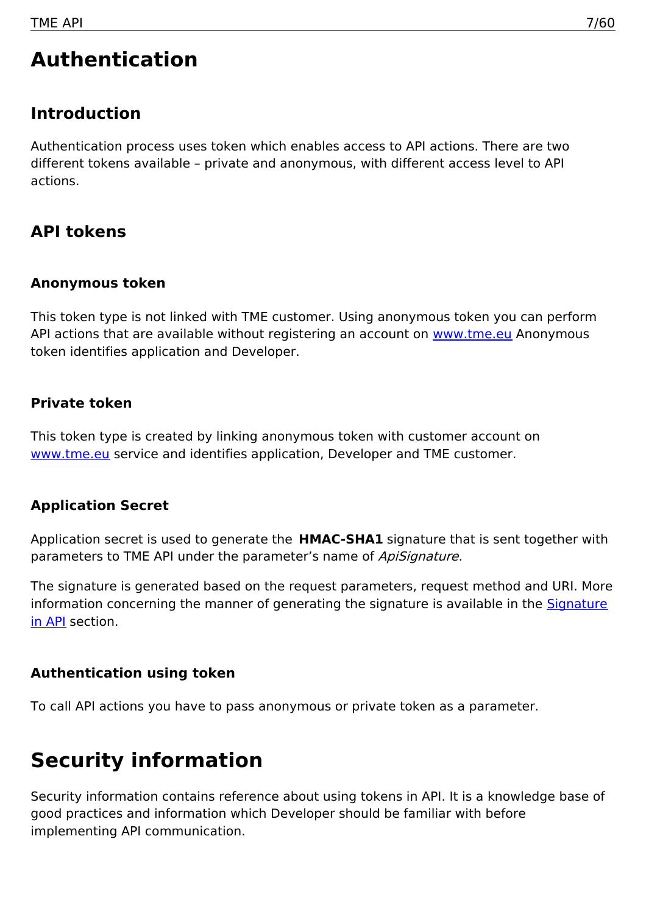# Authentication

## Introduction

Authentication process uses token which enables access to API actions. There are two different tokens available – private and anonymous, with different access level to API actions.

## API tokens

### Anonymous token

This token type is not linked with TME customer. Using anonymous token you can perform API actions that are available without registering an account on [www.tme.eu](http://www.tme.eu) Anonymous token identifies application and Developer.

### Private token

This token type is created by linking anonymous token with customer account on [www.tme.eu](http://www.tme.eu) service and identifies application, Developer and TME customer.

### Application Secret

Application secret is used to generate the **HMAC-SHA1** signature that is sent together with parameters to TME API under the parameter's name of *ApiSignature*.

The signature is generated based on the request parameters, request method and URI. More information concerning the manner of generating the signature is available in the Signature in API section.

### Authentication using token

To call API actions you have to pass anonymous or private token as a parameter.

# Security information

Security information contains reference about using tokens in API. It is a knowledge base of good practices and information which Developer should be familiar with before implementing API communication.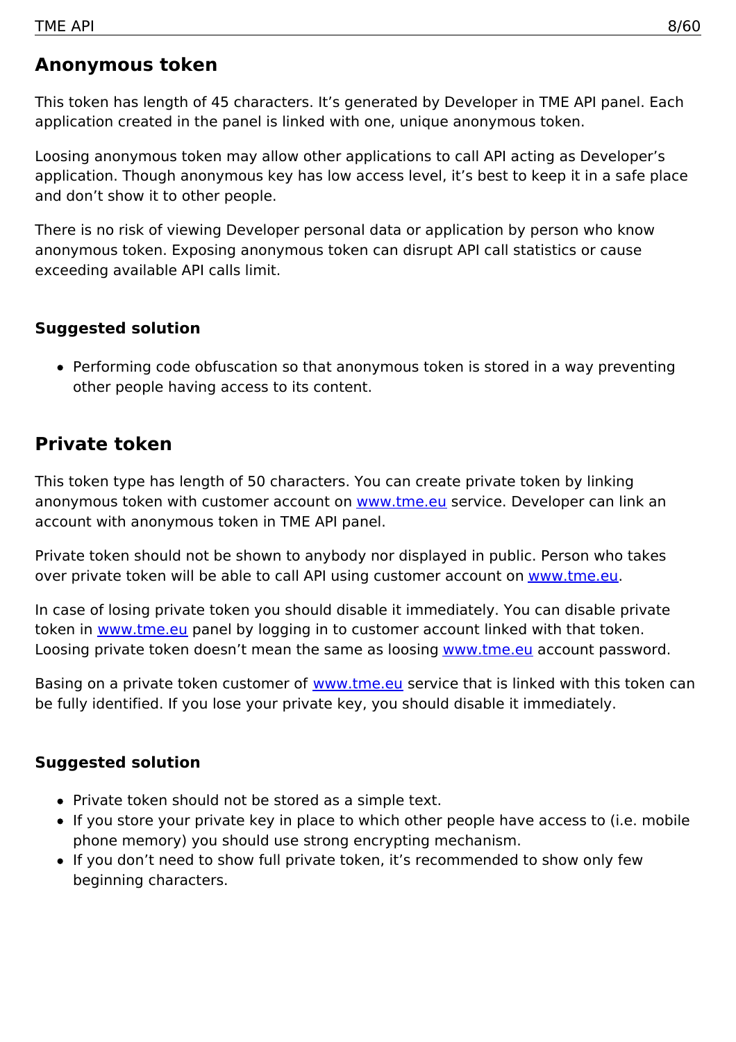## Anonymous token

This token has length of 45 characters. It's generated by Developer in TME API panel. Each application created in the panel is linked with one, unique anonymous token.

Loosing anonymous token may allow other applications to call API acting as Developer's application. Though anonymous key has low access level, it's best to keep it in a safe place and don't show it to other people.

There is no risk of viewing Developer personal data or application by person who know anonymous token. Exposing anonymous token can disrupt API call statistics or cause exceeding available API calls limit.

### Suggested solution

- Performing code obfuscation so that anonymous token is stored in a way preventing other people having access to its content.

## Private token

This token type has length of 50 characters. You can create private token by linking anonymous token with customer account on www.tme.eu service. Developer can link an account with anonymous token in TME API panel.

Private token should not be shown to anybody nor displayed in public. Person who takes over private token will be able to call API using customer account on www.tme.eu.

In case of losing private token you should disable it immediately. You can disable private token in www.tme.eu panel by logging in to customer account linked with that token. Loosing private token doesn't mean the same as loosing www.tme.eu account password.

Basing on a private token customer of www.tme.eu service that is linked with this token can be fully identified. If you lose your private key, you should disable it immediately.

### Suggested solution

- Private token should not be stored as a simple text.
- If you store your private key in place to which other people have access to (i.e. mobile phone memory) you should use strong encrypting mechanism.
- If you don't need to show full private token, it's recommended to show only few beginning characters.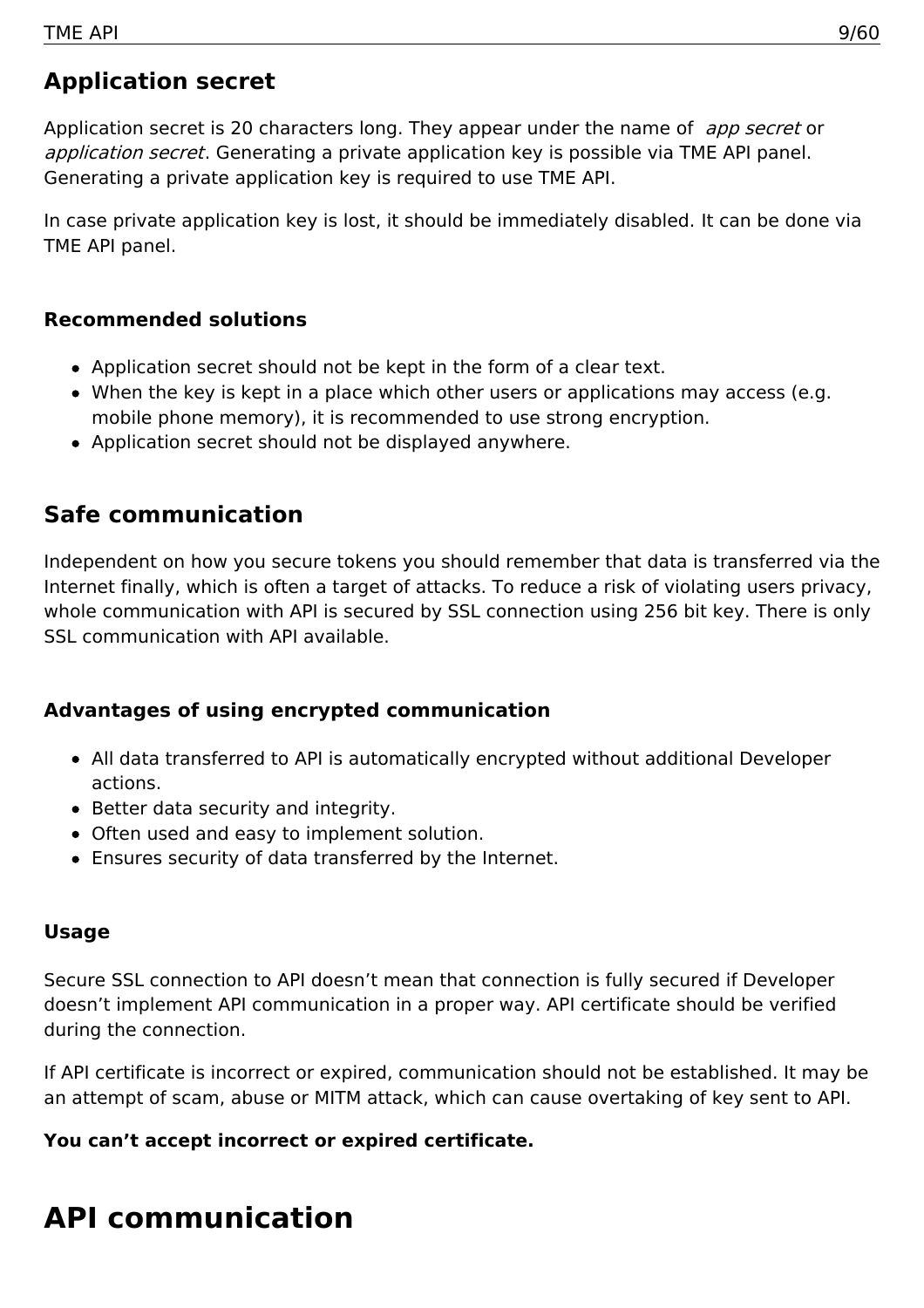## Application secret

Application secret is 20 characters long. They appear under the name of *app secret* or *application secret*. Generating a private application key is possible via TME API panel. Generating a private application key is required to use TME API.

In case private application key is lost, it should be immediately disabled. It can be done via TME API panel.

### Recommended solutions

- Application secret should not be kept in the form of a clear text.
- When the key is kept in a place which other users or applications may access (e.g. mobile phone memory), it is recommended to use strong encryption.
- Application secret should not be displayed anywhere.

## Safe communication

Independent on how you secure tokens you should remember that data is transferred via the Internet finally, which is often a target of attacks. To reduce a risk of violating users privacy, whole communication with API is secured by SSL connection using 256 bit key. There is only SSL communication with API available.

### Advantages of using encrypted communication

- All data transferred to API is automatically encrypted without additional Developer actions.
- Better data security and integrity.
- Often used and easy to implement solution.
- Ensures security of data transferred by the Internet.

### Usage

Secure SSL connection to API doesn't mean that connection is fully secured if Developer doesn't implement API communication in a proper way. API certificate should be verified during the connection.

If API certificate is incorrect or expired, communication should not be established. It may be an attempt of scam, abuse or MITM attack, which can cause overtaking of key sent to API.

**You can't accept incorrect or expired certificate.**

# API communication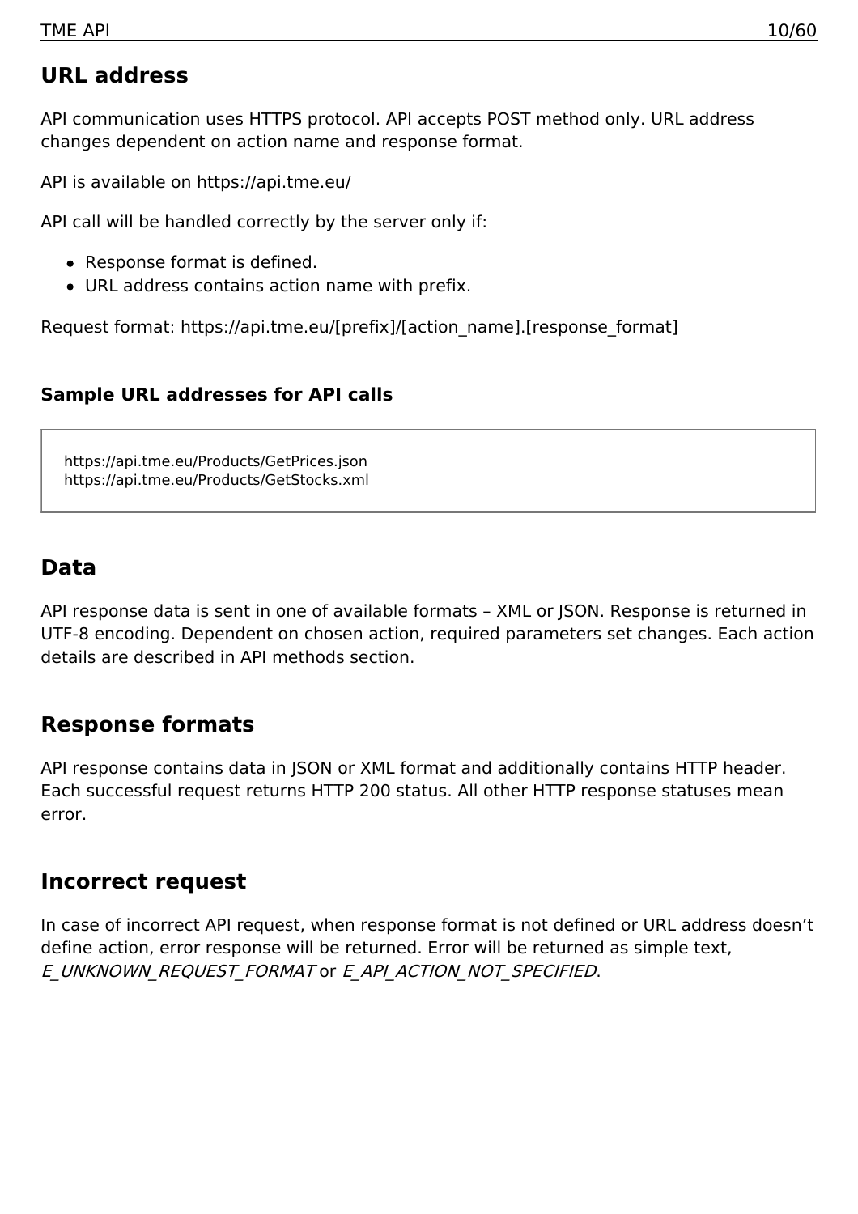## URL address

API communication uses HTTPS protocol. API accepts POST method only. URL address changes dependent on action name and response format.

API is available on https://api.tme.eu/

API call will be handled correctly by the server only if:

- Response format is defined.
- URL address contains action name with prefix.

Request format: https://api.tme.eu/[prefix]/[action_name].[response_format]

### Sample URL addresses for API calls

```
https://api.tme.eu/Products/GetPrices.json
https://api.tme.eu/Products/GetStocks.xml
```

## Data

API response data is sent in one of available formats – XML or JSON. Response is returned in UTF-8 encoding. Dependent on chosen action, required parameters set changes. Each action details are described in API methods section.

## Response formats

API response contains data in JSON or XML format and additionally contains HTTP header. Each successful request returns HTTP 200 status. All other HTTP response statuses mean error.

## Incorrect request

In case of incorrect API request, when response format is not defined or URL address doesn't define action, error response will be returned. Error will be returned as simple text, *E_UNKNOWN_REQUEST_FORMAT* or *E_API_ACTION_NOT_SPECIFIED*.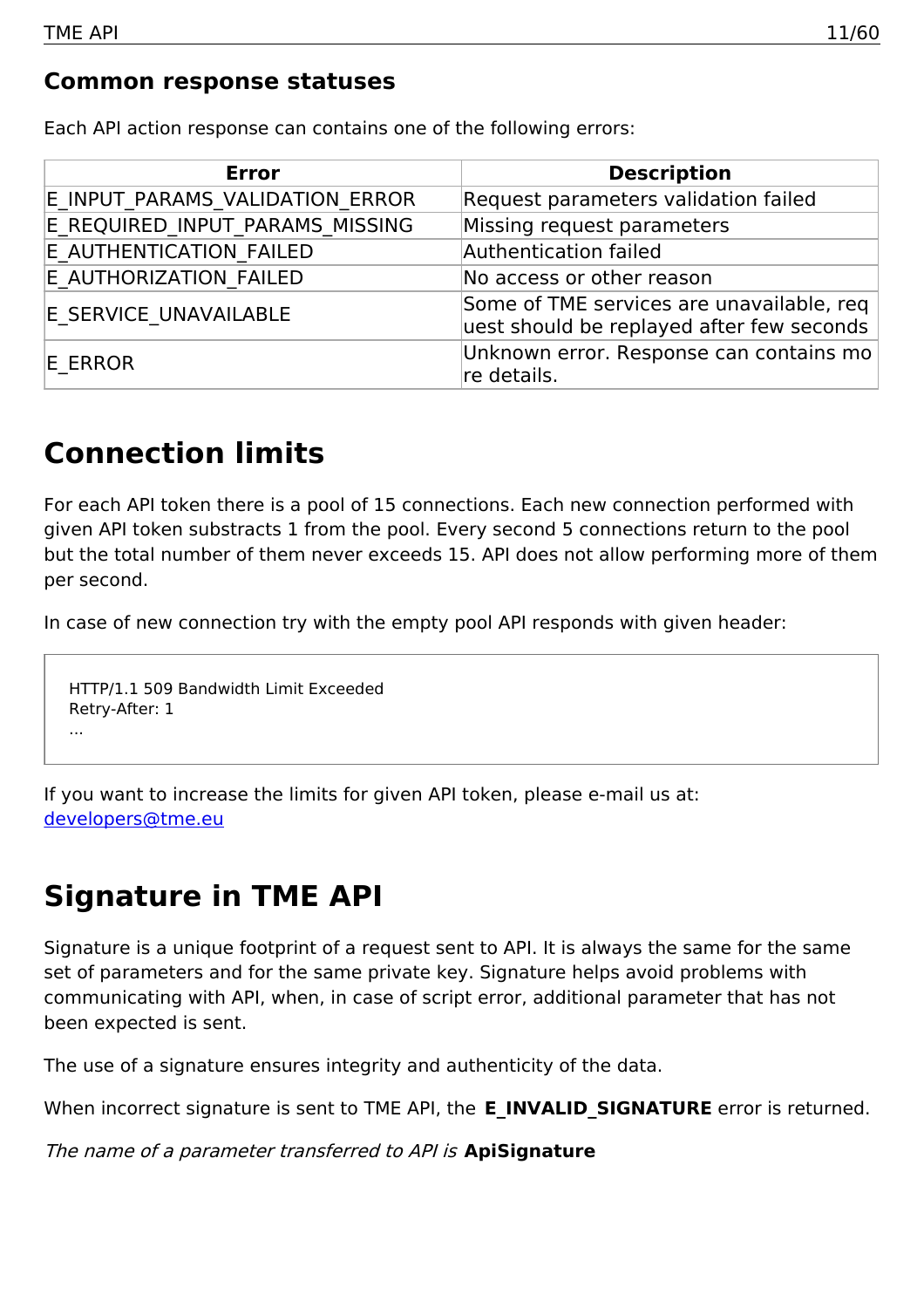### Common response statuses

Each API action response can contains one of the following errors:

| Error | Description |
|---|---|
| E_INPUT_PARAMS_VALIDATION_ERROR | Request parameters validation failed |
| E_REQUIRED_INPUT_PARAMS_MISSING | Missing request parameters |
| E_AUTHENTICATION_FAILED | Authentication failed |
| E_AUTHORIZATION_FAILED | No access or other reason |
| E_SERVICE_UNAVAILABLE | Some of TME services are unavailable, request should be replayed after few seconds |
| E_ERROR | Unknown error. Response can contains more details. |

# Connection limits

For each API token there is a pool of 15 connections. Each new connection performed with given API token substracts 1 from the pool. Every second 5 connections return to the pool but the total number of them never exceeds 15. API does not allow performing more of them per second.

In case of new connection try with the empty pool API responds with given header:

```
HTTP/1.1 509 Bandwidth Limit Exceeded
Retry-After: 1
...
```

If you want to increase the limits for given API token, please e-mail us at: developers@tme.eu

# Signature in TME API

Signature is a unique footprint of a request sent to API. It is always the same for the same set of parameters and for the same private key. Signature helps avoid problems with communicating with API, when, in case of script error, additional parameter that has not been expected is sent.

The use of a signature ensures integrity and authenticity of the data.

When incorrect signature is sent to TME API, the **E_INVALID_SIGNATURE** error is returned.

*The name of a parameter transferred to API is* **ApiSignature**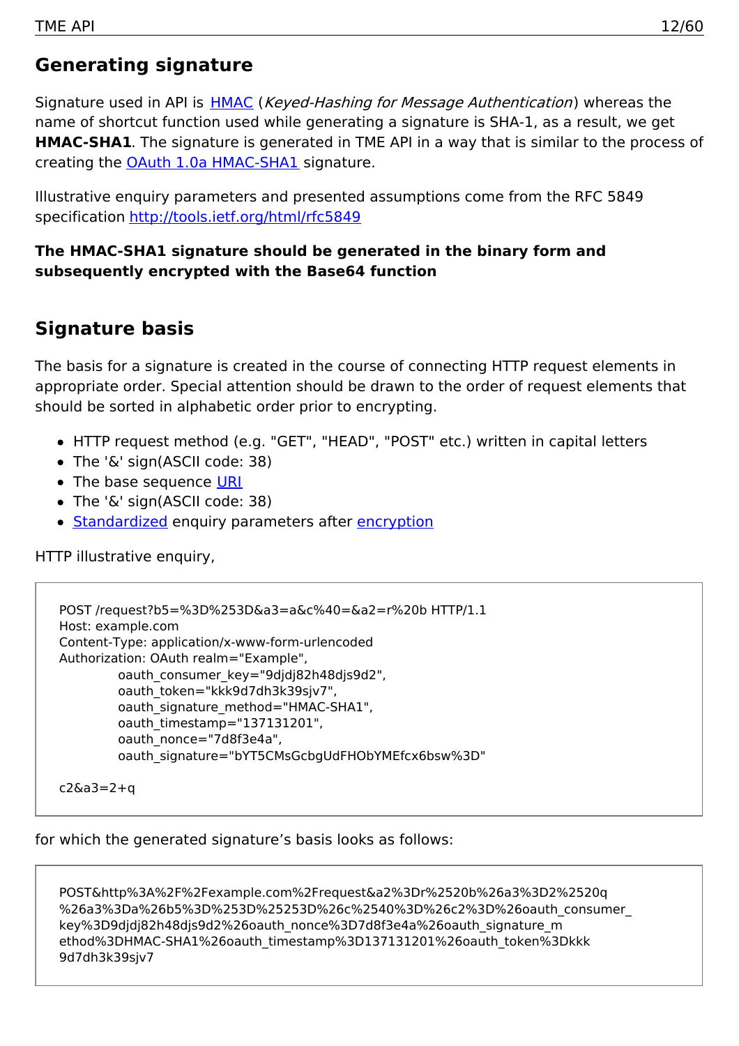## Generating signature

Signature used in API is [HMAC](#) (*Keyed-Hashing for Message Authentication*) whereas the name of shortcut function used while generating a signature is SHA-1, as a result, we get **HMAC-SHA1**. The signature is generated in TME API in a way that is similar to the process of creating the [OAuth 1.0a HMAC-SHA1](#) signature.

Illustrative enquiry parameters and presented assumptions come from the RFC 5849 specification http://tools.ietf.org/html/rfc5849

**The HMAC-SHA1 signature should be generated in the binary form and subsequently encrypted with the Base64 function**

## Signature basis

The basis for a signature is created in the course of connecting HTTP request elements in appropriate order. Special attention should be drawn to the order of request elements that should be sorted in alphabetic order prior to encrypting.

- HTTP request method (e.g. "GET", "HEAD", "POST" etc.) written in capital letters
- The '&' sign(ASCII code: 38)
- The base sequence [URI](#)
- The '&' sign(ASCII code: 38)
- [Standardized](#) enquiry parameters after [encryption](#)

HTTP illustrative enquiry,

```
POST /request?b5=%3D%253D&a3=a&c%40=&a2=r%20b HTTP/1.1
Host: example.com
Content-Type: application/x-www-form-urlencoded
Authorization: OAuth realm="Example",
        oauth_consumer_key="9djdj82h48djs9d2",
        oauth_token="kkk9d7dh3k39sjv7",
        oauth_signature_method="HMAC-SHA1",
        oauth_timestamp="137131201",
        oauth_nonce="7d8f3e4a",
        oauth_signature="bYT5CMsGcbgUdFHObYMEfcx6bsw%3D"

c2&a3=2+q
```

for which the generated signature's basis looks as follows:

```
POST&http%3A%2F%2Fexample.com%2Frequest&a2%3Dr%2520b%26a3%3D2%2520q
%26a3%3Da%26b5%3D%253D%25253D%26c%2540%3D%26c2%3D%26oauth_consumer_
key%3D9djdj82h48djs9d2%26oauth_nonce%3D7d8f3e4a%26oauth_signature_m
ethod%3DHMAC-SHA1%26oauth_timestamp%3D137131201%26oauth_token%3Dkkk
9d7dh3k39sjv7
```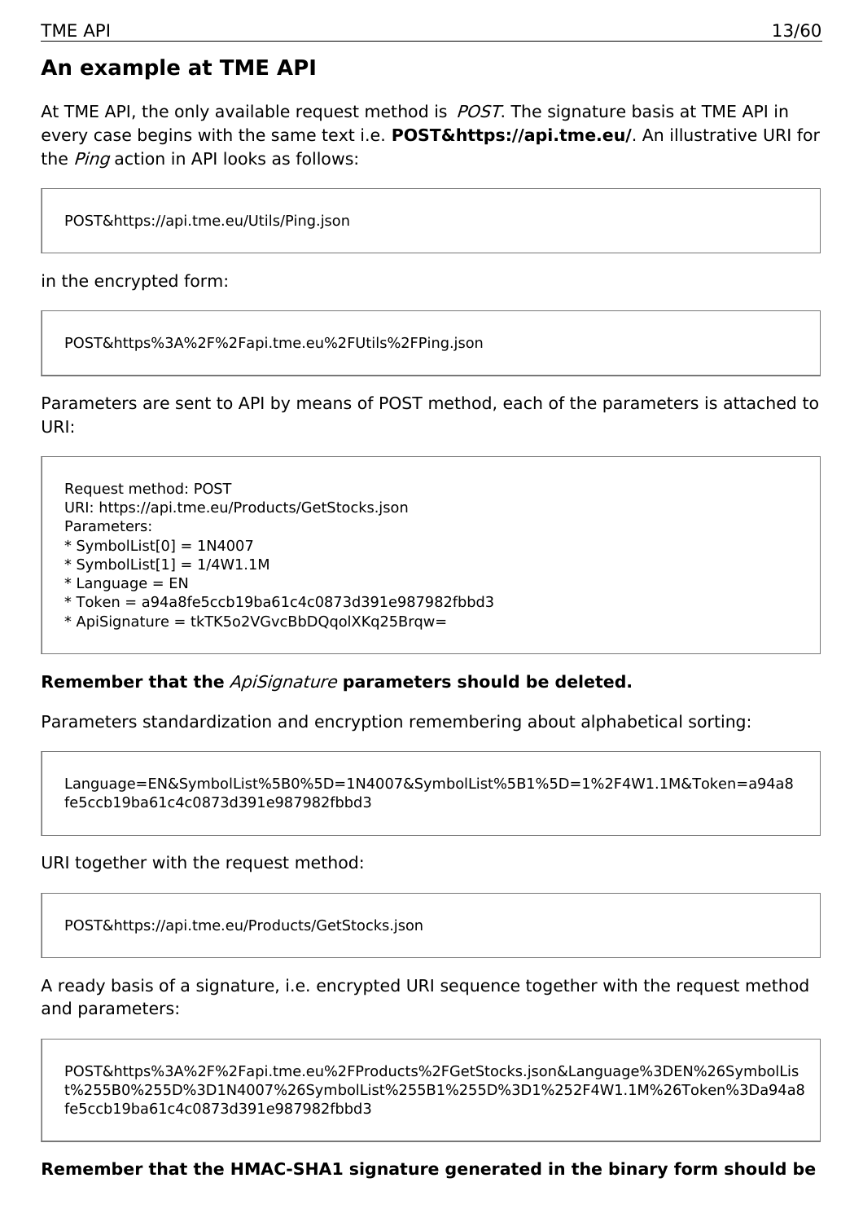## An example at TME API

At TME API, the only available request method is *POST*. The signature basis at TME API in every case begins with the same text i.e. **POST&https://api.tme.eu/**. An illustrative URI for the *Ping* action in API looks as follows:

```
POST&https://api.tme.eu/Utils/Ping.json
```

in the encrypted form:

```
POST&https%3A%2F%2Fapi.tme.eu%2FUtils%2FPing.json
```

Parameters are sent to API by means of POST method, each of the parameters is attached to URI:

```
Request method: POST
URI: https://api.tme.eu/Products/GetStocks.json
Parameters:
* SymbolList[0] = 1N4007
* SymbolList[1] = 1/4W1.1M
* Language = EN
* Token = a94a8fe5ccb19ba61c4c0873d391e987982fbbd3
* ApiSignature = tkTK5o2VGvcBbDQqolXKq25Brqw=
```

**Remember that the *ApiSignature* parameters should be deleted.**

Parameters standardization and encryption remembering about alphabetical sorting:

```
Language=EN&SymbolList%5B0%5D=1N4007&SymbolList%5B1%5D=1%2F4W1.1M&Token=a94a8fe5ccb19ba61c4c0873d391e987982fbbd3
```

URI together with the request method:

```
POST&https://api.tme.eu/Products/GetStocks.json
```

A ready basis of a signature, i.e. encrypted URI sequence together with the request method and parameters:

```
POST&https%3A%2F%2Fapi.tme.eu%2FProducts%2FGetStocks.json&Language%3DEN%26SymbolList%255B0%255D%3D1N4007%26SymbolList%255B1%255D%3D1%252F4W1.1M%26Token%3Da94a8fe5ccb19ba61c4c0873d391e987982fbbd3
```

**Remember that the HMAC-SHA1 signature generated in the binary form should be**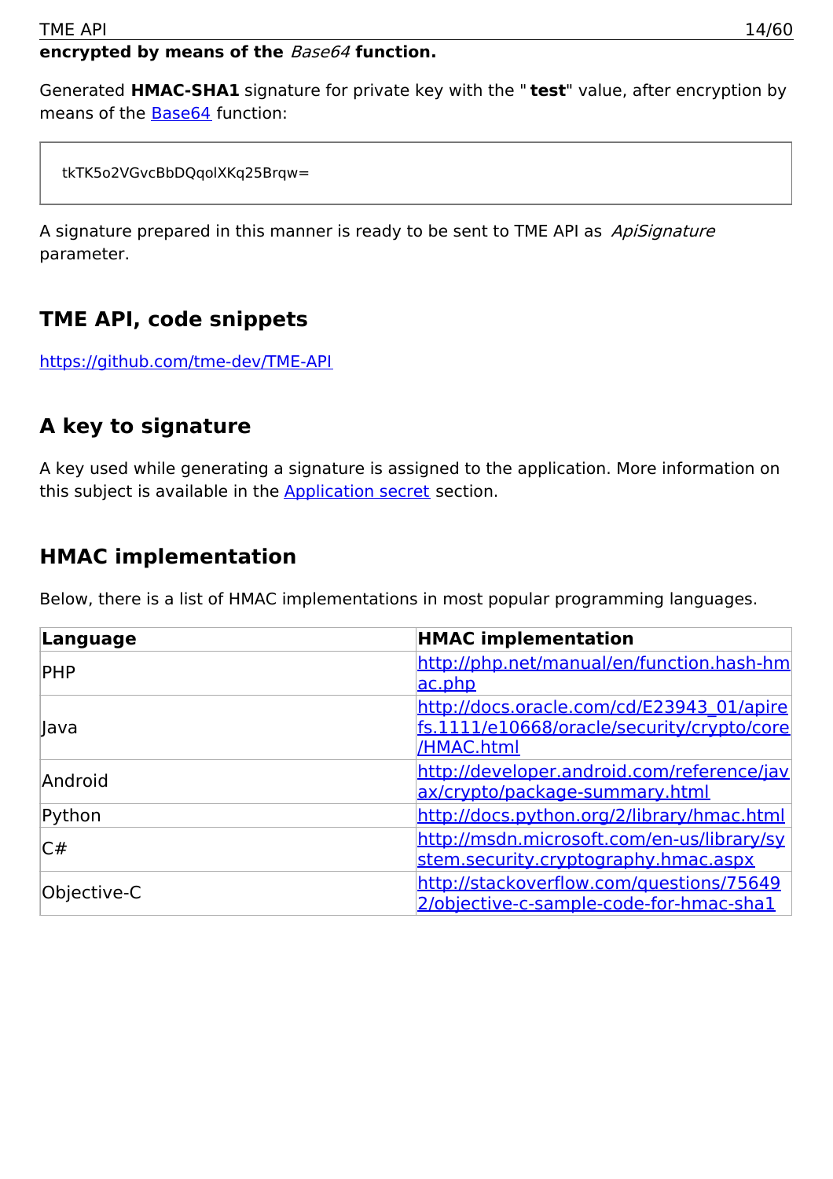**encrypted by means of the *Base64* function.**

Generated **HMAC-SHA1** signature for private key with the " **test**" value, after encryption by means of the Base64 function:

```
tkTK5o2VGvcBbDQqolXKq25Brqw=
```

A signature prepared in this manner is ready to be sent to TME API as *ApiSignature* parameter.

## TME API, code snippets

https://github.com/tme-dev/TME-API

## A key to signature

A key used while generating a signature is assigned to the application. More information on this subject is available in the Application secret section.

## HMAC implementation

Below, there is a list of HMAC implementations in most popular programming languages.

| Language | HMAC implementation |
|---|---|
| PHP | http://php.net/manual/en/function.hash-hmac.php |
| Java | http://docs.oracle.com/cd/E23943_01/apirefs.1111/e10668/oracle/security/crypto/core/HMAC.html |
| Android | http://developer.android.com/reference/javax/crypto/package-summary.html |
| Python | http://docs.python.org/2/library/hmac.html |
| C# | http://msdn.microsoft.com/en-us/library/system.security.cryptography.hmac.aspx |
| Objective-C | http://stackoverflow.com/questions/756492/objective-c-sample-code-for-hmac-sha1 |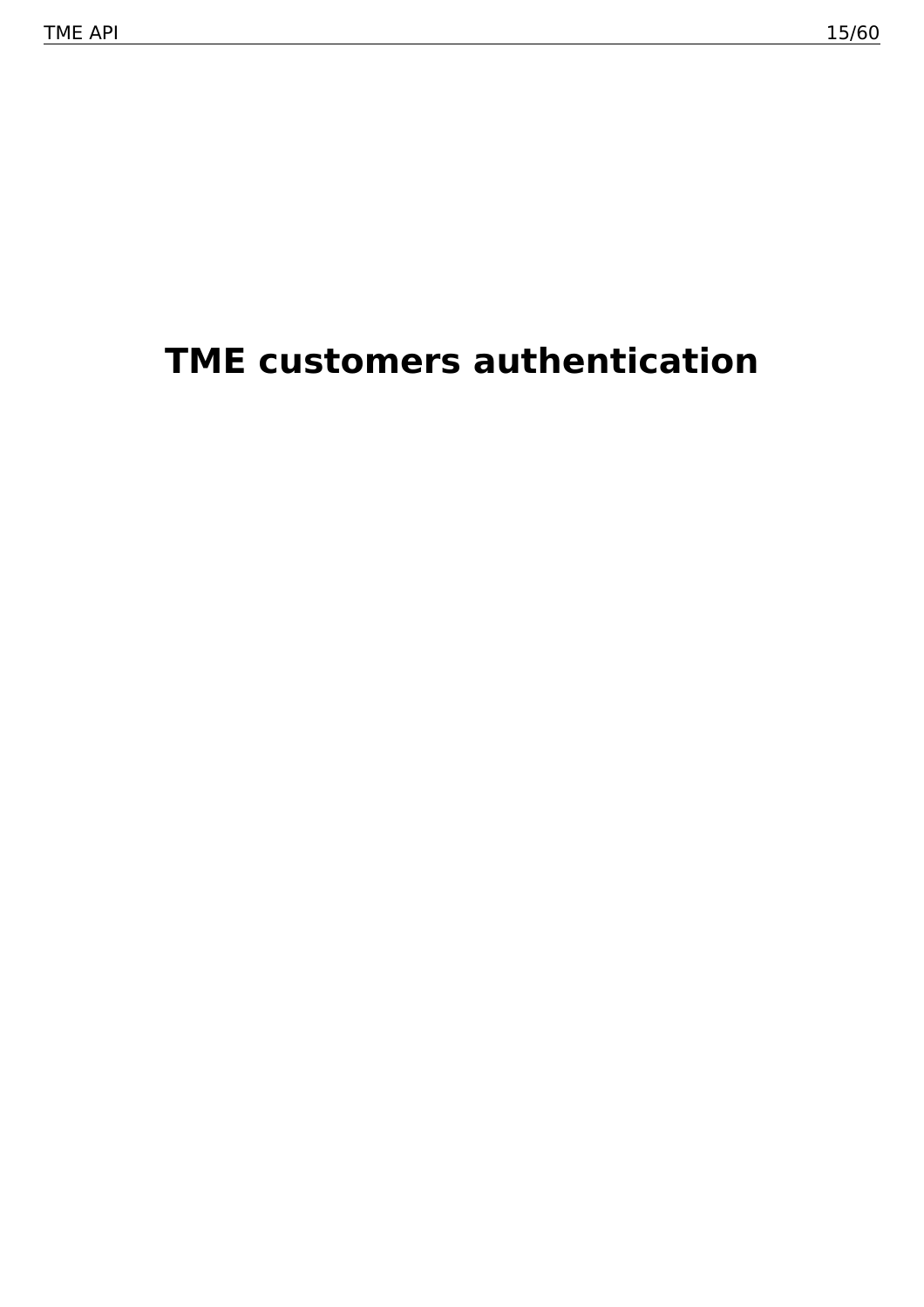# TME customers authentication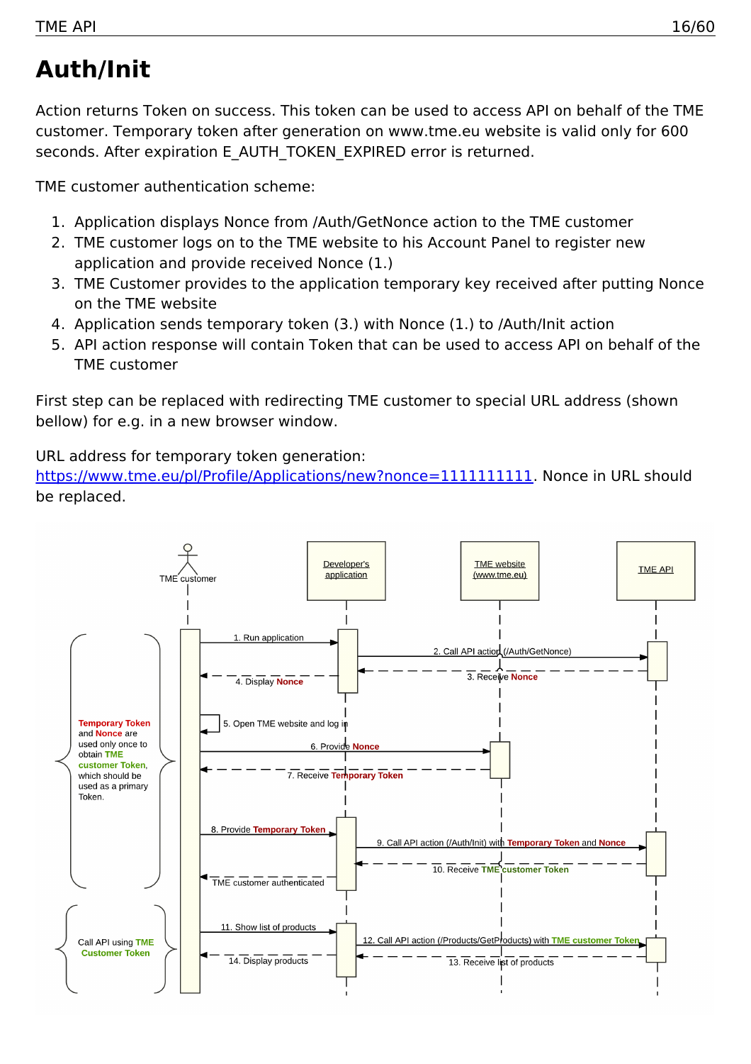# Auth/Init

Action returns Token on success. This token can be used to access API on behalf of the TME customer. Temporary token after generation on www.tme.eu website is valid only for 600 seconds. After expiration E_AUTH_TOKEN_EXPIRED error is returned.

TME customer authentication scheme:

1. Application displays Nonce from /Auth/GetNonce action to the TME customer
2. TME customer logs on to the TME website to his Account Panel to register new application and provide received Nonce (1.)
3. TME Customer provides to the application temporary key received after putting Nonce on the TME website
4. Application sends temporary token (3.) with Nonce (1.) to /Auth/Init action
5. API action response will contain Token that can be used to access API on behalf of the TME customer

First step can be replaced with redirecting TME customer to special URL address (shown bellow) for e.g. in a new browser window.

URL address for temporary token generation:
[https://www.tme.eu/pl/Profile/Applications/new?nonce=1111111111](https://www.tme.eu/pl/Profile/Applications/new?nonce=1111111111). Nonce in URL should be replaced.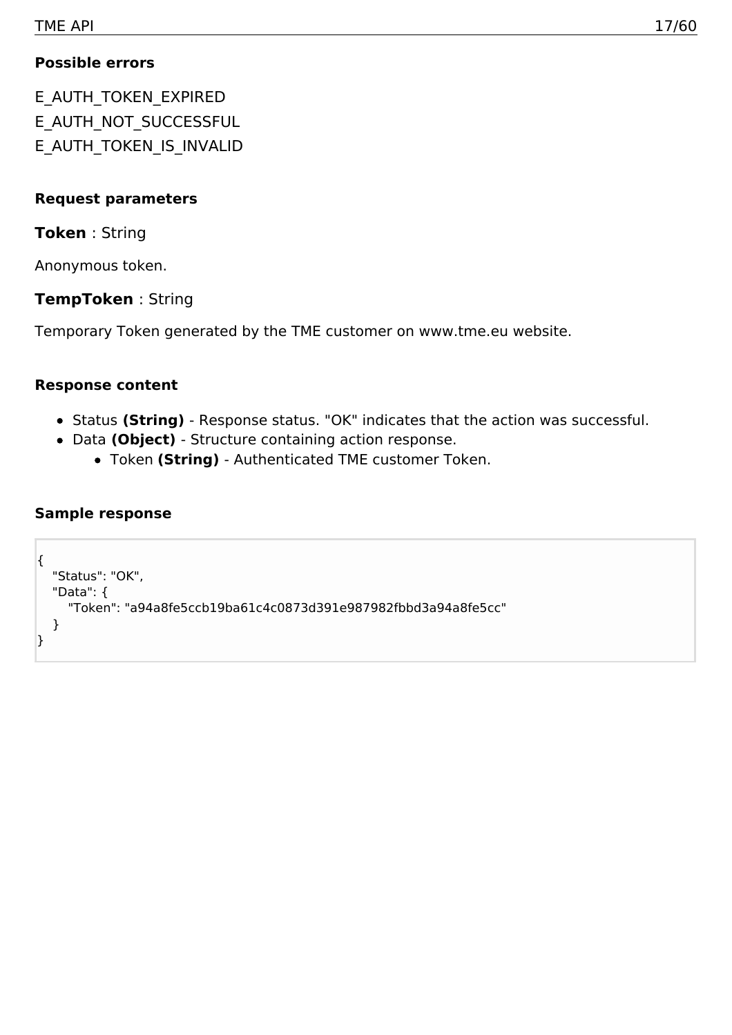**Possible errors**

E_AUTH_TOKEN_EXPIRED
E_AUTH_NOT_SUCCESSFUL
E_AUTH_TOKEN_IS_INVALID

**Request parameters**

**Token** : String

Anonymous token.

**TempToken** : String

Temporary Token generated by the TME customer on www.tme.eu website.

**Response content**

- Status **(String)** - Response status. "OK" indicates that the action was successful.
- Data **(Object)** - Structure containing action response.
    - Token **(String)** - Authenticated TME customer Token.

**Sample response**

```
{
   "Status": "OK",
   "Data": {
      "Token": "a94a8fe5ccb19ba61c4c0873d391e987982fbbd3a94a8fe5cc"
   }
}
```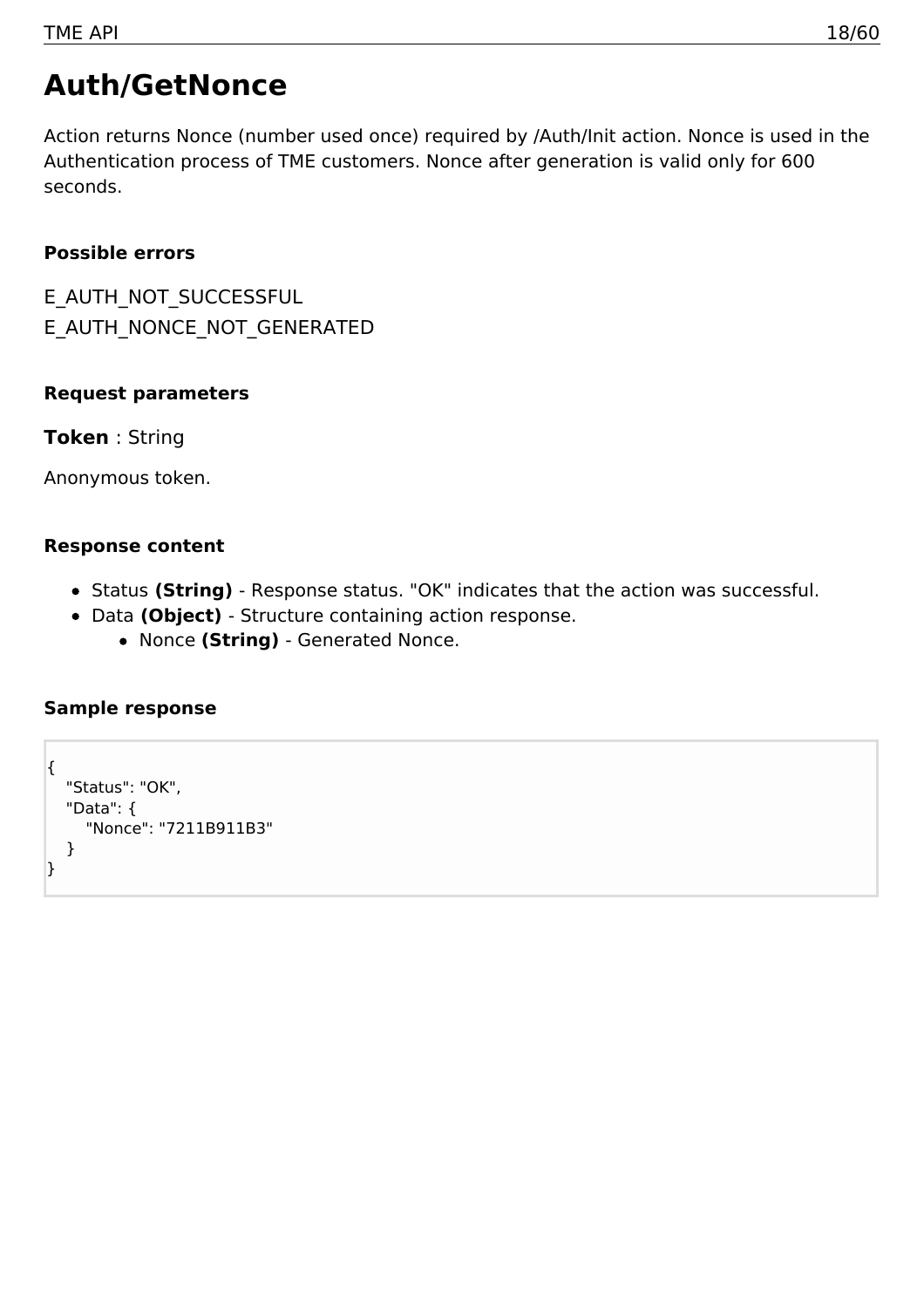# Auth/GetNonce

Action returns Nonce (number used once) required by /Auth/Init action. Nonce is used in the Authentication process of TME customers. Nonce after generation is valid only for 600 seconds.

### Possible errors

E_AUTH_NOT_SUCCESSFUL
E_AUTH_NONCE_NOT_GENERATED

### Request parameters

**Token** : String

Anonymous token.

### Response content

- Status **(String)** - Response status. "OK" indicates that the action was successful.
- Data **(Object)** - Structure containing action response.
  - Nonce **(String)** - Generated Nonce.

### Sample response

```
{
   "Status": "OK",
   "Data": {
      "Nonce": "7211B911B3"
   }
}
```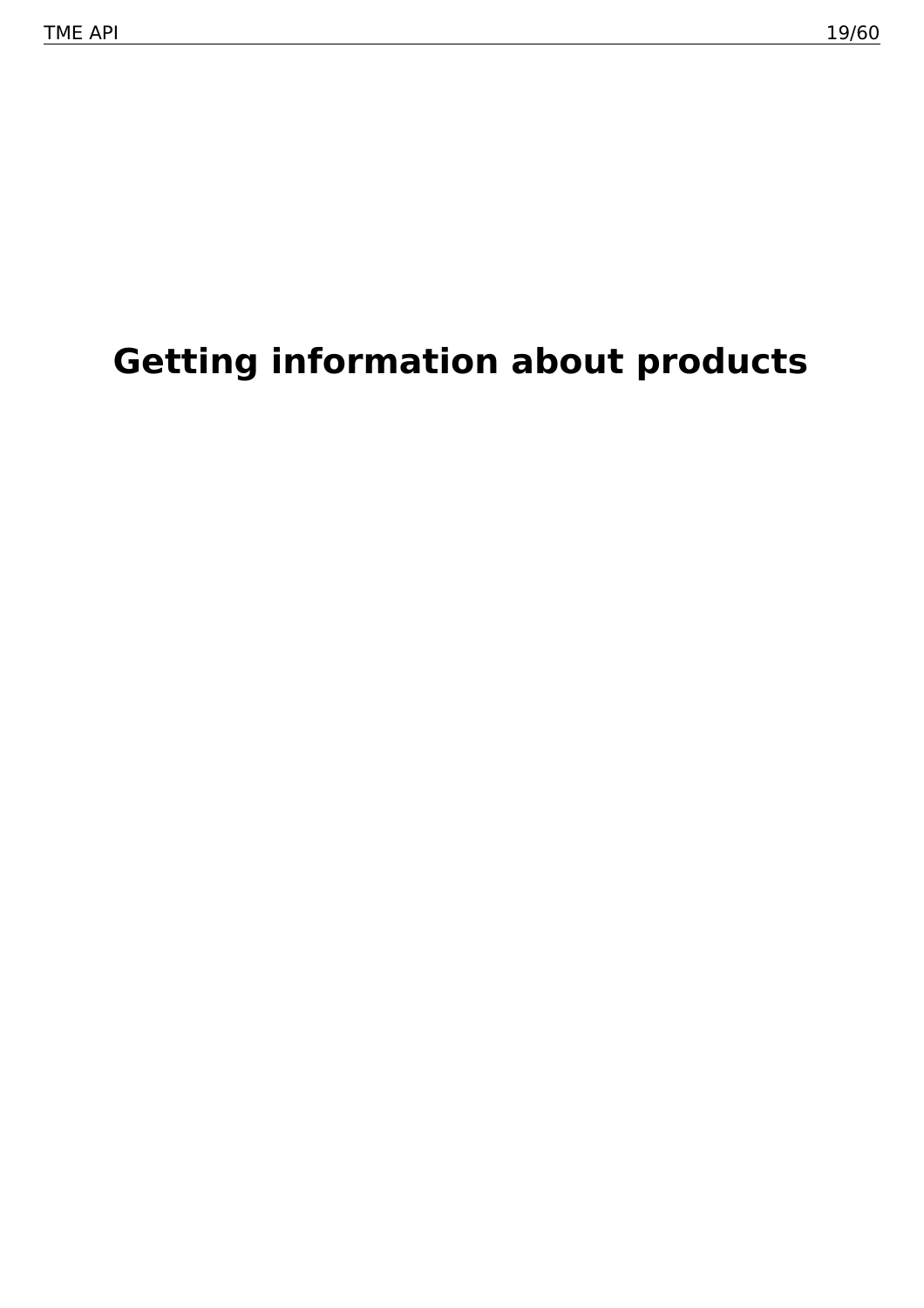# Getting information about products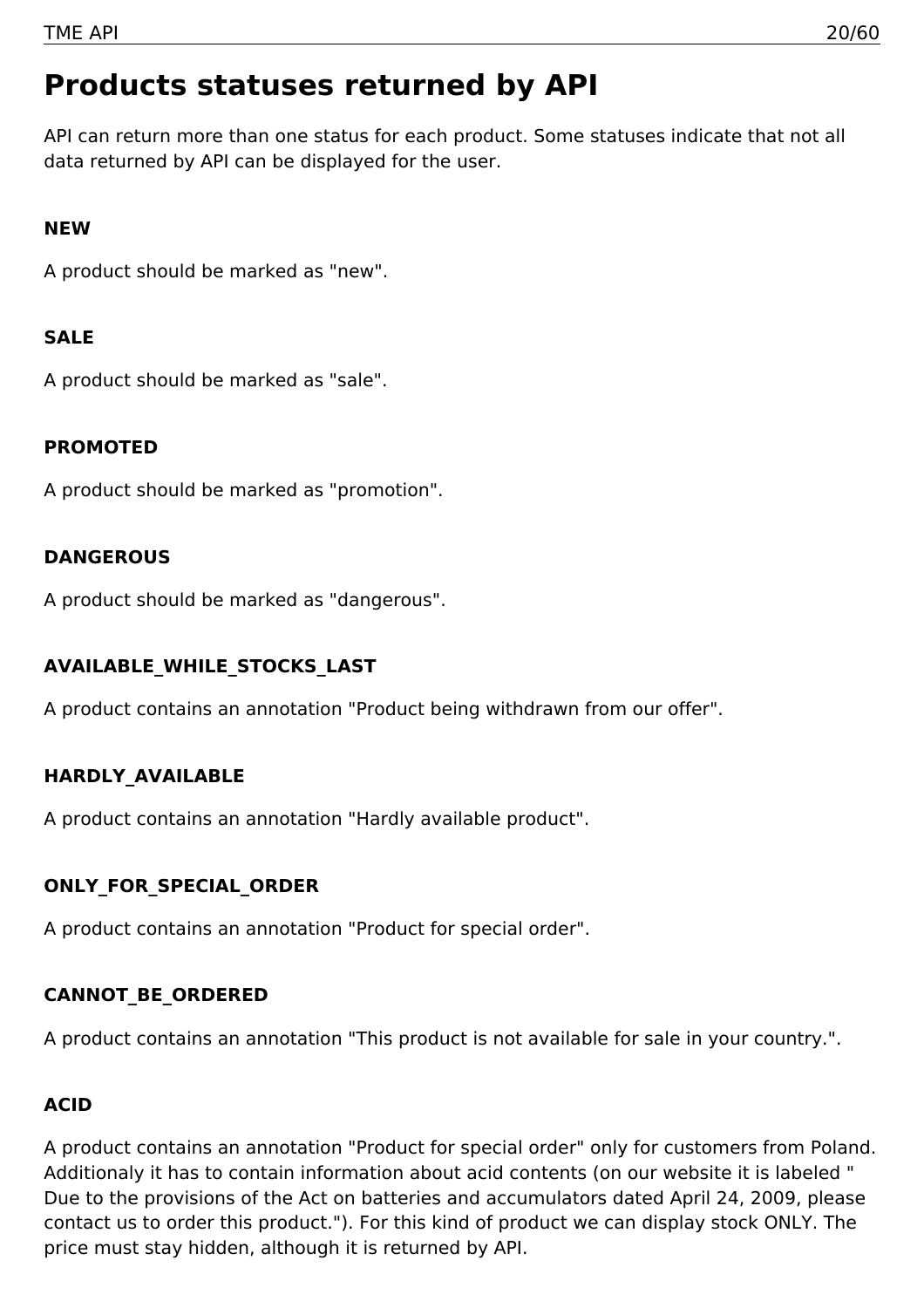# Products statuses returned by API

API can return more than one status for each product. Some statuses indicate that not all data returned by API can be displayed for the user.

**NEW**

A product should be marked as "new".

**SALE**

A product should be marked as "sale".

**PROMOTED**

A product should be marked as "promotion".

**DANGEROUS**

A product should be marked as "dangerous".

**AVAILABLE_WHILE_STOCKS_LAST**

A product contains an annotation "Product being withdrawn from our offer".

**HARDLY_AVAILABLE**

A product contains an annotation "Hardly available product".

**ONLY_FOR_SPECIAL_ORDER**

A product contains an annotation "Product for special order".

**CANNOT_BE_ORDERED**

A product contains an annotation "This product is not available for sale in your country.".

**ACID**

A product contains an annotation "Product for special order" only for customers from Poland. Additionaly it has to contain information about acid contents (on our website it is labeled " Due to the provisions of the Act on batteries and accumulators dated April 24, 2009, please contact us to order this product."). For this kind of product we can display stock ONLY. The price must stay hidden, although it is returned by API.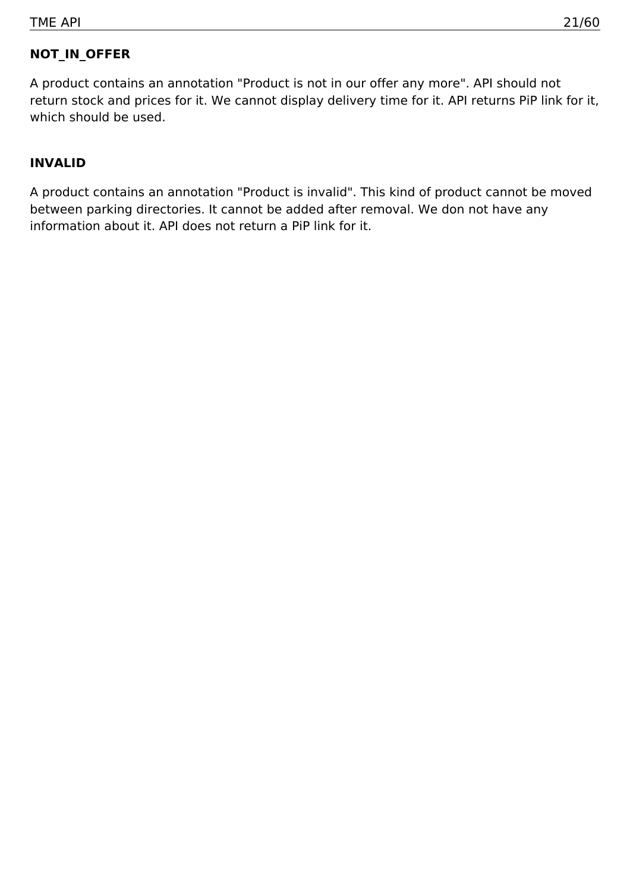**NOT_IN_OFFER**

A product contains an annotation "Product is not in our offer any more". API should not return stock and prices for it. We cannot display delivery time for it. API returns PiP link for it, which should be used.

**INVALID**

A product contains an annotation "Product is invalid". This kind of product cannot be moved between parking directories. It cannot be added after removal. We don not have any information about it. API does not return a PiP link for it.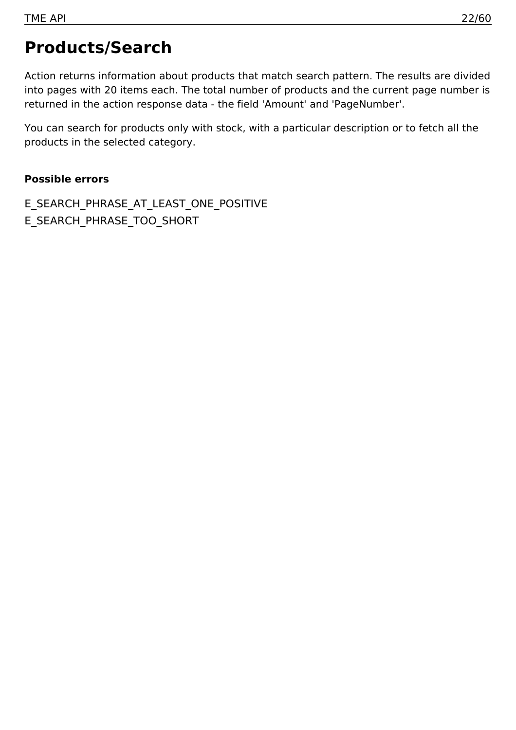# Products/Search

Action returns information about products that match search pattern. The results are divided into pages with 20 items each. The total number of products and the current page number is returned in the action response data - the field 'Amount' and 'PageNumber'.

You can search for products only with stock, with a particular description or to fetch all the products in the selected category.

**Possible errors**

E_SEARCH_PHRASE_AT_LEAST_ONE_POSITIVE
E_SEARCH_PHRASE_TOO_SHORT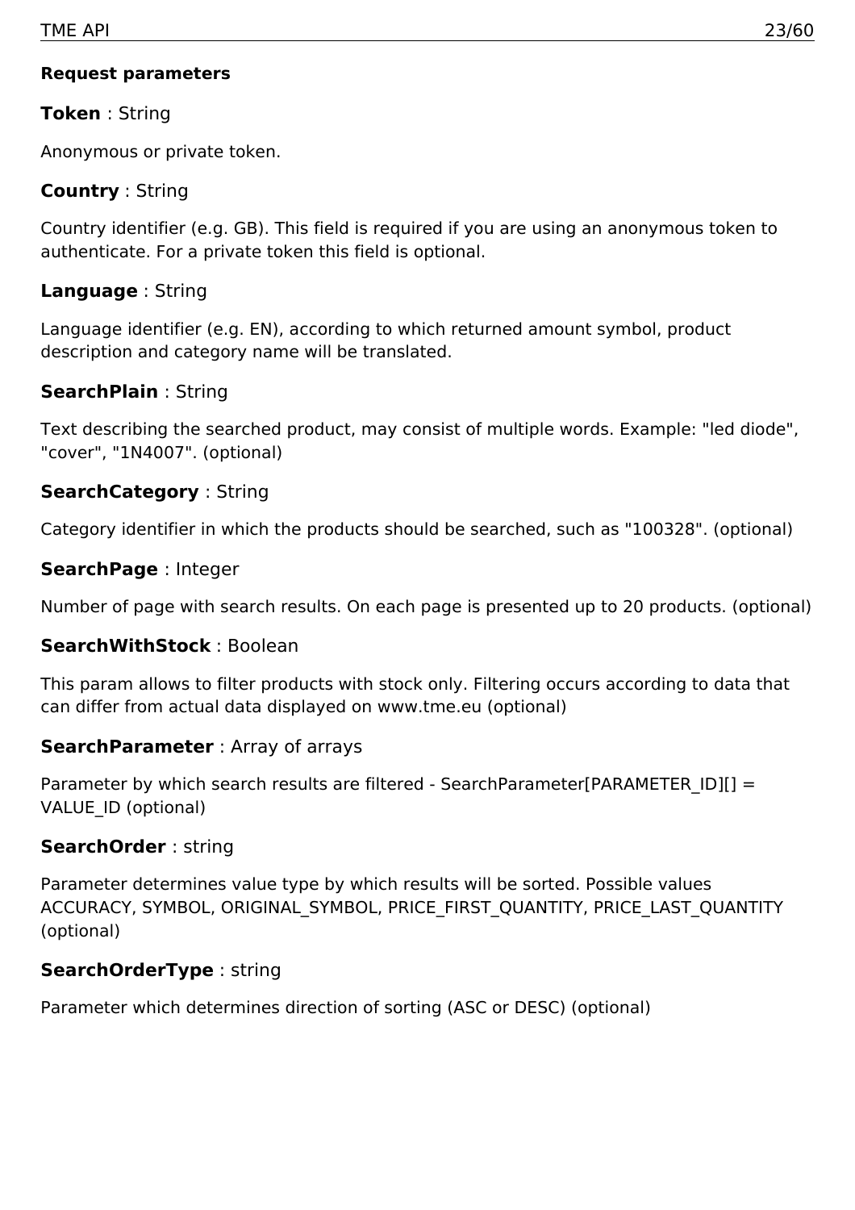**Request parameters**

**Token** : String

Anonymous or private token.

**Country** : String

Country identifier (e.g. GB). This field is required if you are using an anonymous token to authenticate. For a private token this field is optional.

**Language** : String

Language identifier (e.g. EN), according to which returned amount symbol, product description and category name will be translated.

**SearchPlain** : String

Text describing the searched product, may consist of multiple words. Example: "led diode", "cover", "1N4007". (optional)

**SearchCategory** : String

Category identifier in which the products should be searched, such as "100328". (optional)

**SearchPage** : Integer

Number of page with search results. On each page is presented up to 20 products. (optional)

**SearchWithStock** : Boolean

This param allows to filter products with stock only. Filtering occurs according to data that can differ from actual data displayed on www.tme.eu (optional)

**SearchParameter** : Array of arrays

Parameter by which search results are filtered - SearchParameter[PARAMETER_ID][] = VALUE_ID (optional)

**SearchOrder** : string

Parameter determines value type by which results will be sorted. Possible values ACCURACY, SYMBOL, ORIGINAL_SYMBOL, PRICE_FIRST_QUANTITY, PRICE_LAST_QUANTITY (optional)

**SearchOrderType** : string

Parameter which determines direction of sorting (ASC or DESC) (optional)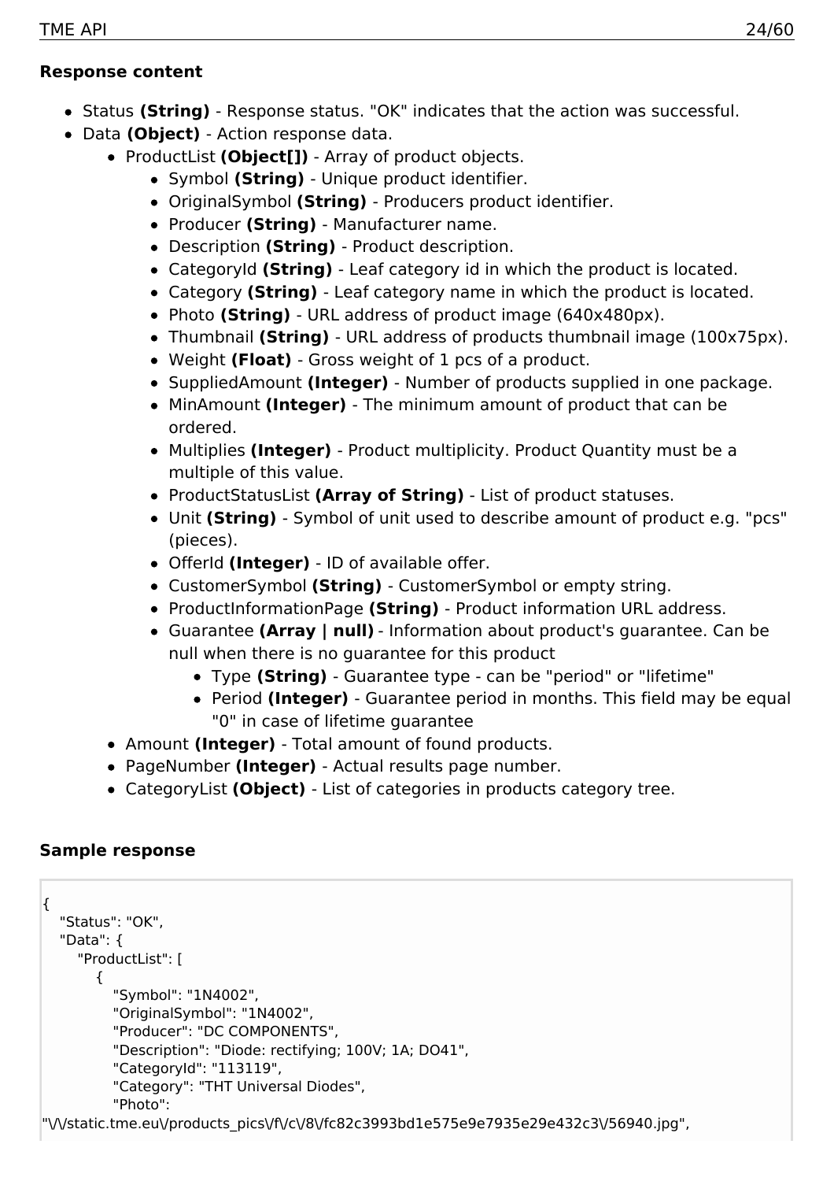**Response content**

- Status **(String)** - Response status. "OK" indicates that the action was successful.
- Data **(Object)** - Action response data.
  - ProductList **(Object[])** - Array of product objects.
    - Symbol **(String)** - Unique product identifier.
    - OriginalSymbol **(String)** - Producers product identifier.
    - Producer **(String)** - Manufacturer name.
    - Description **(String)** - Product description.
    - CategoryId **(String)** - Leaf category id in which the product is located.
    - Category **(String)** - Leaf category name in which the product is located.
    - Photo **(String)** - URL address of product image (640x480px).
    - Thumbnail **(String)** - URL address of products thumbnail image (100x75px).
    - Weight **(Float)** - Gross weight of 1 pcs of a product.
    - SuppliedAmount **(Integer)** - Number of products supplied in one package.
    - MinAmount **(Integer)** - The minimum amount of product that can be ordered.
    - Multiplies **(Integer)** - Product multiplicity. Product Quantity must be a multiple of this value.
    - ProductStatusList **(Array of String)** - List of product statuses.
    - Unit **(String)** - Symbol of unit used to describe amount of product e.g. "pcs" (pieces).
    - OfferId **(Integer)** - ID of available offer.
    - CustomerSymbol **(String)** - CustomerSymbol or empty string.
    - ProductInformationPage **(String)** - Product information URL address.
    - Guarantee **(Array | null)** - Information about product's guarantee. Can be null when there is no guarantee for this product
      - Type **(String)** - Guarantee type - can be "period" or "lifetime"
      - Period **(Integer)** - Guarantee period in months. This field may be equal "0" in case of lifetime guarantee
  - Amount **(Integer)** - Total amount of found products.
  - PageNumber **(Integer)** - Actual results page number.
  - CategoryList **(Object)** - List of categories in products category tree.

**Sample response**

```
{
   "Status": "OK",
   "Data": {
      "ProductList": [
         {
            "Symbol": "1N4002",
            "OriginalSymbol": "1N4002",
            "Producer": "DC COMPONENTS",
            "Description": "Diode: rectifying; 100V; 1A; DO41",
            "CategoryId": "113119",
            "Category": "THT Universal Diodes",
            "Photo":
"\/\/static.tme.eu\/products_pics\/f\/c\/8\/fc82c3993bd1e575e9e7935e29e432c3\/56940.jpg",
```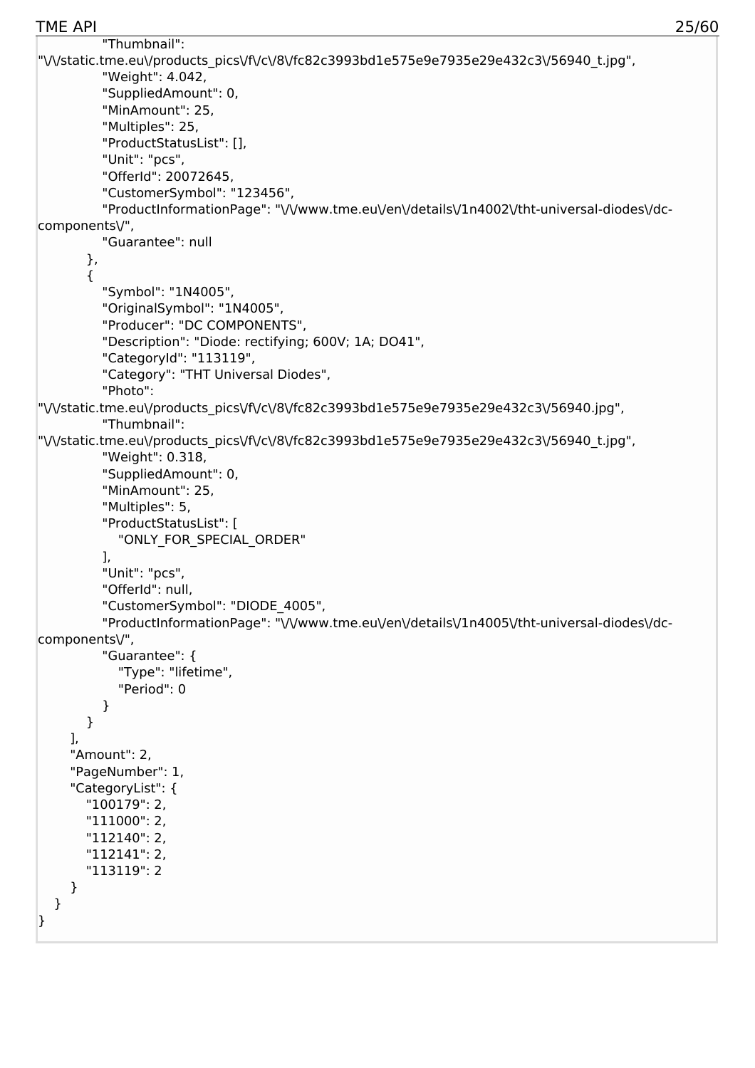```
            "Thumbnail":
"\/\/static.tme.eu\/products_pics\/f\/c\/8\/fc82c3993bd1e575e9e7935e29e432c3\/56940_t.jpg",
            "Weight": 4.042,
            "SuppliedAmount": 0,
            "MinAmount": 25,
            "Multiples": 25,
            "ProductStatusList": [],
            "Unit": "pcs",
            "OfferId": 20072645,
            "CustomerSymbol": "123456",
            "ProductInformationPage": "\/\/www.tme.eu\/en\/details\/1n4002\/tht-universal-diodes\/dc-
components\/",
            "Guarantee": null
        },
        {
            "Symbol": "1N4005",
            "OriginalSymbol": "1N4005",
            "Producer": "DC COMPONENTS",
            "Description": "Diode: rectifying; 600V; 1A; DO41",
            "CategoryId": "113119",
            "Category": "THT Universal Diodes",
            "Photo":
"\/\/static.tme.eu\/products_pics\/f\/c\/8\/fc82c3993bd1e575e9e7935e29e432c3\/56940.jpg",
            "Thumbnail":
"\/\/static.tme.eu\/products_pics\/f\/c\/8\/fc82c3993bd1e575e9e7935e29e432c3\/56940_t.jpg",
            "Weight": 0.318,
            "SuppliedAmount": 0,
            "MinAmount": 25,
            "Multiples": 5,
            "ProductStatusList": [
                "ONLY_FOR_SPECIAL_ORDER"
            ],
            "Unit": "pcs",
            "OfferId": null,
            "CustomerSymbol": "DIODE_4005",
            "ProductInformationPage": "\/\/www.tme.eu\/en\/details\/1n4005\/tht-universal-diodes\/dc-
components\/",
            "Guarantee": {
                "Type": "lifetime",
                "Period": 0
            }
        }
    ],
    "Amount": 2,
    "PageNumber": 1,
    "CategoryList": {
        "100179": 2,
        "111000": 2,
        "112140": 2,
        "112141": 2,
        "113119": 2
    }
  }
}
```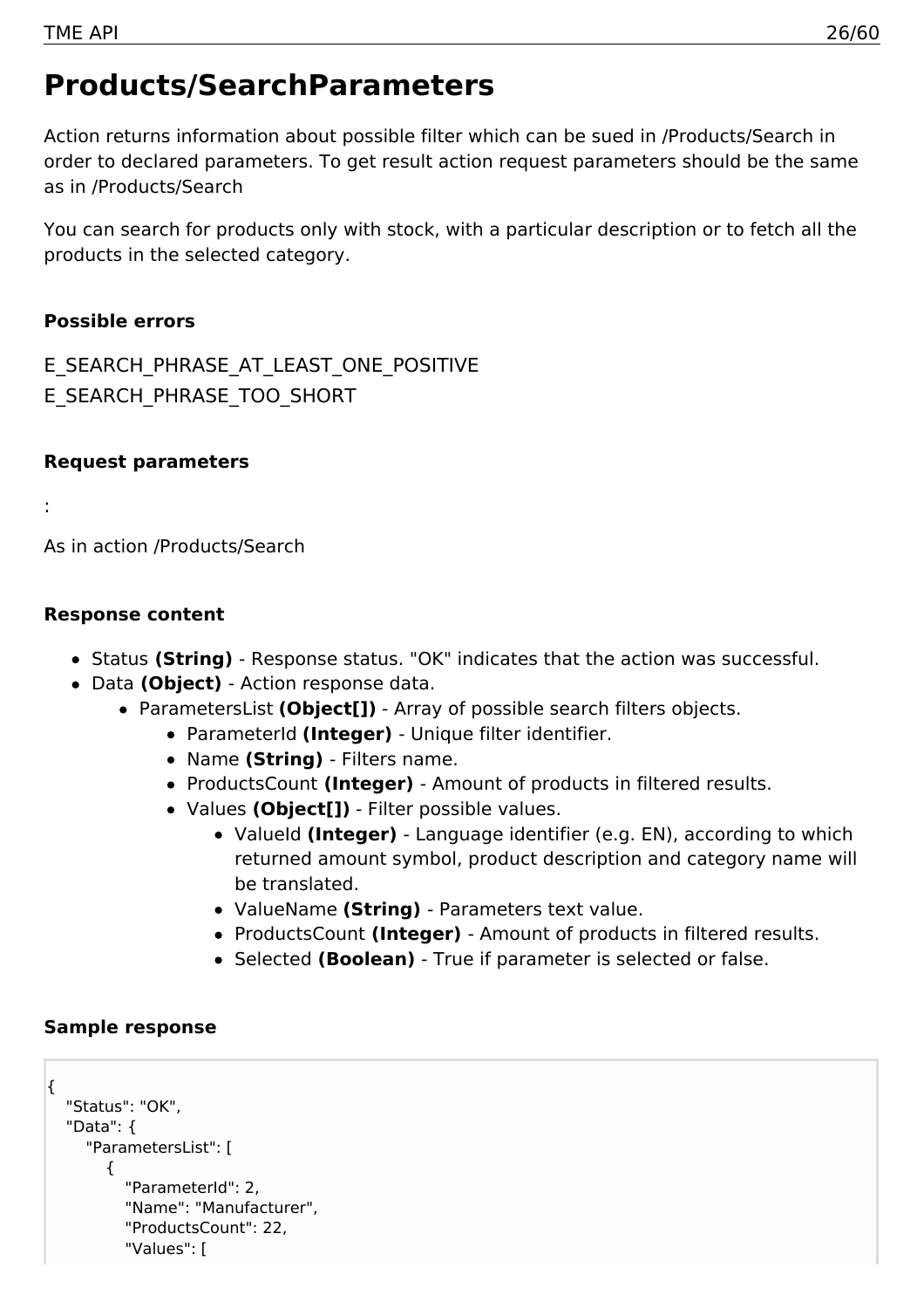# Products/SearchParameters

Action returns information about possible filter which can be sued in /Products/Search in order to declared parameters. To get result action request parameters should be the same as in /Products/Search

You can search for products only with stock, with a particular description or to fetch all the products in the selected category.

### Possible errors

E_SEARCH_PHRASE_AT_LEAST_ONE_POSITIVE
E_SEARCH_PHRASE_TOO_SHORT

### Request parameters

:

As in action /Products/Search

### Response content

- Status **(String)** - Response status. "OK" indicates that the action was successful.
- Data **(Object)** - Action response data.
  - ParametersList **(Object[])** - Array of possible search filters objects.
    - ParameterId **(Integer)** - Unique filter identifier.
    - Name **(String)** - Filters name.
    - ProductsCount **(Integer)** - Amount of products in filtered results.
    - Values **(Object[])** - Filter possible values.
      - ValueId **(Integer)** - Language identifier (e.g. EN), according to which returned amount symbol, product description and category name will be translated.
      - ValueName **(String)** - Parameters text value.
      - ProductsCount **(Integer)** - Amount of products in filtered results.
      - Selected **(Boolean)** - True if parameter is selected or false.

### Sample response

```
{
   "Status": "OK",
   "Data": {
      "ParametersList": [
         {
            "ParameterId": 2,
            "Name": "Manufacturer",
            "ProductsCount": 22,
            "Values": [
```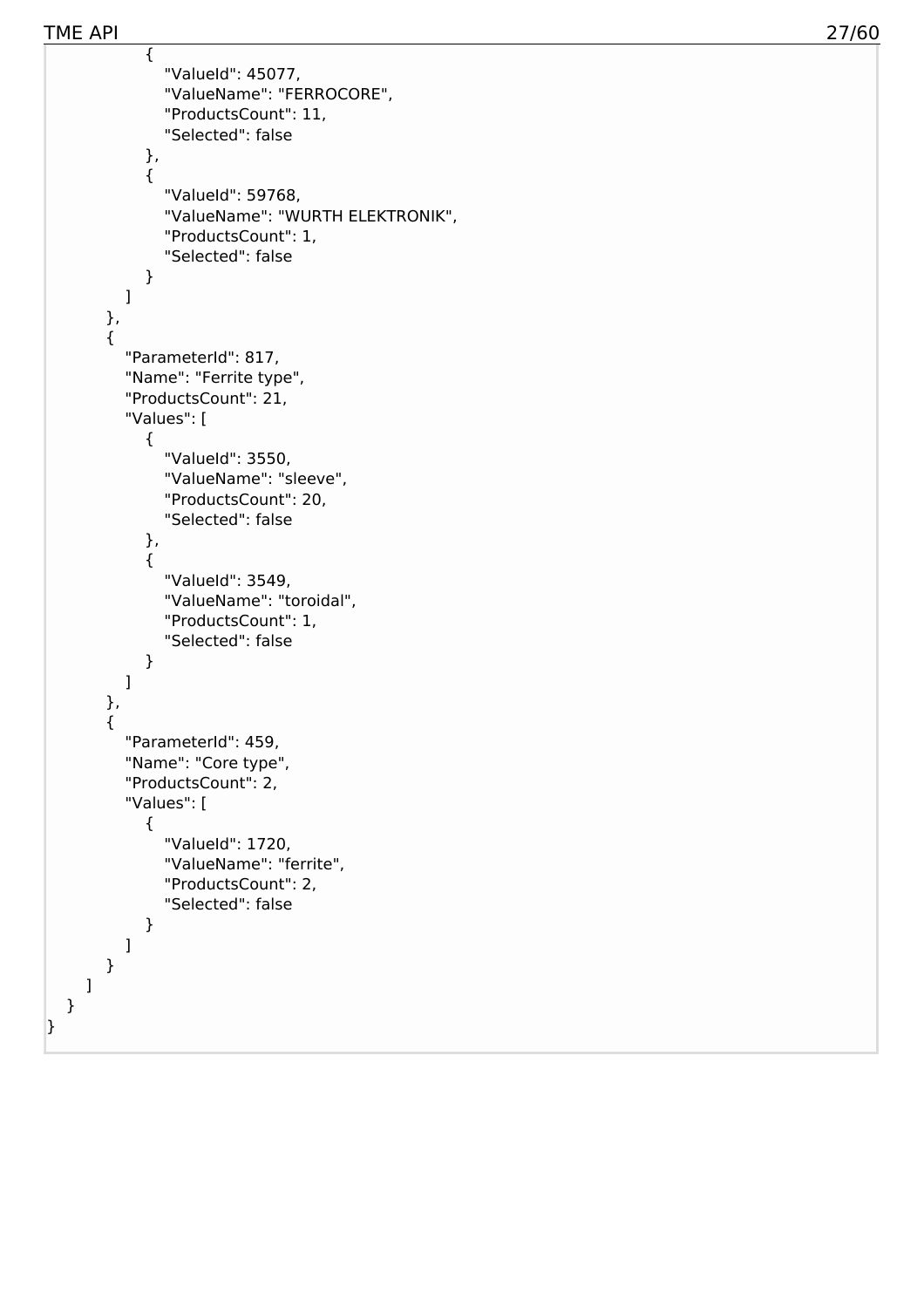```
            {
               "ValueId": 45077,
               "ValueName": "FERROCORE",
               "ProductsCount": 11,
               "Selected": false
            },
            {
               "ValueId": 59768,
               "ValueName": "WURTH ELEKTRONIK",
               "ProductsCount": 1,
               "Selected": false
            }
         ]
      },
      {
         "ParameterId": 817,
         "Name": "Ferrite type",
         "ProductsCount": 21,
         "Values": [
            {
               "ValueId": 3550,
               "ValueName": "sleeve",
               "ProductsCount": 20,
               "Selected": false
            },
            {
               "ValueId": 3549,
               "ValueName": "toroidal",
               "ProductsCount": 1,
               "Selected": false
            }
         ]
      },
      {
         "ParameterId": 459,
         "Name": "Core type",
         "ProductsCount": 2,
         "Values": [
            {
               "ValueId": 1720,
               "ValueName": "ferrite",
               "ProductsCount": 2,
               "Selected": false
            }
         ]
      }
    ]
  }
}
```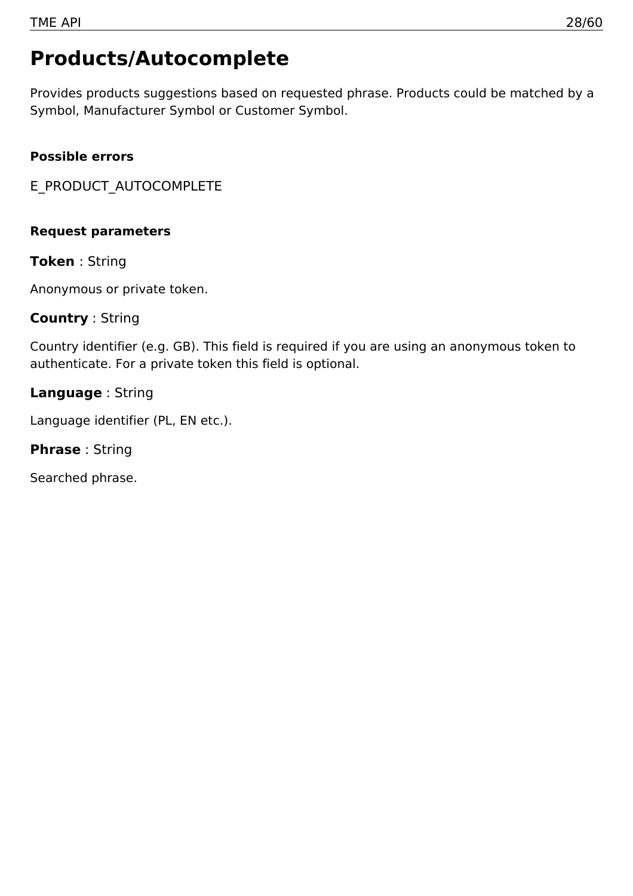# Products/Autocomplete

Provides products suggestions based on requested phrase. Products could be matched by a Symbol, Manufacturer Symbol or Customer Symbol.

#### Possible errors

E_PRODUCT_AUTOCOMPLETE

#### Request parameters

**Token** : String

Anonymous or private token.

**Country** : String

Country identifier (e.g. GB). This field is required if you are using an anonymous token to authenticate. For a private token this field is optional.

**Language** : String

Language identifier (PL, EN etc.).

**Phrase** : String

Searched phrase.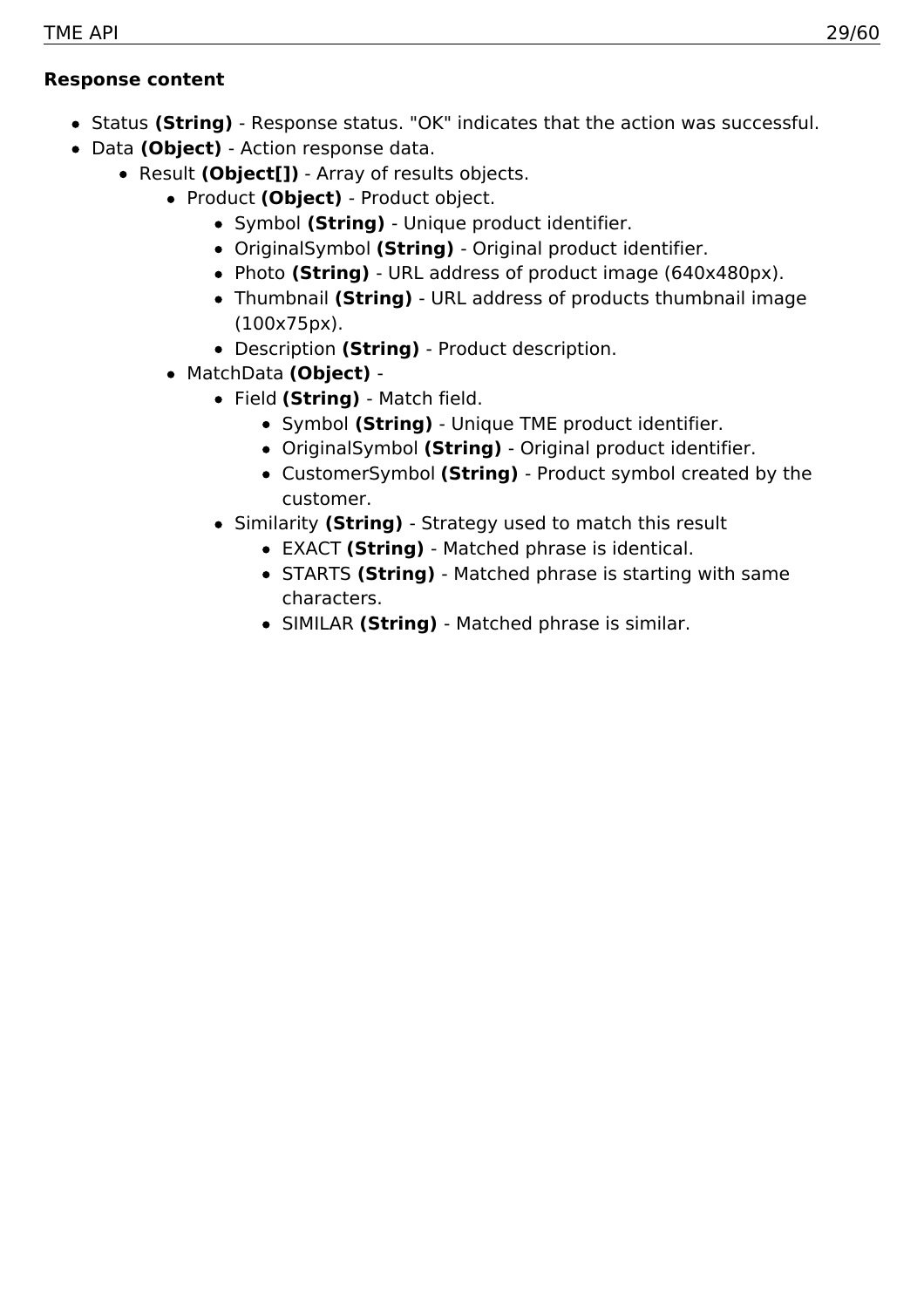**Response content**

- Status **(String)** - Response status. "OK" indicates that the action was successful.
- Data **(Object)** - Action response data.
  - Result **(Object[])** - Array of results objects.
    - Product **(Object)** - Product object.
      - Symbol **(String)** - Unique product identifier.
      - OriginalSymbol **(String)** - Original product identifier.
      - Photo **(String)** - URL address of product image (640x480px).
      - Thumbnail **(String)** - URL address of products thumbnail image (100x75px).
      - Description **(String)** - Product description.
    - MatchData **(Object)** -
      - Field **(String)** - Match field.
        - Symbol **(String)** - Unique TME product identifier.
        - OriginalSymbol **(String)** - Original product identifier.
        - CustomerSymbol **(String)** - Product symbol created by the customer.
      - Similarity **(String)** - Strategy used to match this result
        - EXACT **(String)** - Matched phrase is identical.
        - STARTS **(String)** - Matched phrase is starting with same characters.
        - SIMILAR **(String)** - Matched phrase is similar.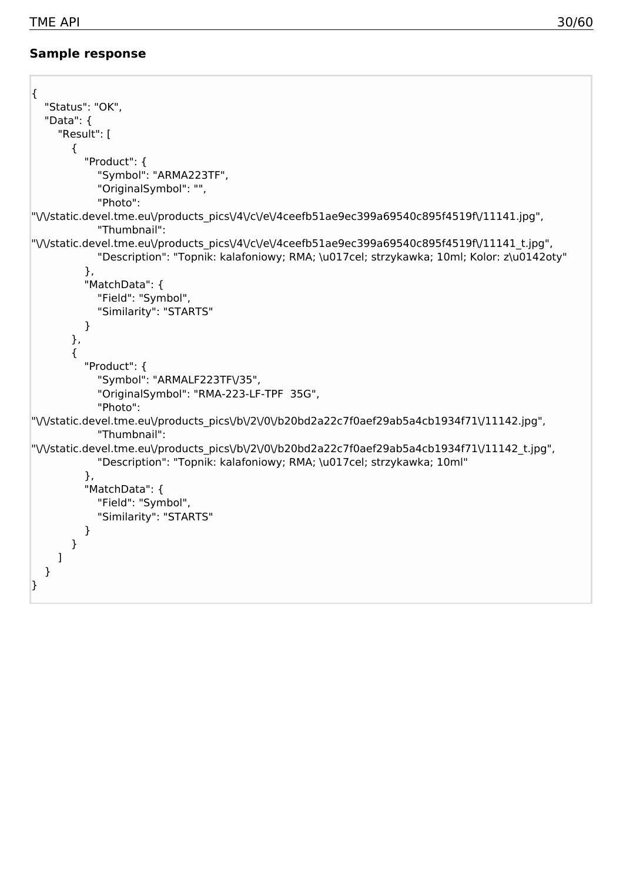**Sample response**

```
{
   "Status": "OK",
   "Data": {
      "Result": [
         {
            "Product": {
               "Symbol": "ARMA223TF",
               "OriginalSymbol": "",
               "Photo":
"\/\/static.devel.tme.eu\/products_pics\/4\/c\/e\/4ceefb51ae9ec399a69540c895f4519f\/11141.jpg",
               "Thumbnail":
"\/\/static.devel.tme.eu\/products_pics\/4\/c\/e\/4ceefb51ae9ec399a69540c895f4519f\/11141_t.jpg",
               "Description": "Topnik: kalafoniowy; RMA; \u017cel; strzykawka; 10ml; Kolor: z\u0142oty"
            },
            "MatchData": {
               "Field": "Symbol",
               "Similarity": "STARTS"
            }
         },
         {
            "Product": {
               "Symbol": "ARMALF223TF\/35",
               "OriginalSymbol": "RMA-223-LF-TPF  35G",
               "Photo":
"\/\/static.devel.tme.eu\/products_pics\/b\/2\/0\/b20bd2a22c7f0aef29ab5a4cb1934f71\/11142.jpg",
               "Thumbnail":
"\/\/static.devel.tme.eu\/products_pics\/b\/2\/0\/b20bd2a22c7f0aef29ab5a4cb1934f71\/11142_t.jpg",
               "Description": "Topnik: kalafoniowy; RMA; \u017cel; strzykawka; 10ml"
            },
            "MatchData": {
               "Field": "Symbol",
               "Similarity": "STARTS"
            }
         }
      ]
   }
}
```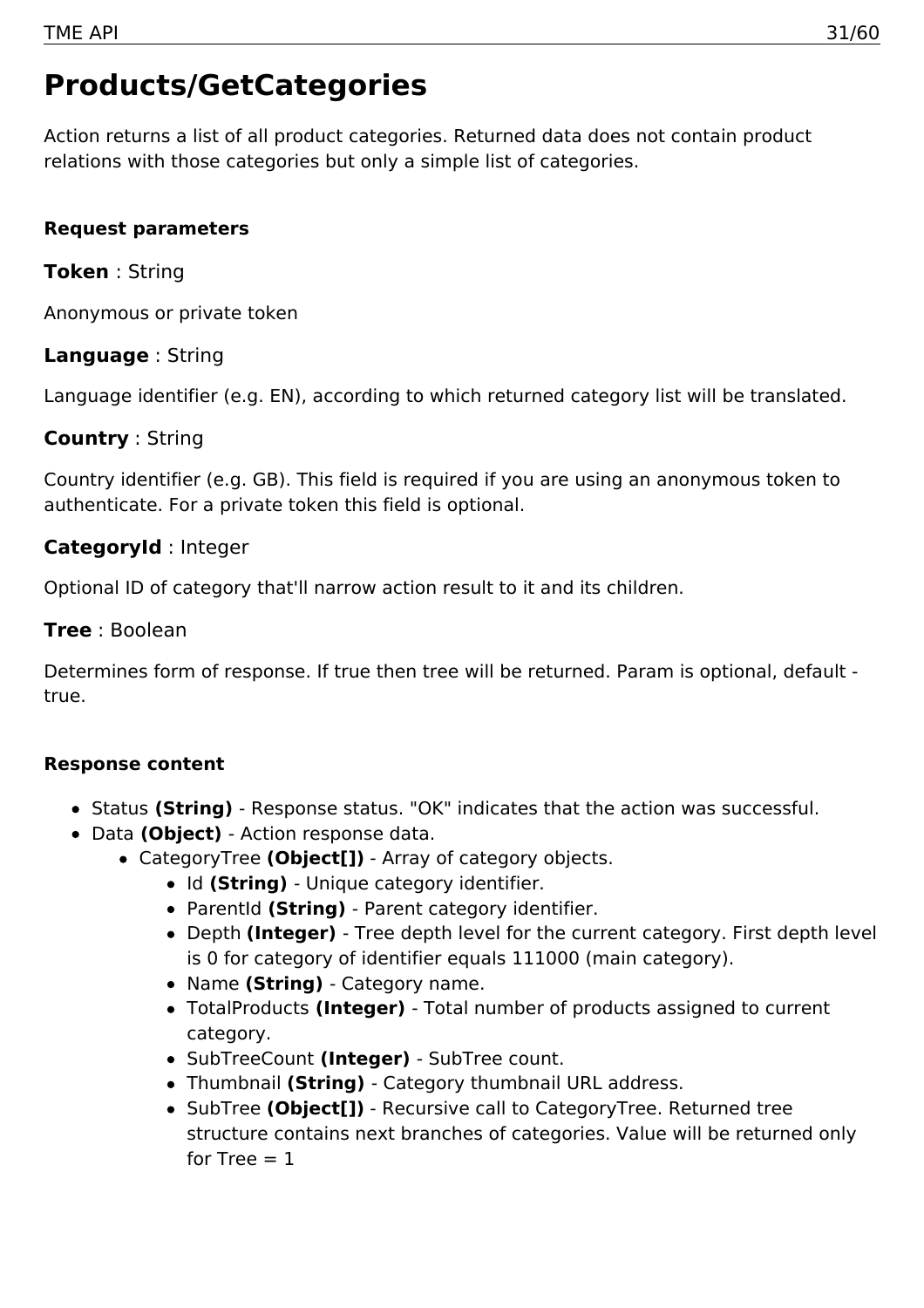# Products/GetCategories

Action returns a list of all product categories. Returned data does not contain product relations with those categories but only a simple list of categories.

**Request parameters**

**Token** : String

Anonymous or private token

**Language** : String

Language identifier (e.g. EN), according to which returned category list will be translated.

**Country** : String

Country identifier (e.g. GB). This field is required if you are using an anonymous token to authenticate. For a private token this field is optional.

**CategoryId** : Integer

Optional ID of category that'll narrow action result to it and its children.

**Tree** : Boolean

Determines form of response. If true then tree will be returned. Param is optional, default - true.

**Response content**

- Status **(String)** - Response status. "OK" indicates that the action was successful.
- Data **(Object)** - Action response data.
  - CategoryTree **(Object[])** - Array of category objects.
    - Id **(String)** - Unique category identifier.
    - ParentId **(String)** - Parent category identifier.
    - Depth **(Integer)** - Tree depth level for the current category. First depth level is 0 for category of identifier equals 111000 (main category).
    - Name **(String)** - Category name.
    - TotalProducts **(Integer)** - Total number of products assigned to current category.
    - SubTreeCount **(Integer)** - SubTree count.
    - Thumbnail **(String)** - Category thumbnail URL address.
    - SubTree **(Object[])** - Recursive call to CategoryTree. Returned tree structure contains next branches of categories. Value will be returned only for Tree = 1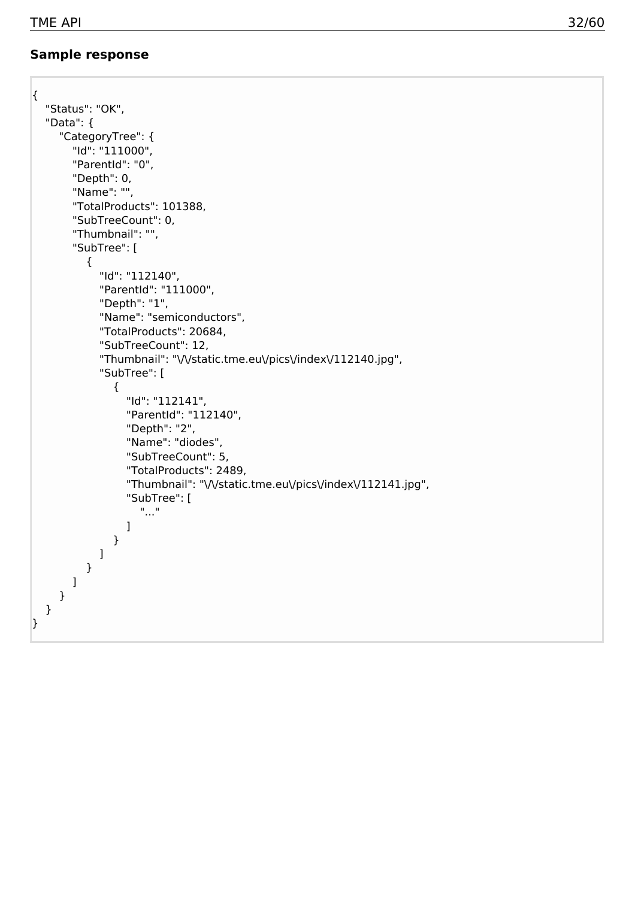**Sample response**

```
{
   "Status": "OK",
   "Data": {
      "CategoryTree": {
         "Id": "111000",
         "ParentId": "0",
         "Depth": 0,
         "Name": "",
         "TotalProducts": 101388,
         "SubTreeCount": 0,
         "Thumbnail": "",
         "SubTree": [
            {
               "Id": "112140",
               "ParentId": "111000",
               "Depth": "1",
               "Name": "semiconductors",
               "TotalProducts": 20684,
               "SubTreeCount": 12,
               "Thumbnail": "\/\/static.tme.eu\/pics\/index\/112140.jpg",
               "SubTree": [
                  {
                     "Id": "112141",
                     "ParentId": "112140",
                     "Depth": "2",
                     "Name": "diodes",
                     "SubTreeCount": 5,
                     "TotalProducts": 2489,
                     "Thumbnail": "\/\/static.tme.eu\/pics\/index\/112141.jpg",
                     "SubTree": [
                        "..."
                     ]
                  }
               ]
            }
         ]
      }
   }
}
```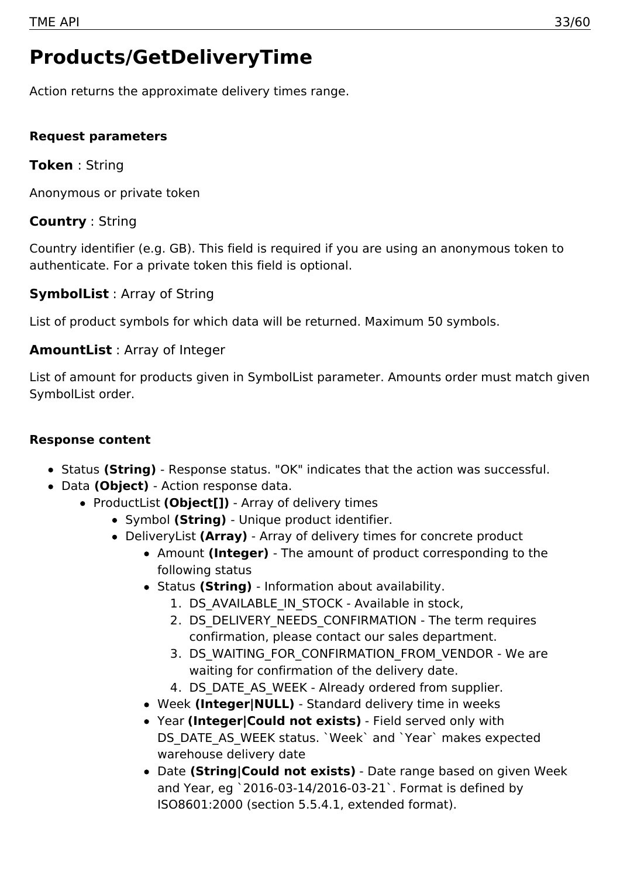# Products/GetDeliveryTime

Action returns the approximate delivery times range.

**Request parameters**

**Token** : String

Anonymous or private token

**Country** : String

Country identifier (e.g. GB). This field is required if you are using an anonymous token to authenticate. For a private token this field is optional.

**SymbolList** : Array of String

List of product symbols for which data will be returned. Maximum 50 symbols.

**AmountList** : Array of Integer

List of amount for products given in SymbolList parameter. Amounts order must match given SymbolList order.

**Response content**

- Status **(String)** - Response status. "OK" indicates that the action was successful.
- Data **(Object)** - Action response data.
  - ProductList **(Object[])** - Array of delivery times
    - Symbol **(String)** - Unique product identifier.
    - DeliveryList **(Array)** - Array of delivery times for concrete product
      - Amount **(Integer)** - The amount of product corresponding to the following status
      - Status **(String)** - Information about availability.
        1. DS_AVAILABLE_IN_STOCK - Available in stock,
        2. DS_DELIVERY_NEEDS_CONFIRMATION - The term requires confirmation, please contact our sales department.
        3. DS_WAITING_FOR_CONFIRMATION_FROM_VENDOR - We are waiting for confirmation of the delivery date.
        4. DS_DATE_AS_WEEK - Already ordered from supplier.
      - Week **(Integer|NULL)** - Standard delivery time in weeks
      - Year **(Integer|Could not exists)** - Field served only with DS_DATE_AS_WEEK status. `Week` and `Year` makes expected warehouse delivery date
      - Date **(String|Could not exists)** - Date range based on given Week and Year, eg `2016-03-14/2016-03-21`. Format is defined by ISO8601:2000 (section 5.5.4.1, extended format).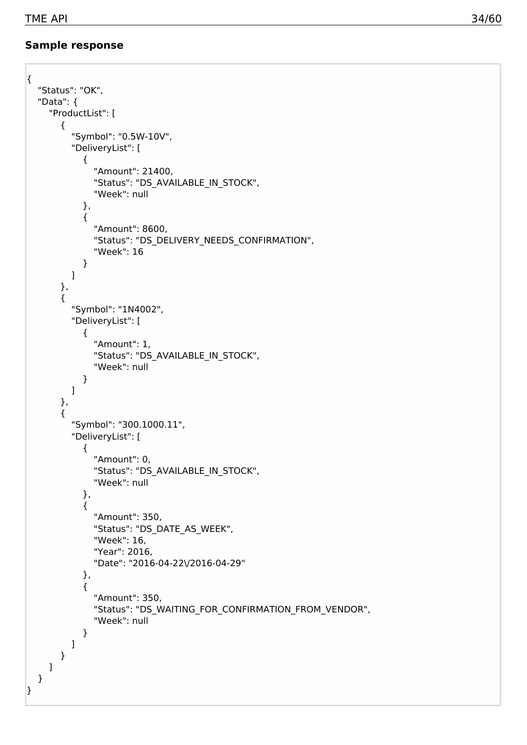### Sample response

```
{
   "Status": "OK",
   "Data": {
      "ProductList": [
         {
            "Symbol": "0.5W-10V",
            "DeliveryList": [
               {
                  "Amount": 21400,
                  "Status": "DS_AVAILABLE_IN_STOCK",
                  "Week": null
               },
               {
                  "Amount": 8600,
                  "Status": "DS_DELIVERY_NEEDS_CONFIRMATION",
                  "Week": 16
               }
            ]
         },
         {
            "Symbol": "1N4002",
            "DeliveryList": [
               {
                  "Amount": 1,
                  "Status": "DS_AVAILABLE_IN_STOCK",
                  "Week": null
               }
            ]
         },
         {
            "Symbol": "300.1000.11",
            "DeliveryList": [
               {
                  "Amount": 0,
                  "Status": "DS_AVAILABLE_IN_STOCK",
                  "Week": null
               },
               {
                  "Amount": 350,
                  "Status": "DS_DATE_AS_WEEK",
                  "Week": 16,
                  "Year": 2016,
                  "Date": "2016-04-22\/2016-04-29"
               },
               {
                  "Amount": 350,
                  "Status": "DS_WAITING_FOR_CONFIRMATION_FROM_VENDOR",
                  "Week": null
               }
            ]
         }
      ]
   }
}
```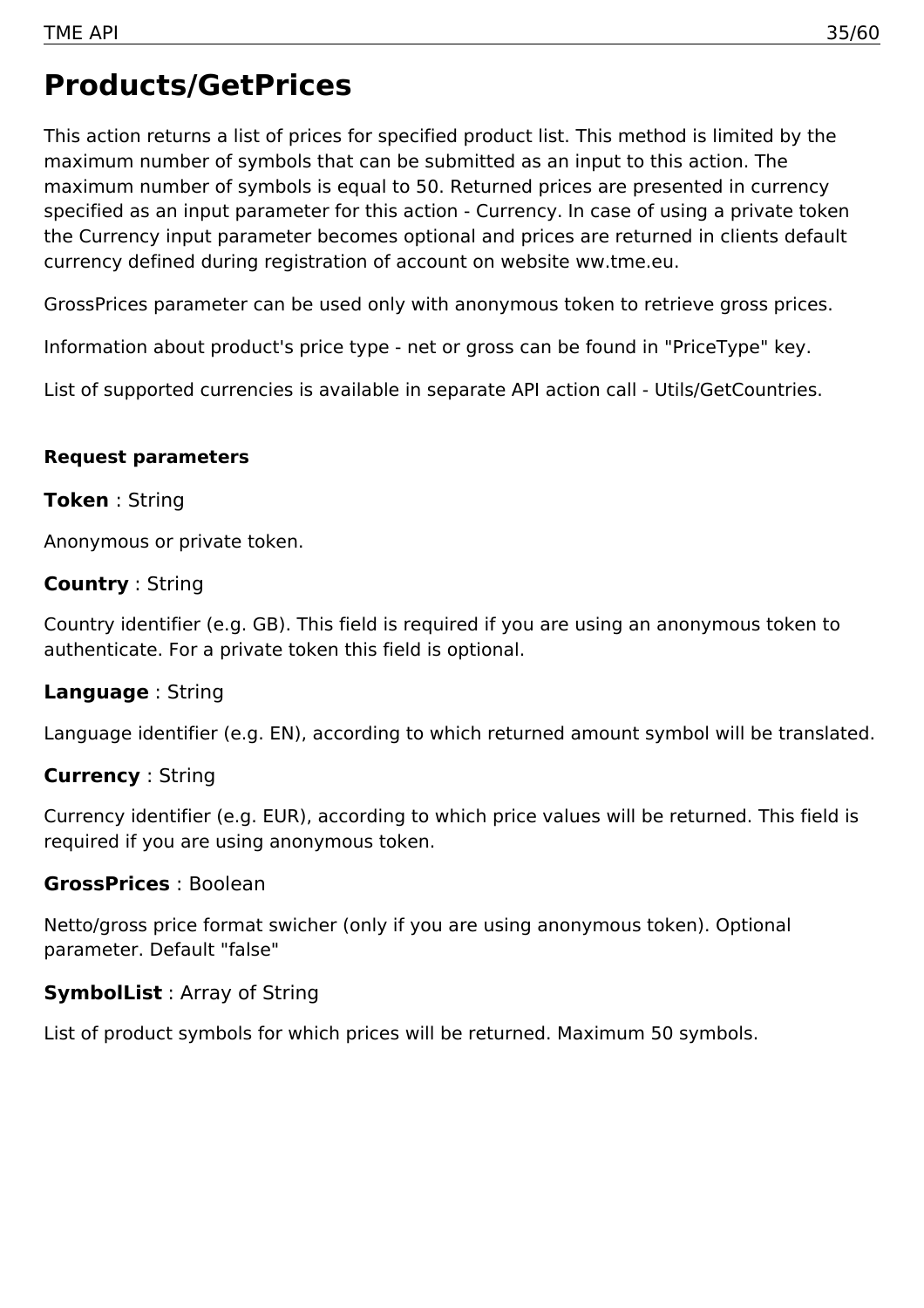# Products/GetPrices

This action returns a list of prices for specified product list. This method is limited by the maximum number of symbols that can be submitted as an input to this action. The maximum number of symbols is equal to 50. Returned prices are presented in currency specified as an input parameter for this action - Currency. In case of using a private token the Currency input parameter becomes optional and prices are returned in clients default currency defined during registration of account on website ww.tme.eu.

GrossPrices parameter can be used only with anonymous token to retrieve gross prices.

Information about product's price type - net or gross can be found in "PriceType" key.

List of supported currencies is available in separate API action call - Utils/GetCountries.

**Request parameters**

**Token** : String

Anonymous or private token.

**Country** : String

Country identifier (e.g. GB). This field is required if you are using an anonymous token to authenticate. For a private token this field is optional.

**Language** : String

Language identifier (e.g. EN), according to which returned amount symbol will be translated.

**Currency** : String

Currency identifier (e.g. EUR), according to which price values will be returned. This field is required if you are using anonymous token.

**GrossPrices** : Boolean

Netto/gross price format swicher (only if you are using anonymous token). Optional parameter. Default "false"

**SymbolList** : Array of String

List of product symbols for which prices will be returned. Maximum 50 symbols.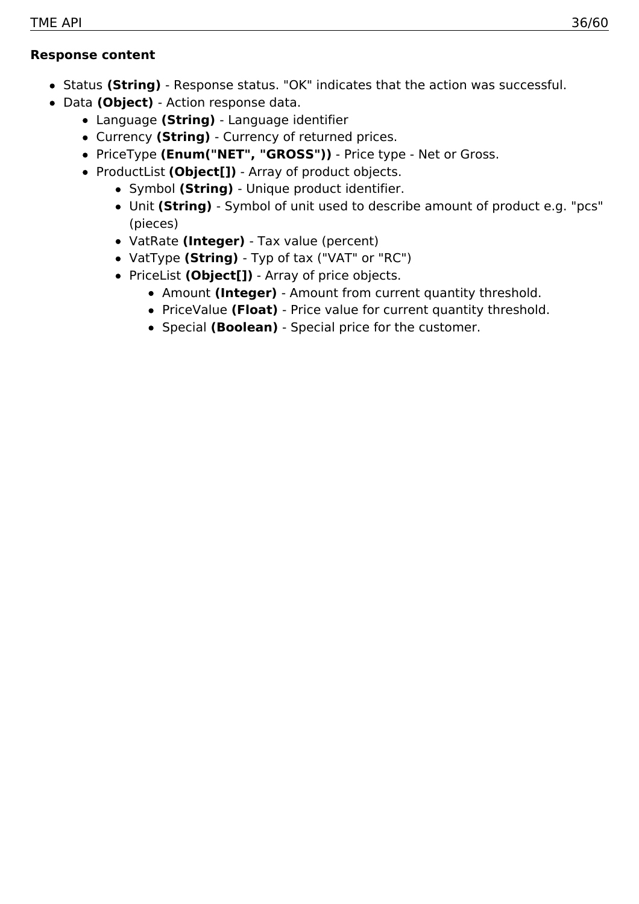**Response content**

- Status **(String)** - Response status. "OK" indicates that the action was successful.
- Data **(Object)** - Action response data.
    - Language **(String)** - Language identifier
    - Currency **(String)** - Currency of returned prices.
    - PriceType **(Enum("NET", "GROSS"))** - Price type - Net or Gross.
    - ProductList **(Object[])** - Array of product objects.
        - Symbol **(String)** - Unique product identifier.
        - Unit **(String)** - Symbol of unit used to describe amount of product e.g. "pcs" (pieces)
        - VatRate **(Integer)** - Tax value (percent)
        - VatType **(String)** - Typ of tax ("VAT" or "RC")
        - PriceList **(Object[])** - Array of price objects.
            - Amount **(Integer)** - Amount from current quantity threshold.
            - PriceValue **(Float)** - Price value for current quantity threshold.
            - Special **(Boolean)** - Special price for the customer.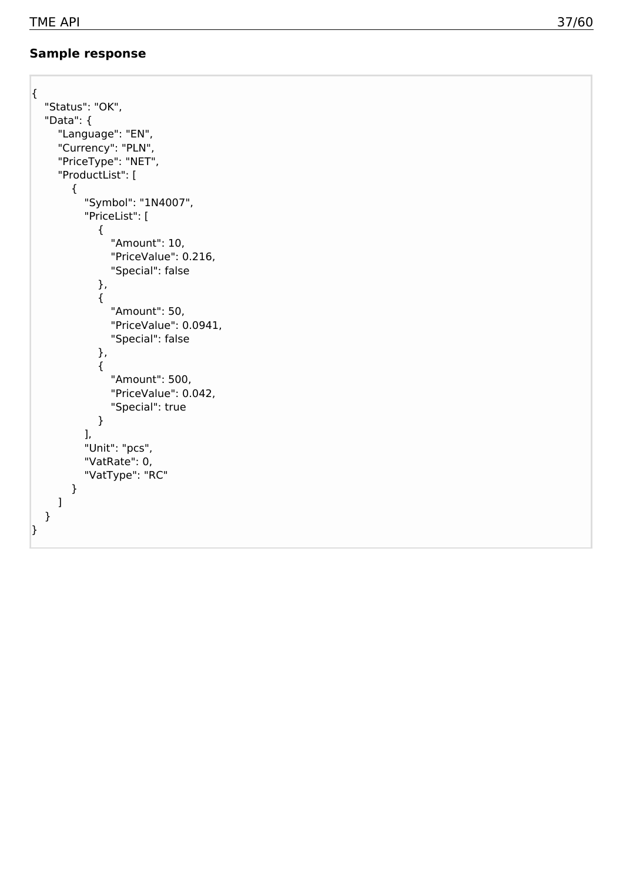**Sample response**

```
{
   "Status": "OK",
   "Data": {
      "Language": "EN",
      "Currency": "PLN",
      "PriceType": "NET",
      "ProductList": [
         {
            "Symbol": "1N4007",
            "PriceList": [
               {
                  "Amount": 10,
                  "PriceValue": 0.216,
                  "Special": false
               },
               {
                  "Amount": 50,
                  "PriceValue": 0.0941,
                  "Special": false
               },
               {
                  "Amount": 500,
                  "PriceValue": 0.042,
                  "Special": true
               }
            ],
            "Unit": "pcs",
            "VatRate": 0,
            "VatType": "RC"
         }
      ]
   }
}
```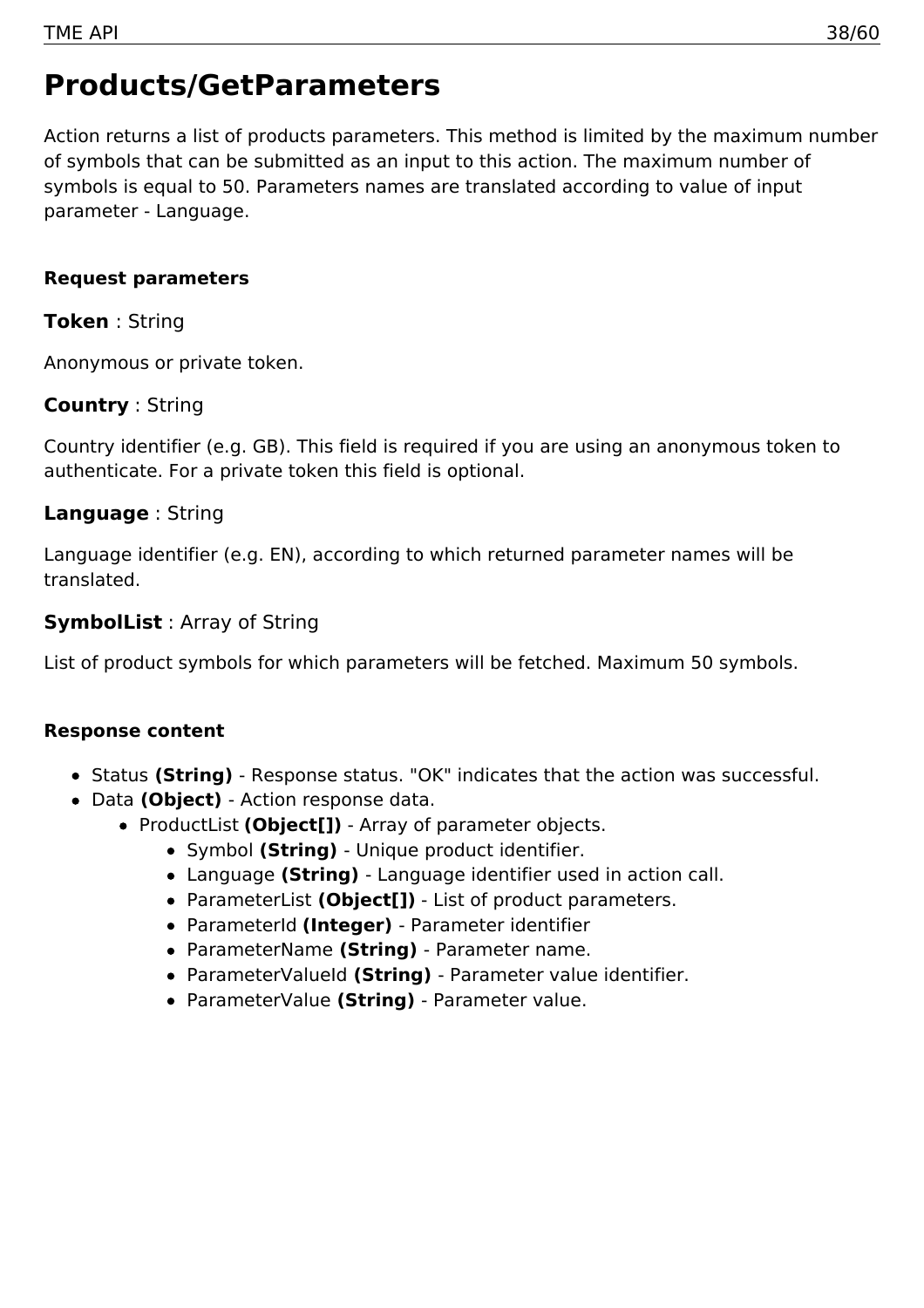# Products/GetParameters

Action returns a list of products parameters. This method is limited by the maximum number of symbols that can be submitted as an input to this action. The maximum number of symbols is equal to 50. Parameters names are translated according to value of input parameter - Language.

**Request parameters**

### **Token** : String

Anonymous or private token.

### **Country** : String

Country identifier (e.g. GB). This field is required if you are using an anonymous token to authenticate. For a private token this field is optional.

### **Language** : String

Language identifier (e.g. EN), according to which returned parameter names will be translated.

### **SymbolList** : Array of String

List of product symbols for which parameters will be fetched. Maximum 50 symbols.

**Response content**

- Status **(String)** - Response status. "OK" indicates that the action was successful.
- Data **(Object)** - Action response data.
  - ProductList **(Object[])** - Array of parameter objects.
    - Symbol **(String)** - Unique product identifier.
    - Language **(String)** - Language identifier used in action call.
    - ParameterList **(Object[])** - List of product parameters.
    - ParameterId **(Integer)** - Parameter identifier
    - ParameterName **(String)** - Parameter name.
    - ParameterValueId **(String)** - Parameter value identifier.
    - ParameterValue **(String)** - Parameter value.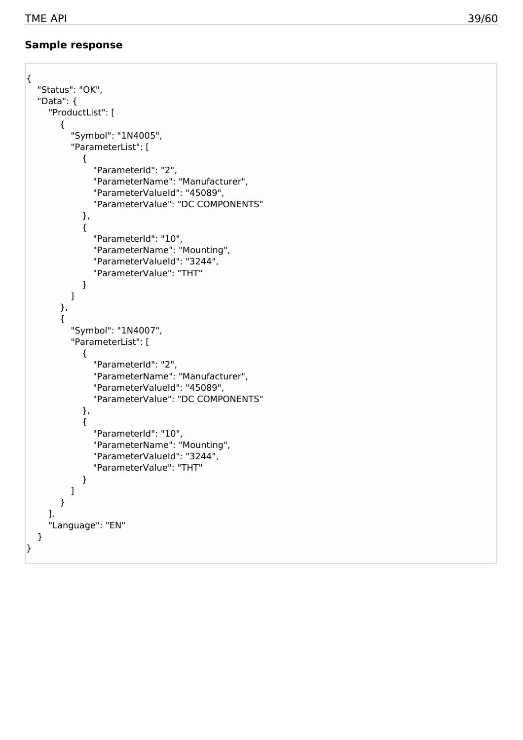**Sample response**

```
{
   "Status": "OK",
   "Data": {
      "ProductList": [
         {
            "Symbol": "1N4005",
            "ParameterList": [
               {
                  "ParameterId": "2",
                  "ParameterName": "Manufacturer",
                  "ParameterValueId": "45089",
                  "ParameterValue": "DC COMPONENTS"
               },
               {
                  "ParameterId": "10",
                  "ParameterName": "Mounting",
                  "ParameterValueId": "3244",
                  "ParameterValue": "THT"
               }
            ]
         },
         {
            "Symbol": "1N4007",
            "ParameterList": [
               {
                  "ParameterId": "2",
                  "ParameterName": "Manufacturer",
                  "ParameterValueId": "45089",
                  "ParameterValue": "DC COMPONENTS"
               },
               {
                  "ParameterId": "10",
                  "ParameterName": "Mounting",
                  "ParameterValueId": "3244",
                  "ParameterValue": "THT"
               }
            ]
         }
      ],
      "Language": "EN"
   }
}
```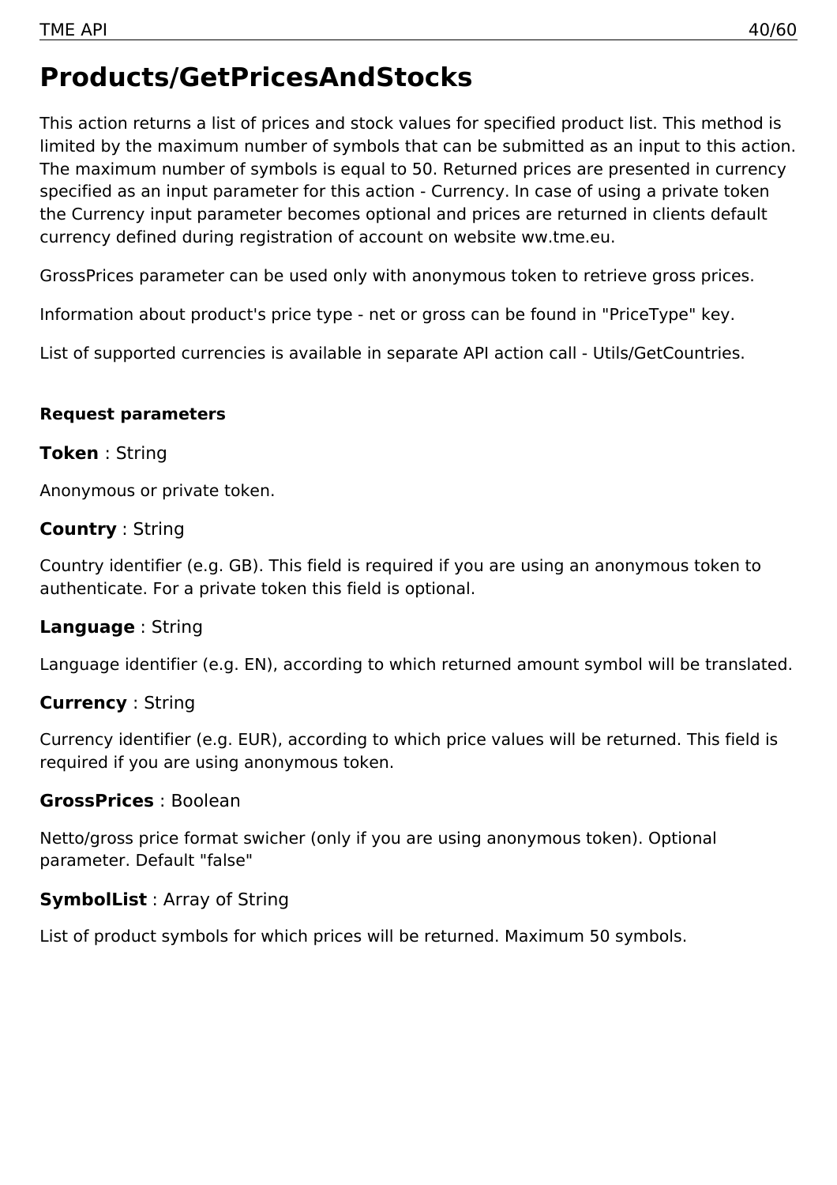# Products/GetPricesAndStocks

This action returns a list of prices and stock values for specified product list. This method is limited by the maximum number of symbols that can be submitted as an input to this action. The maximum number of symbols is equal to 50. Returned prices are presented in currency specified as an input parameter for this action - Currency. In case of using a private token the Currency input parameter becomes optional and prices are returned in clients default currency defined during registration of account on website ww.tme.eu.

GrossPrices parameter can be used only with anonymous token to retrieve gross prices.

Information about product's price type - net or gross can be found in "PriceType" key.

List of supported currencies is available in separate API action call - Utils/GetCountries.

#### Request parameters

**Token** : String

Anonymous or private token.

**Country** : String

Country identifier (e.g. GB). This field is required if you are using an anonymous token to authenticate. For a private token this field is optional.

**Language** : String

Language identifier (e.g. EN), according to which returned amount symbol will be translated.

**Currency** : String

Currency identifier (e.g. EUR), according to which price values will be returned. This field is required if you are using anonymous token.

**GrossPrices** : Boolean

Netto/gross price format swicher (only if you are using anonymous token). Optional parameter. Default "false"

**SymbolList** : Array of String

List of product symbols for which prices will be returned. Maximum 50 symbols.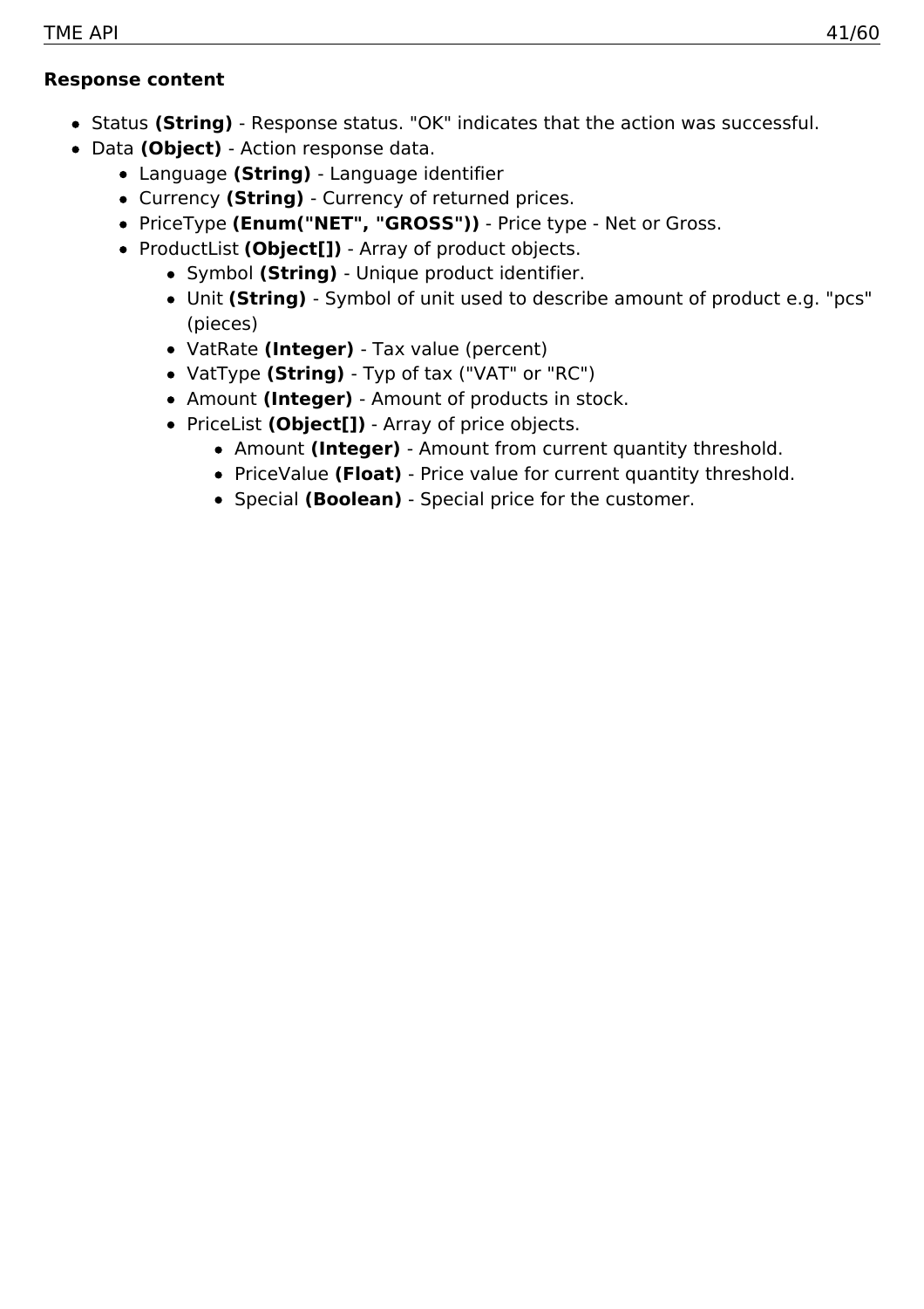**Response content**

- Status **(String)** - Response status. "OK" indicates that the action was successful.
- Data **(Object)** - Action response data.
    - Language **(String)** - Language identifier
    - Currency **(String)** - Currency of returned prices.
    - PriceType **(Enum("NET", "GROSS"))** - Price type - Net or Gross.
    - ProductList **(Object[])** - Array of product objects.
        - Symbol **(String)** - Unique product identifier.
        - Unit **(String)** - Symbol of unit used to describe amount of product e.g. "pcs" (pieces)
        - VatRate **(Integer)** - Tax value (percent)
        - VatType **(String)** - Typ of tax ("VAT" or "RC")
        - Amount **(Integer)** - Amount of products in stock.
        - PriceList **(Object[])** - Array of price objects.
            - Amount **(Integer)** - Amount from current quantity threshold.
            - PriceValue **(Float)** - Price value for current quantity threshold.
            - Special **(Boolean)** - Special price for the customer.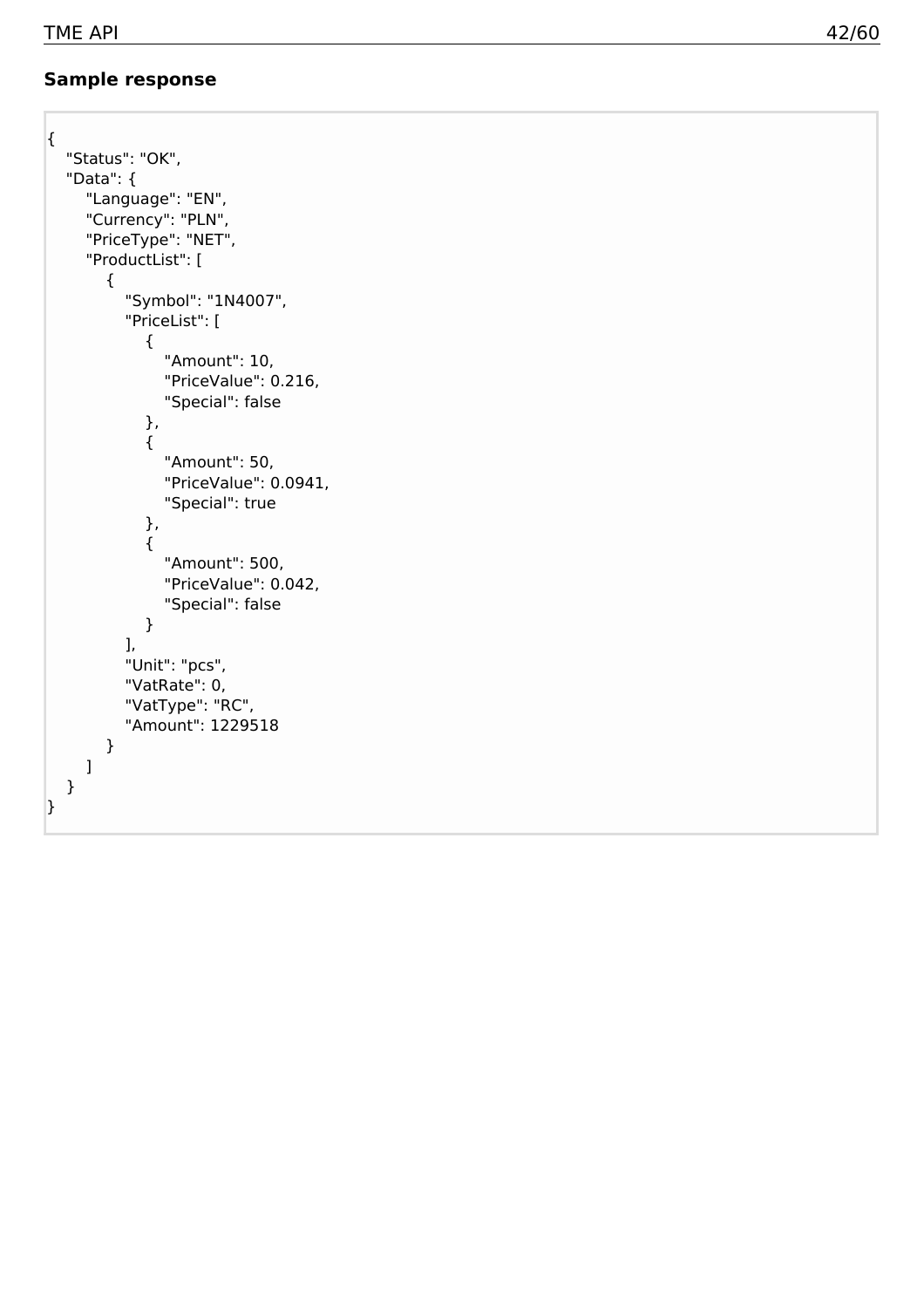**Sample response**

```
{
   "Status": "OK",
   "Data": {
      "Language": "EN",
      "Currency": "PLN",
      "PriceType": "NET",
      "ProductList": [
         {
            "Symbol": "1N4007",
            "PriceList": [
               {
                  "Amount": 10,
                  "PriceValue": 0.216,
                  "Special": false
               },
               {
                  "Amount": 50,
                  "PriceValue": 0.0941,
                  "Special": true
               },
               {
                  "Amount": 500,
                  "PriceValue": 0.042,
                  "Special": false
               }
            ],
            "Unit": "pcs",
            "VatRate": 0,
            "VatType": "RC",
            "Amount": 1229518
         }
      ]
   }
}
```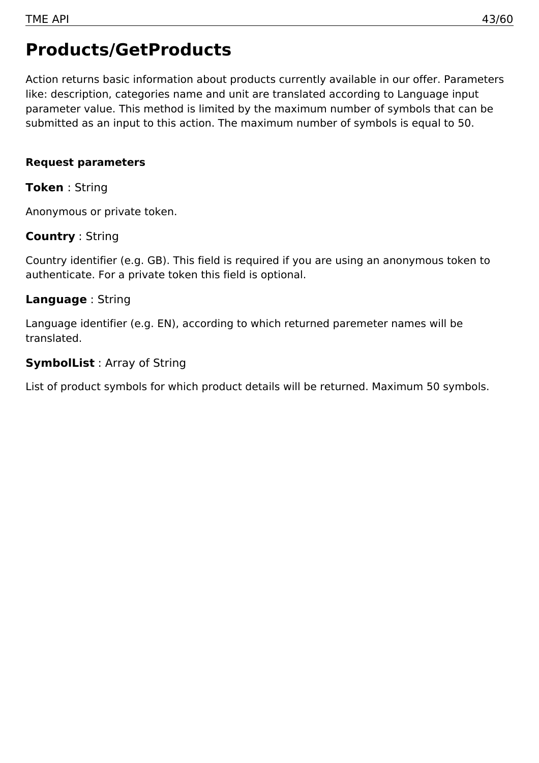# Products/GetProducts

Action returns basic information about products currently available in our offer. Parameters like: description, categories name and unit are translated according to Language input parameter value. This method is limited by the maximum number of symbols that can be submitted as an input to this action. The maximum number of symbols is equal to 50.

**Request parameters**

**Token** : String

Anonymous or private token.

**Country** : String

Country identifier (e.g. GB). This field is required if you are using an anonymous token to authenticate. For a private token this field is optional.

**Language** : String

Language identifier (e.g. EN), according to which returned paremeter names will be translated.

**SymbolList** : Array of String

List of product symbols for which product details will be returned. Maximum 50 symbols.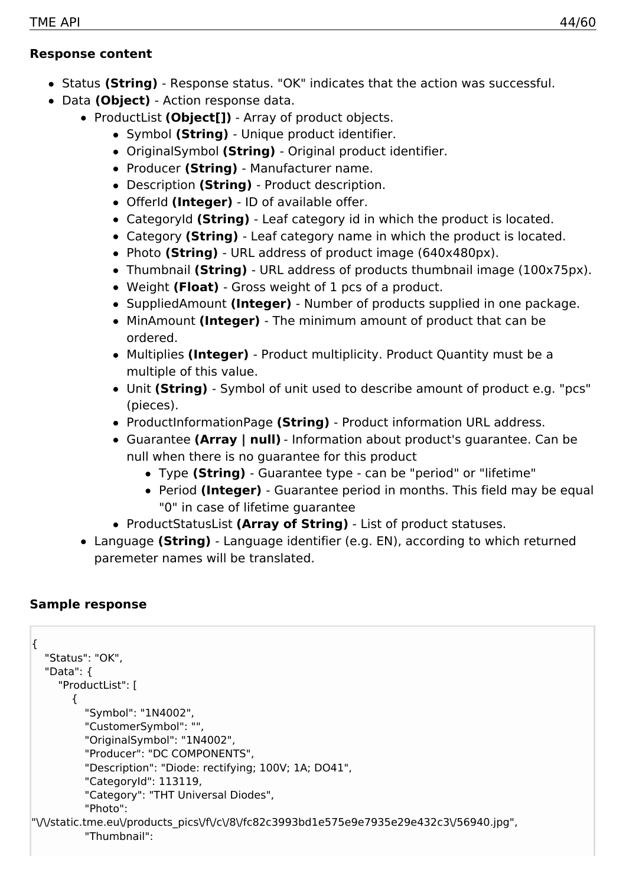**Response content**

- Status **(String)** - Response status. "OK" indicates that the action was successful.
- Data **(Object)** - Action response data.
    - ProductList **(Object[])** - Array of product objects.
        - Symbol **(String)** - Unique product identifier.
        - OriginalSymbol **(String)** - Original product identifier.
        - Producer **(String)** - Manufacturer name.
        - Description **(String)** - Product description.
        - OfferId **(Integer)** - ID of available offer.
        - CategoryId **(String)** - Leaf category id in which the product is located.
        - Category **(String)** - Leaf category name in which the product is located.
        - Photo **(String)** - URL address of product image (640x480px).
        - Thumbnail **(String)** - URL address of products thumbnail image (100x75px).
        - Weight **(Float)** - Gross weight of 1 pcs of a product.
        - SuppliedAmount **(Integer)** - Number of products supplied in one package.
        - MinAmount **(Integer)** - The minimum amount of product that can be ordered.
        - Multiplies **(Integer)** - Product multiplicity. Product Quantity must be a multiple of this value.
        - Unit **(String)** - Symbol of unit used to describe amount of product e.g. "pcs" (pieces).
        - ProductInformationPage **(String)** - Product information URL address.
        - Guarantee **(Array | null)** - Information about product's guarantee. Can be null when there is no guarantee for this product
            - Type **(String)** - Guarantee type - can be "period" or "lifetime"
            - Period **(Integer)** - Guarantee period in months. This field may be equal "0" in case of lifetime guarantee
        - ProductStatusList **(Array of String)** - List of product statuses.
    - Language **(String)** - Language identifier (e.g. EN), according to which returned paremeter names will be translated.

**Sample response**

```
{
   "Status": "OK",
   "Data": {
      "ProductList": [
         {
            "Symbol": "1N4002",
            "CustomerSymbol": "",
            "OriginalSymbol": "1N4002",
            "Producer": "DC COMPONENTS",
            "Description": "Diode: rectifying; 100V; 1A; DO41",
            "CategoryId": 113119,
            "Category": "THT Universal Diodes",
            "Photo":
"\/\/static.tme.eu\/products_pics\/f\/c\/8\/fc82c3993bd1e575e9e7935e29e432c3\/56940.jpg",
            "Thumbnail":
```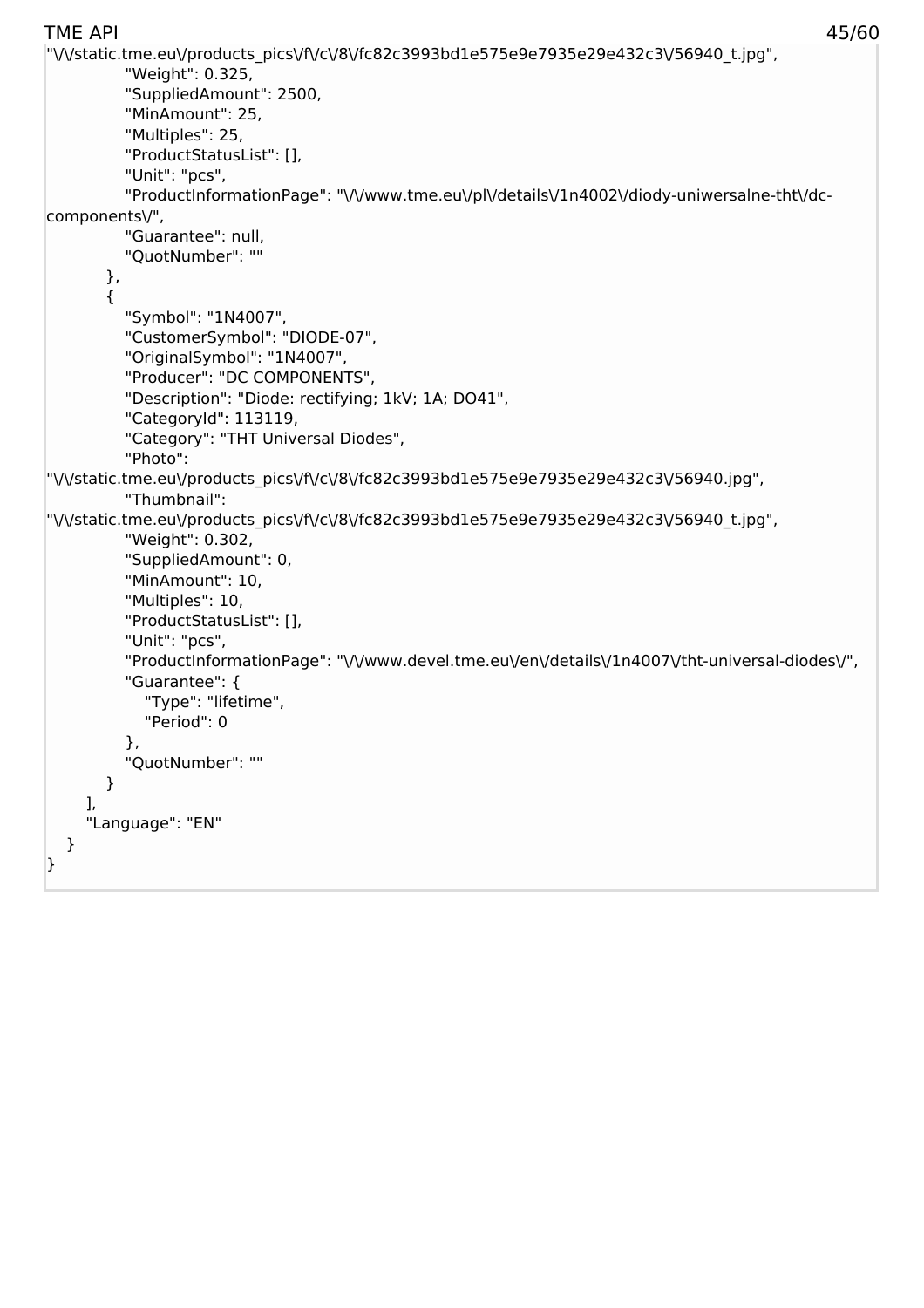```
"\/\/static.tme.eu\/products_pics\/f\/c\/8\/fc82c3993bd1e575e9e7935e29e432c3\/56940_t.jpg",
            "Weight": 0.325,
            "SuppliedAmount": 2500,
            "MinAmount": 25,
            "Multiples": 25,
            "ProductStatusList": [],
            "Unit": "pcs",
            "ProductInformationPage": "\/\/www.tme.eu\/pl\/details\/1n4002\/diody-uniwersalne-tht\/dc-components\/",
            "Guarantee": null,
            "QuotNumber": ""
        },
        {
            "Symbol": "1N4007",
            "CustomerSymbol": "DIODE-07",
            "OriginalSymbol": "1N4007",
            "Producer": "DC COMPONENTS",
            "Description": "Diode: rectifying; 1kV; 1A; DO41",
            "CategoryId": 113119,
            "Category": "THT Universal Diodes",
            "Photo":
"\/\/static.tme.eu\/products_pics\/f\/c\/8\/fc82c3993bd1e575e9e7935e29e432c3\/56940.jpg",
            "Thumbnail":
"\/\/static.tme.eu\/products_pics\/f\/c\/8\/fc82c3993bd1e575e9e7935e29e432c3\/56940_t.jpg",
            "Weight": 0.302,
            "SuppliedAmount": 0,
            "MinAmount": 10,
            "Multiples": 10,
            "ProductStatusList": [],
            "Unit": "pcs",
            "ProductInformationPage": "\/\/www.devel.tme.eu\/en\/details\/1n4007\/tht-universal-diodes\/",
            "Guarantee": {
                "Type": "lifetime",
                "Period": 0
            },
            "QuotNumber": ""
        }
    ],
    "Language": "EN"
  }
}
```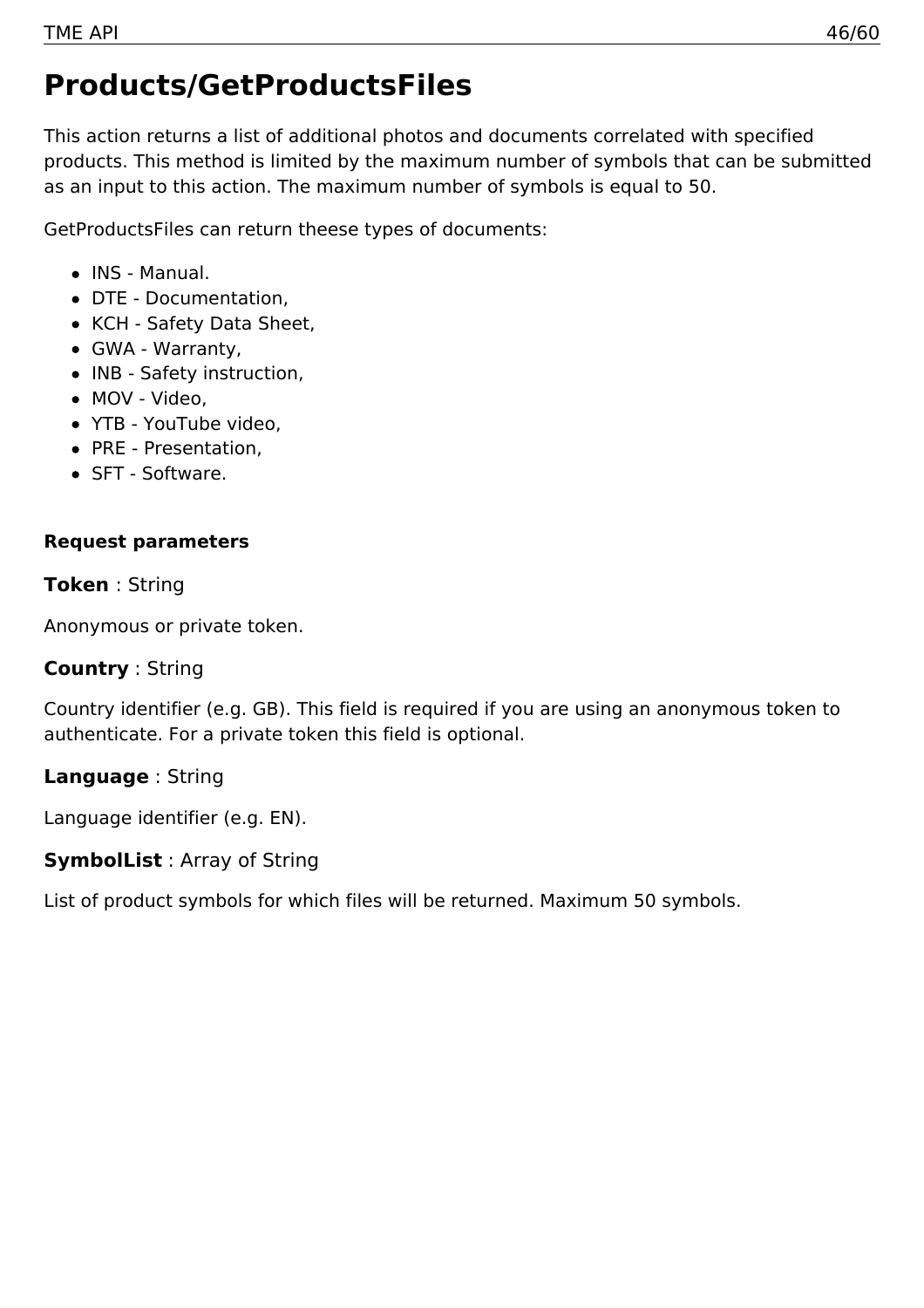# Products/GetProductsFiles

This action returns a list of additional photos and documents correlated with specified products. This method is limited by the maximum number of symbols that can be submitted as an input to this action. The maximum number of symbols is equal to 50.

GetProductsFiles can return theese types of documents:

- INS - Manual.
- DTE - Documentation,
- KCH - Safety Data Sheet,
- GWA - Warranty,
- INB - Safety instruction,
- MOV - Video,
- YTB - YouTube video,
- PRE - Presentation,
- SFT - Software.

**Request parameters**

**Token** : String

Anonymous or private token.

**Country** : String

Country identifier (e.g. GB). This field is required if you are using an anonymous token to authenticate. For a private token this field is optional.

**Language** : String

Language identifier (e.g. EN).

**SymbolList** : Array of String

List of product symbols for which files will be returned. Maximum 50 symbols.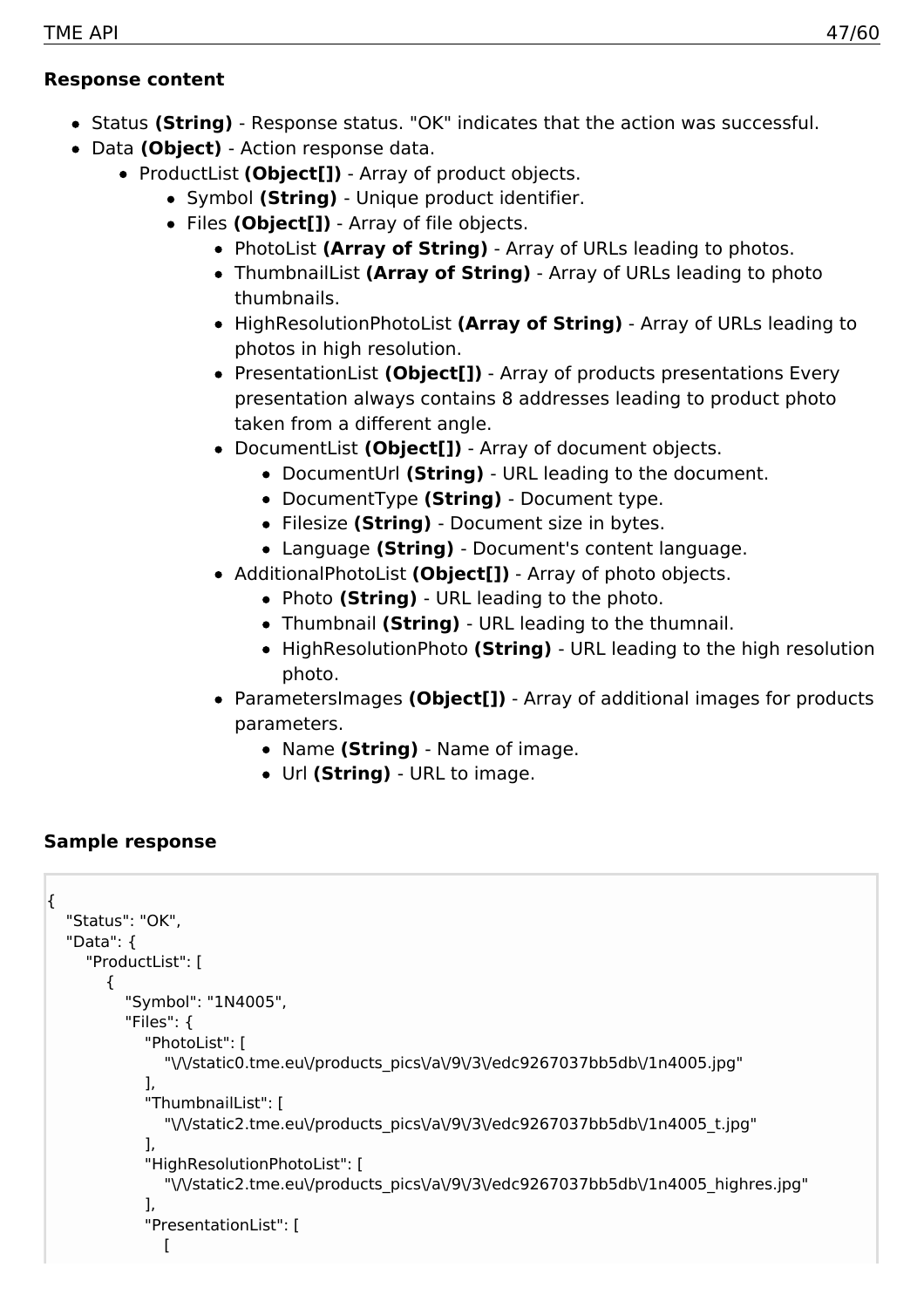**Response content**

- Status **(String)** - Response status. "OK" indicates that the action was successful.
- Data **(Object)** - Action response data.
  - ProductList **(Object[])** - Array of product objects.
    - Symbol **(String)** - Unique product identifier.
    - Files **(Object[])** - Array of file objects.
      - PhotoList **(Array of String)** - Array of URLs leading to photos.
      - ThumbnailList **(Array of String)** - Array of URLs leading to photo thumbnails.
      - HighResolutionPhotoList **(Array of String)** - Array of URLs leading to photos in high resolution.
      - PresentationList **(Object[])** - Array of products presentations Every presentation always contains 8 addresses leading to product photo taken from a different angle.
      - DocumentList **(Object[])** - Array of document objects.
        - DocumentUrl **(String)** - URL leading to the document.
        - DocumentType **(String)** - Document type.
        - Filesize **(String)** - Document size in bytes.
        - Language **(String)** - Document's content language.
      - AdditionalPhotoList **(Object[])** - Array of photo objects.
        - Photo **(String)** - URL leading to the photo.
        - Thumbnail **(String)** - URL leading to the thumnail.
        - HighResolutionPhoto **(String)** - URL leading to the high resolution photo.
      - ParametersImages **(Object[])** - Array of additional images for products parameters.
        - Name **(String)** - Name of image.
        - Url **(String)** - URL to image.

**Sample response**

```
{
   "Status": "OK",
   "Data": {
      "ProductList": [
         {
            "Symbol": "1N4005",
            "Files": {
               "PhotoList": [
                  "\/\/static0.tme.eu\/products_pics\/a\/9\/3\/edc9267037bb5db\/1n4005.jpg"
               ],
               "ThumbnailList": [
                  "\/\/static2.tme.eu\/products_pics\/a\/9\/3\/edc9267037bb5db\/1n4005_t.jpg"
               ],
               "HighResolutionPhotoList": [
                  "\/\/static2.tme.eu\/products_pics\/a\/9\/3\/edc9267037bb5db\/1n4005_highres.jpg"
               ],
               "PresentationList": [
                  [
```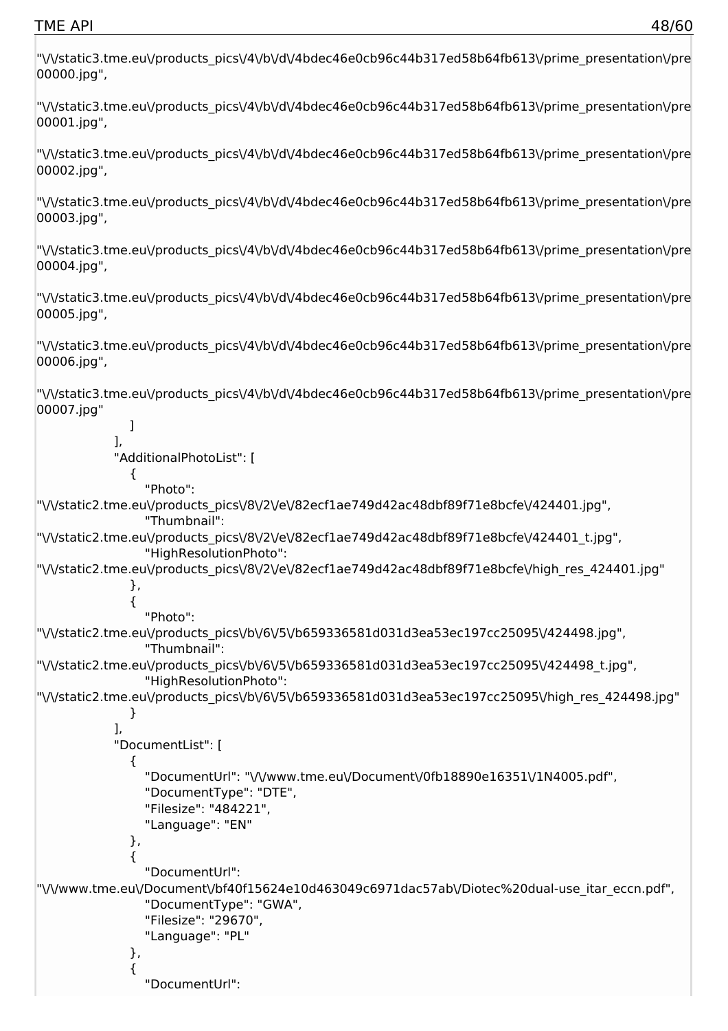```
"\/\/static3.tme.eu\/products_pics\/4\/b\/d\/4bdec46e0cb96c44b317ed58b64fb613\/prime_presentation\/pre
00000.jpg",

"\/\/static3.tme.eu\/products_pics\/4\/b\/d\/4bdec46e0cb96c44b317ed58b64fb613\/prime_presentation\/pre
00001.jpg",

"\/\/static3.tme.eu\/products_pics\/4\/b\/d\/4bdec46e0cb96c44b317ed58b64fb613\/prime_presentation\/pre
00002.jpg",

"\/\/static3.tme.eu\/products_pics\/4\/b\/d\/4bdec46e0cb96c44b317ed58b64fb613\/prime_presentation\/pre
00003.jpg",

"\/\/static3.tme.eu\/products_pics\/4\/b\/d\/4bdec46e0cb96c44b317ed58b64fb613\/prime_presentation\/pre
00004.jpg",

"\/\/static3.tme.eu\/products_pics\/4\/b\/d\/4bdec46e0cb96c44b317ed58b64fb613\/prime_presentation\/pre
00005.jpg",

"\/\/static3.tme.eu\/products_pics\/4\/b\/d\/4bdec46e0cb96c44b317ed58b64fb613\/prime_presentation\/pre
00006.jpg",

"\/\/static3.tme.eu\/products_pics\/4\/b\/d\/4bdec46e0cb96c44b317ed58b64fb613\/prime_presentation\/pre
00007.jpg"
                ]
            ],
            "AdditionalPhotoList": [
                {
                    "Photo":
"\/\/static2.tme.eu\/products_pics\/8\/2\/e\/82ecf1ae749d42ac48dbf89f71e8bcfe\/424401.jpg",
                    "Thumbnail":
"\/\/static2.tme.eu\/products_pics\/8\/2\/e\/82ecf1ae749d42ac48dbf89f71e8bcfe\/424401_t.jpg",
                    "HighResolutionPhoto":
"\/\/static2.tme.eu\/products_pics\/8\/2\/e\/82ecf1ae749d42ac48dbf89f71e8bcfe\/high_res_424401.jpg"
                },
                {
                    "Photo":
"\/\/static2.tme.eu\/products_pics\/b\/6\/5\/b659336581d031d3ea53ec197cc25095\/424498.jpg",
                    "Thumbnail":
"\/\/static2.tme.eu\/products_pics\/b\/6\/5\/b659336581d031d3ea53ec197cc25095\/424498_t.jpg",
                    "HighResolutionPhoto":
"\/\/static2.tme.eu\/products_pics\/b\/6\/5\/b659336581d031d3ea53ec197cc25095\/high_res_424498.jpg"
                }
            ],
            "DocumentList": [
                {
                    "DocumentUrl": "\/\/www.tme.eu\/Document\/0fb18890e16351\/1N4005.pdf",
                    "DocumentType": "DTE",
                    "Filesize": "484221",
                    "Language": "EN"
                },
                {
                    "DocumentUrl":
"\/\/www.tme.eu\/Document\/bf40f15624e10d463049c6971dac57ab\/Diotec%20dual-use_itar_eccn.pdf",
                    "DocumentType": "GWA",
                    "Filesize": "29670",
                    "Language": "PL"
                },
                {
                    "DocumentUrl":
```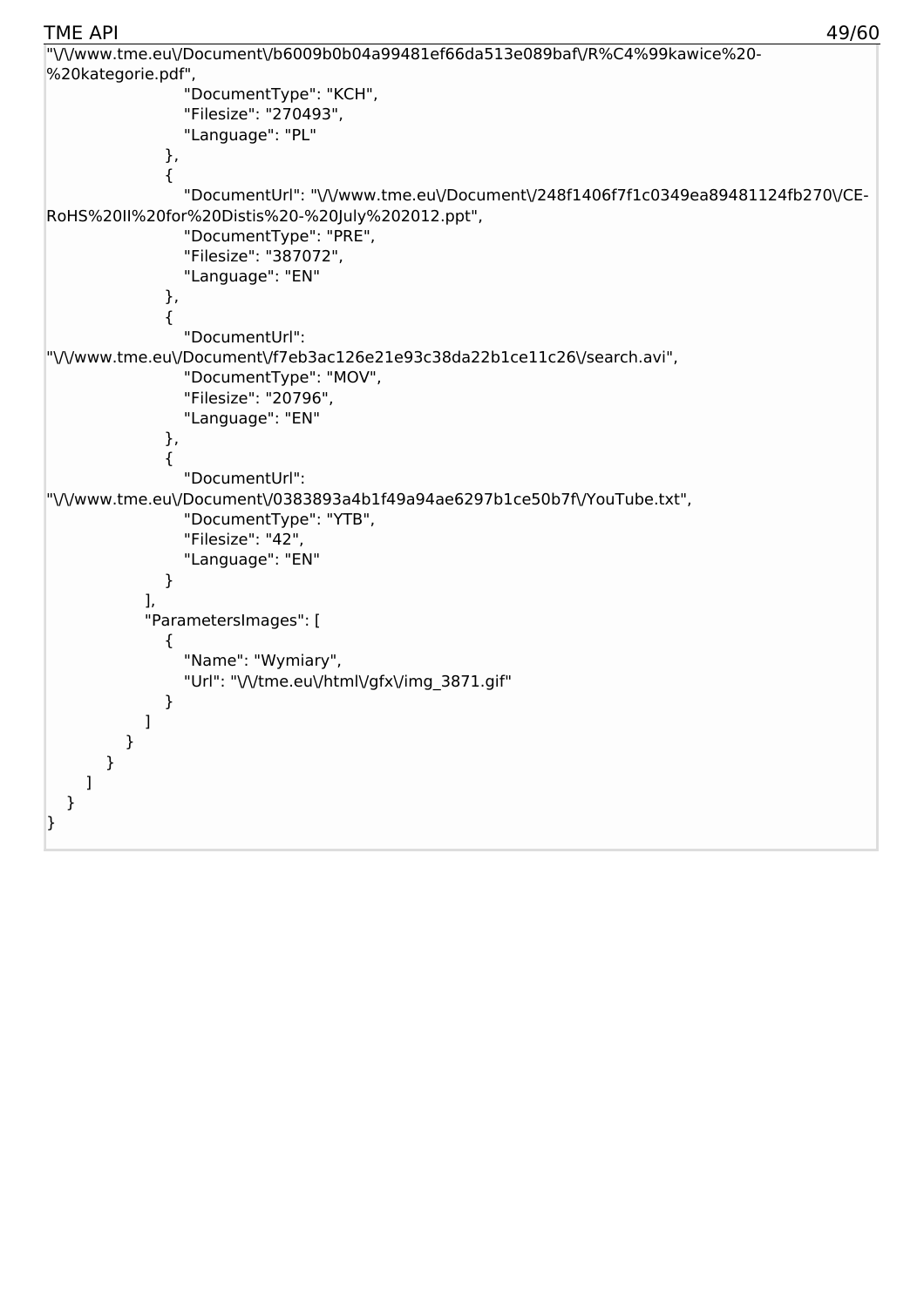```
"\/\/www.tme.eu\/Document\/b6009b0b04a99481ef66da513e089baf\/R%C4%99kawice%20-%20kategorie.pdf",
                        "DocumentType": "KCH",
                        "Filesize": "270493",
                        "Language": "PL"
                    },
                    {
                        "DocumentUrl": "\/\/www.tme.eu\/Document\/248f1406f7f1c0349ea89481124fb270\/CE-RoHS%20II%20for%20Distis%20-%20July%202012.ppt",
                        "DocumentType": "PRE",
                        "Filesize": "387072",
                        "Language": "EN"
                    },
                    {
                        "DocumentUrl": "\/\/www.tme.eu\/Document\/f7eb3ac126e21e93c38da22b1ce11c26\/search.avi",
                        "DocumentType": "MOV",
                        "Filesize": "20796",
                        "Language": "EN"
                    },
                    {
                        "DocumentUrl": "\/\/www.tme.eu\/Document\/0383893a4b1f49a94ae6297b1ce50b7f\/YouTube.txt",
                        "DocumentType": "YTB",
                        "Filesize": "42",
                        "Language": "EN"
                    }
                ],
                "ParametersImages": [
                    {
                        "Name": "Wymiary",
                        "Url": "\/\/tme.eu\/html\/gfx\/img_3871.gif"
                    }
                ]
            }
        }
    ]
  }
}
```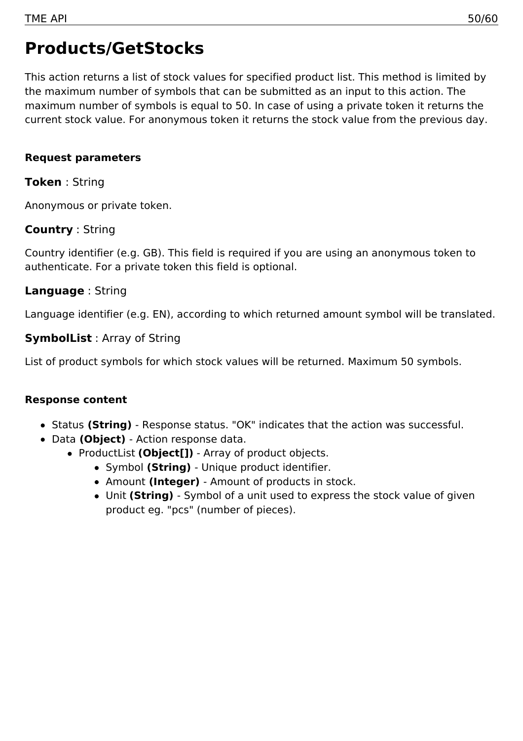# Products/GetStocks

This action returns a list of stock values for specified product list. This method is limited by the maximum number of symbols that can be submitted as an input to this action. The maximum number of symbols is equal to 50. In case of using a private token it returns the current stock value. For anonymous token it returns the stock value from the previous day.

#### Request parameters

### **Token** : String

Anonymous or private token.

### **Country** : String

Country identifier (e.g. GB). This field is required if you are using an anonymous token to authenticate. For a private token this field is optional.

### **Language** : String

Language identifier (e.g. EN), according to which returned amount symbol will be translated.

### **SymbolList** : Array of String

List of product symbols for which stock values will be returned. Maximum 50 symbols.

#### Response content

- Status **(String)** - Response status. "OK" indicates that the action was successful.
- Data **(Object)** - Action response data.
  - ProductList **(Object[])** - Array of product objects.
    - Symbol **(String)** - Unique product identifier.
    - Amount **(Integer)** - Amount of products in stock.
    - Unit **(String)** - Symbol of a unit used to express the stock value of given product eg. "pcs" (number of pieces).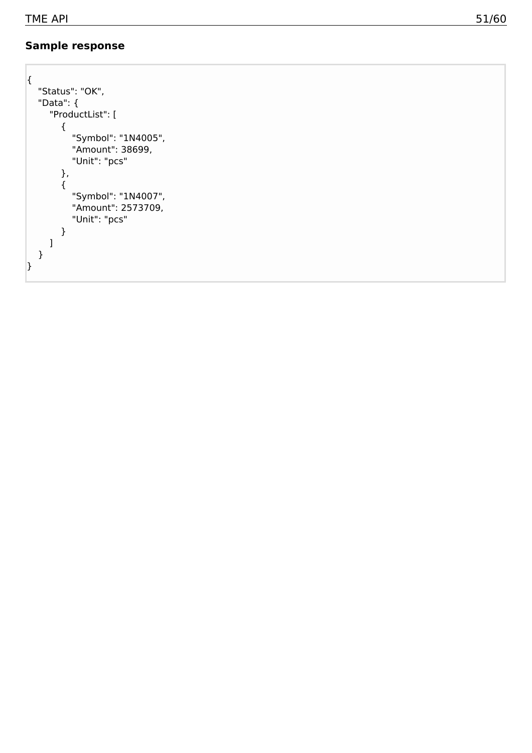**Sample response**

```
{
   "Status": "OK",
   "Data": {
      "ProductList": [
         {
            "Symbol": "1N4005",
            "Amount": 38699,
            "Unit": "pcs"
         },
         {
            "Symbol": "1N4007",
            "Amount": 2573709,
            "Unit": "pcs"
         }
      ]
   }
}
```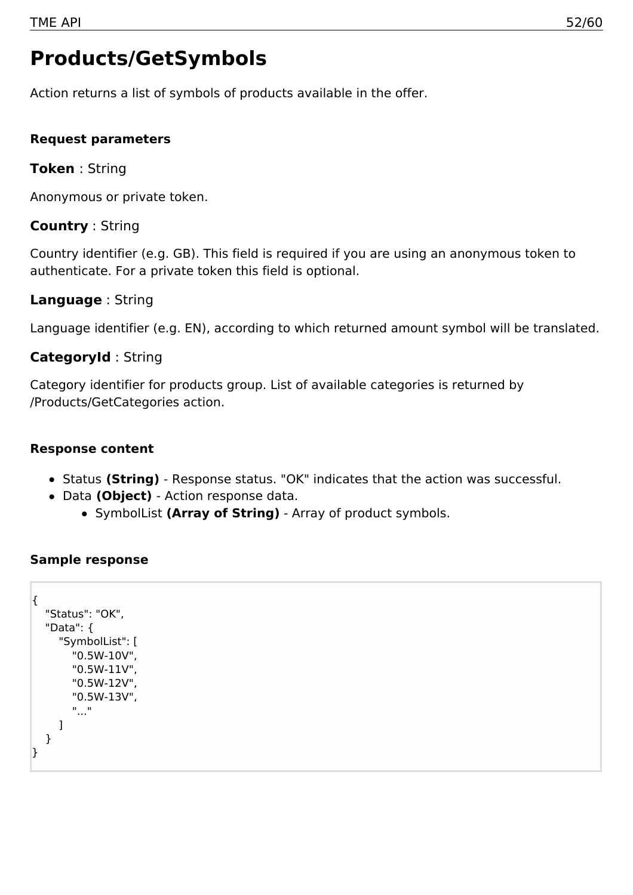# Products/GetSymbols

Action returns a list of symbols of products available in the offer.

**Request parameters**

**Token** : String

Anonymous or private token.

**Country** : String

Country identifier (e.g. GB). This field is required if you are using an anonymous token to authenticate. For a private token this field is optional.

**Language** : String

Language identifier (e.g. EN), according to which returned amount symbol will be translated.

**CategoryId** : String

Category identifier for products group. List of available categories is returned by /Products/GetCategories action.

**Response content**

- Status **(String)** - Response status. "OK" indicates that the action was successful.
- Data **(Object)** - Action response data.
  - SymbolList **(Array of String)** - Array of product symbols.

**Sample response**

```
{
   "Status": "OK",
   "Data": {
      "SymbolList": [
         "0.5W-10V",
         "0.5W-11V",
         "0.5W-12V",
         "0.5W-13V",
         "..."
      ]
   }
}
```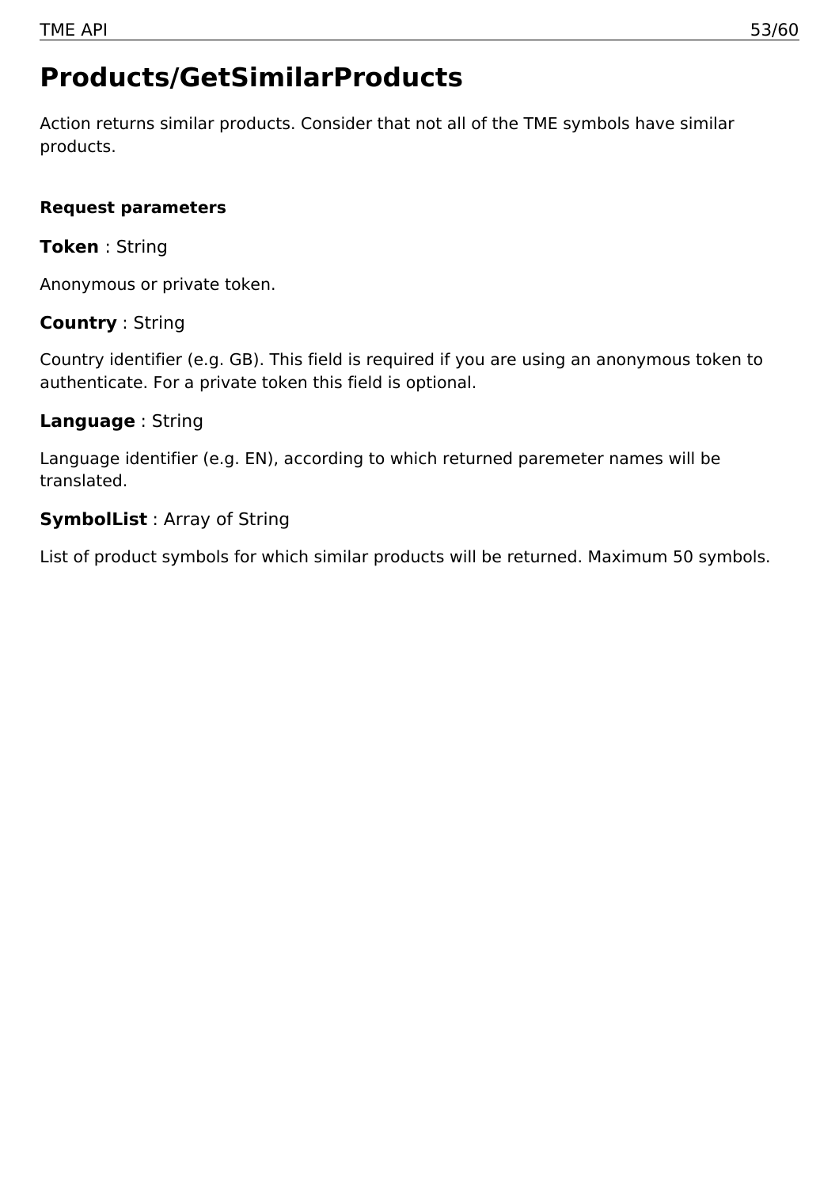# Products/GetSimilarProducts

Action returns similar products. Consider that not all of the TME symbols have similar products.

**Request parameters**

**Token** : String

Anonymous or private token.

**Country** : String

Country identifier (e.g. GB). This field is required if you are using an anonymous token to authenticate. For a private token this field is optional.

**Language** : String

Language identifier (e.g. EN), according to which returned paremeter names will be translated.

**SymbolList** : Array of String

List of product symbols for which similar products will be returned. Maximum 50 symbols.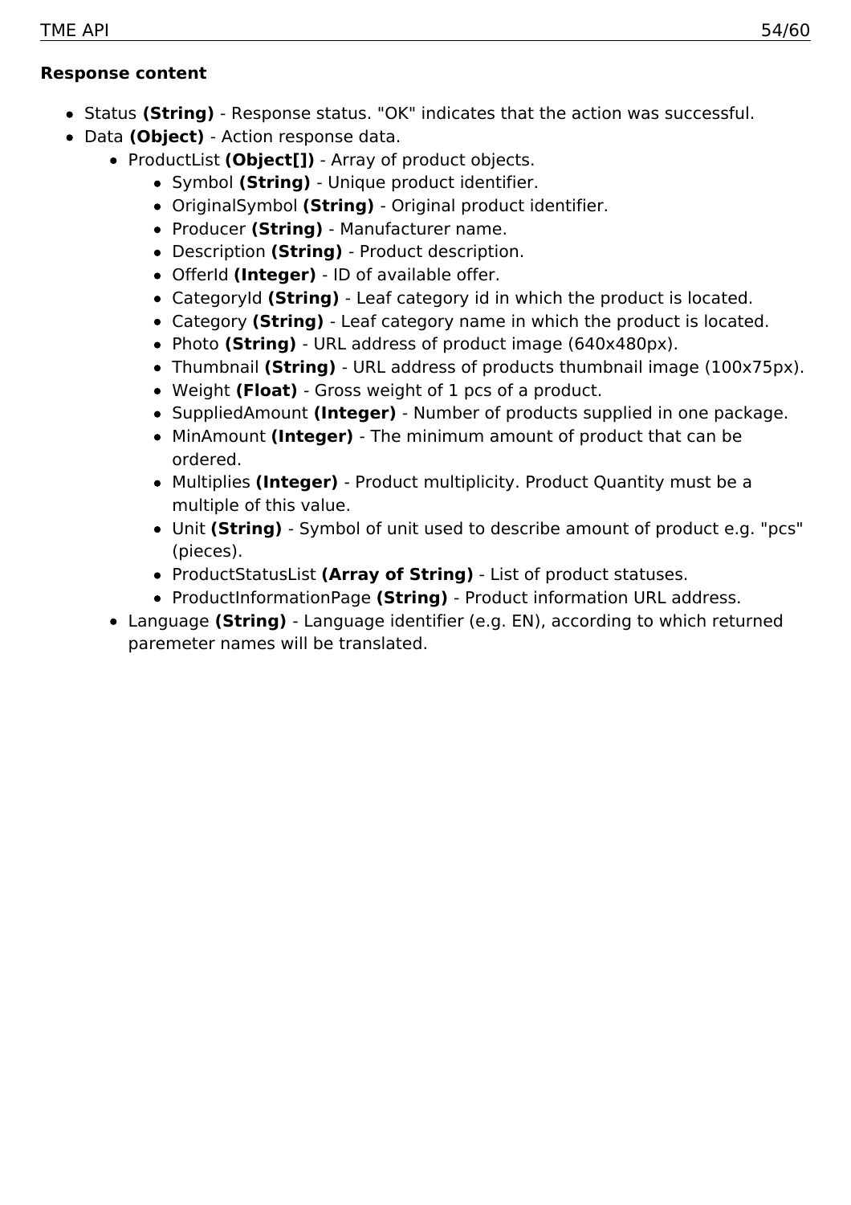**Response content**

- Status **(String)** - Response status. "OK" indicates that the action was successful.
- Data **(Object)** - Action response data.
  - ProductList **(Object[])** - Array of product objects.
    - Symbol **(String)** - Unique product identifier.
    - OriginalSymbol **(String)** - Original product identifier.
    - Producer **(String)** - Manufacturer name.
    - Description **(String)** - Product description.
    - OfferId **(Integer)** - ID of available offer.
    - CategoryId **(String)** - Leaf category id in which the product is located.
    - Category **(String)** - Leaf category name in which the product is located.
    - Photo **(String)** - URL address of product image (640x480px).
    - Thumbnail **(String)** - URL address of products thumbnail image (100x75px).
    - Weight **(Float)** - Gross weight of 1 pcs of a product.
    - SuppliedAmount **(Integer)** - Number of products supplied in one package.
    - MinAmount **(Integer)** - The minimum amount of product that can be ordered.
    - Multiplies **(Integer)** - Product multiplicity. Product Quantity must be a multiple of this value.
    - Unit **(String)** - Symbol of unit used to describe amount of product e.g. "pcs" (pieces).
    - ProductStatusList **(Array of String)** - List of product statuses.
    - ProductInformationPage **(String)** - Product information URL address.
  - Language **(String)** - Language identifier (e.g. EN), according to which returned paremeter names will be translated.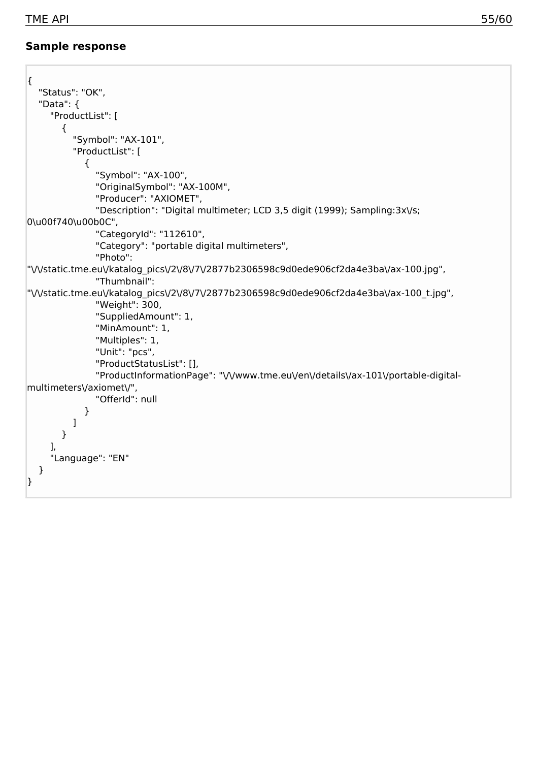**Sample response**

```
{
   "Status": "OK",
   "Data": {
      "ProductList": [
         {
            "Symbol": "AX-101",
            "ProductList": [
               {
                  "Symbol": "AX-100",
                  "OriginalSymbol": "AX-100M",
                  "Producer": "AXIOMET",
                  "Description": "Digital multimeter; LCD 3,5 digit (1999); Sampling:3x\/s;
0\u00f740\u00b0C",
                  "CategoryId": "112610",
                  "Category": "portable digital multimeters",
                  "Photo":
"\/\/static.tme.eu\/katalog_pics\/2\/8\/7\/2877b2306598c9d0ede906cf2da4e3ba\/ax-100.jpg",
                  "Thumbnail":
"\/\/static.tme.eu\/katalog_pics\/2\/8\/7\/2877b2306598c9d0ede906cf2da4e3ba\/ax-100_t.jpg",
                  "Weight": 300,
                  "SuppliedAmount": 1,
                  "MinAmount": 1,
                  "Multiples": 1,
                  "Unit": "pcs",
                  "ProductStatusList": [],
                  "ProductInformationPage": "\/\/www.tme.eu\/en\/details\/ax-101\/portable-digital-
multimeters\/axiomet\/",
                  "OfferId": null
               }
            ]
         }
      ],
      "Language": "EN"
   }
}
```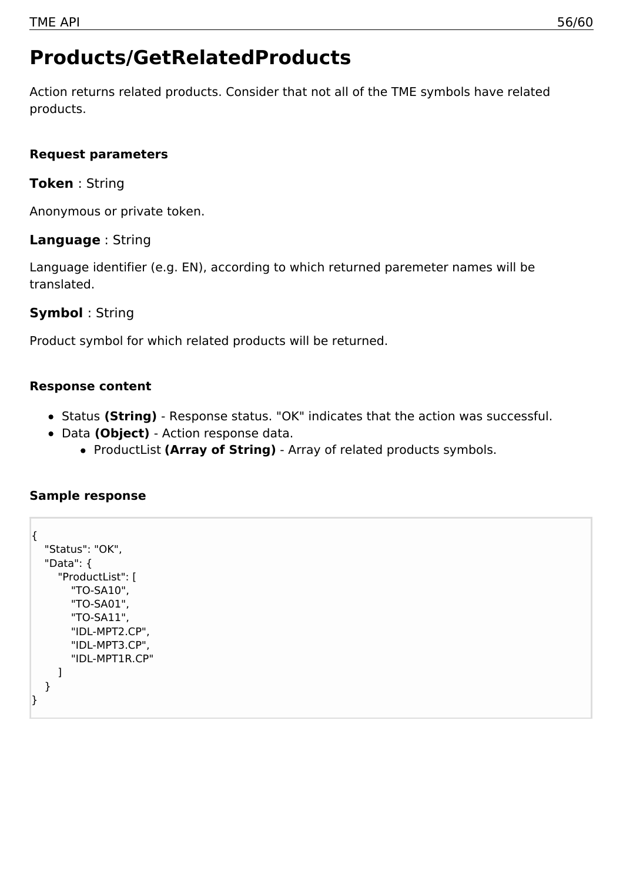# Products/GetRelatedProducts

Action returns related products. Consider that not all of the TME symbols have related products.

**Request parameters**

**Token** : String

Anonymous or private token.

**Language** : String

Language identifier (e.g. EN), according to which returned paremeter names will be translated.

**Symbol** : String

Product symbol for which related products will be returned.

**Response content**

- Status **(String)** - Response status. "OK" indicates that the action was successful.
- Data **(Object)** - Action response data.
  - ProductList **(Array of String)** - Array of related products symbols.

**Sample response**

```
{
   "Status": "OK",
   "Data": {
      "ProductList": [
         "TO-SA10",
         "TO-SA01",
         "TO-SA11",
         "IDL-MPT2.CP",
         "IDL-MPT3.CP",
         "IDL-MPT1R.CP"
      ]
   }
}
```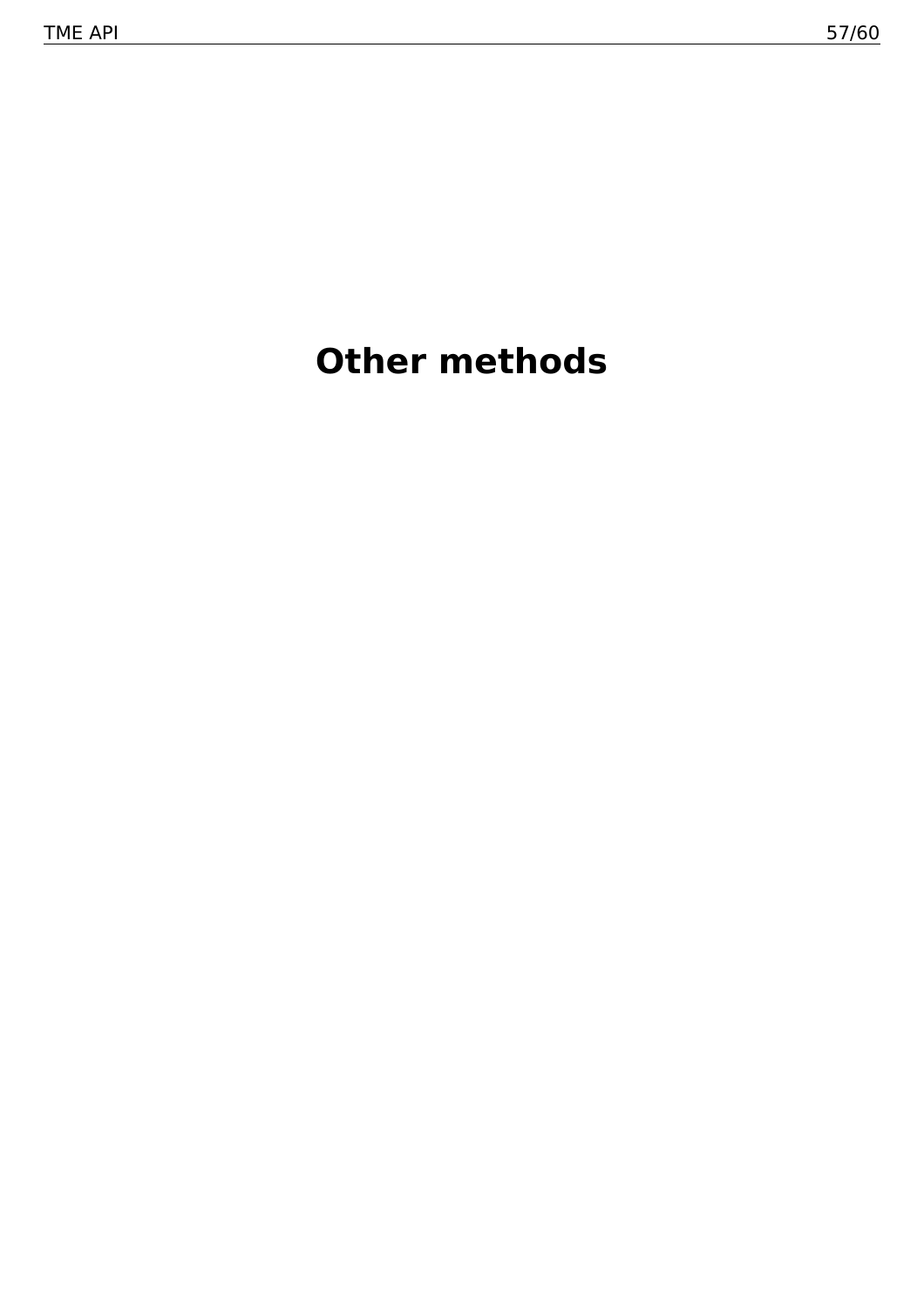# Other methods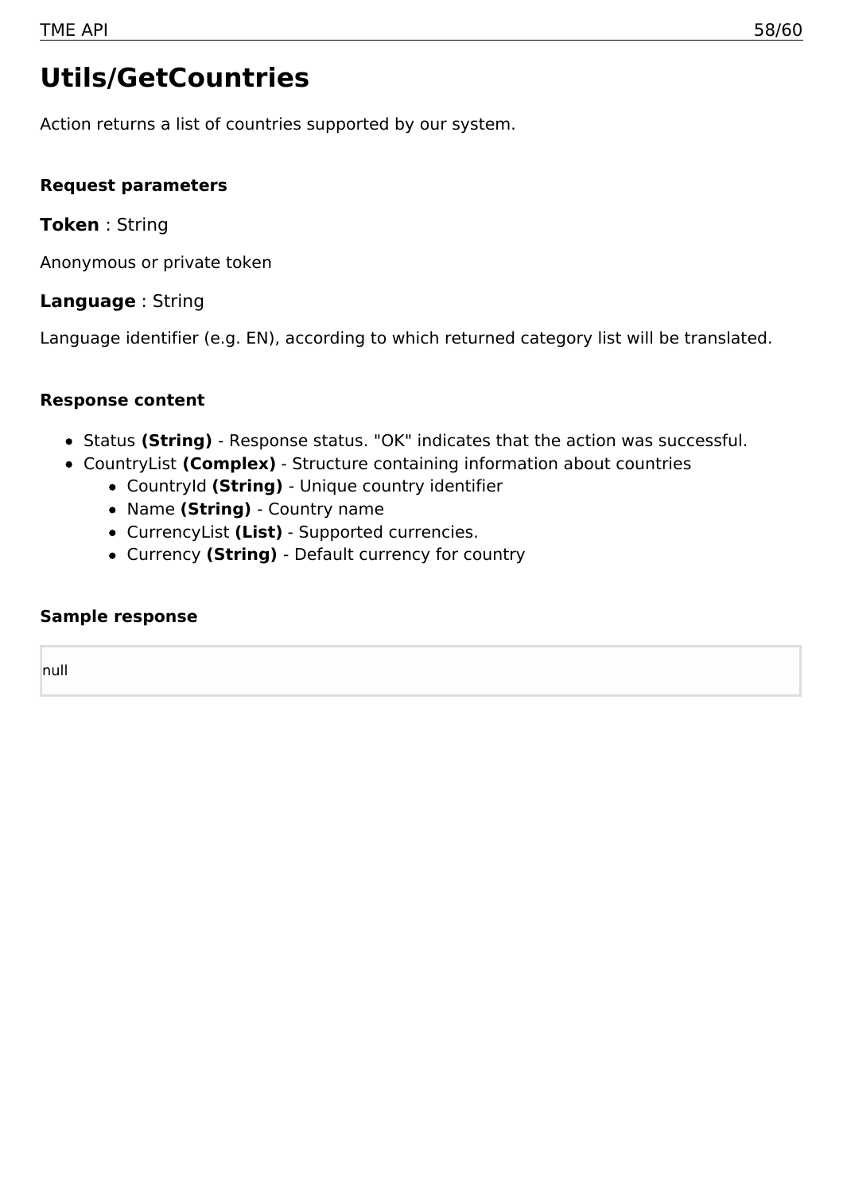# Utils/GetCountries

Action returns a list of countries supported by our system.

#### Request parameters

**Token** : String

Anonymous or private token

**Language** : String

Language identifier (e.g. EN), according to which returned category list will be translated.

#### Response content

- Status **(String)** - Response status. "OK" indicates that the action was successful.
- CountryList **(Complex)** - Structure containing information about countries
  - CountryId **(String)** - Unique country identifier
  - Name **(String)** - Country name
  - CurrencyList **(List)** - Supported currencies.
  - Currency **(String)** - Default currency for country

#### Sample response

```
null
```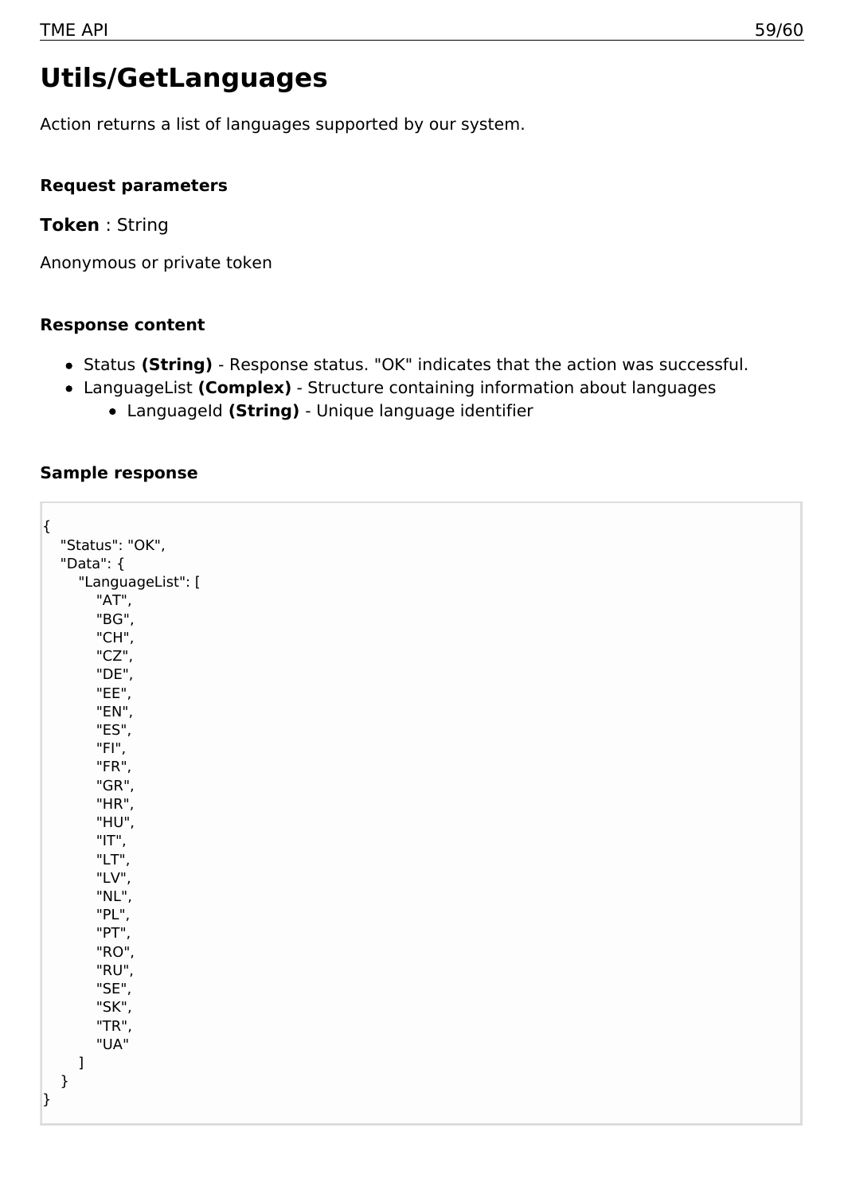# Utils/GetLanguages

Action returns a list of languages supported by our system.

### Request parameters

**Token** : String

Anonymous or private token

### Response content

- Status **(String)** - Response status. "OK" indicates that the action was successful.
- LanguageList **(Complex)** - Structure containing information about languages
  - LanguageId **(String)** - Unique language identifier

### Sample response

```
{
   "Status": "OK",
   "Data": {
      "LanguageList": [
         "AT",
         "BG",
         "CH",
         "CZ",
         "DE",
         "EE",
         "EN",
         "ES",
         "FI",
         "FR",
         "GR",
         "HR",
         "HU",
         "IT",
         "LT",
         "LV",
         "NL",
         "PL",
         "PT",
         "RO",
         "RU",
         "SE",
         "SK",
         "TR",
         "UA"
      ]
   }
}
```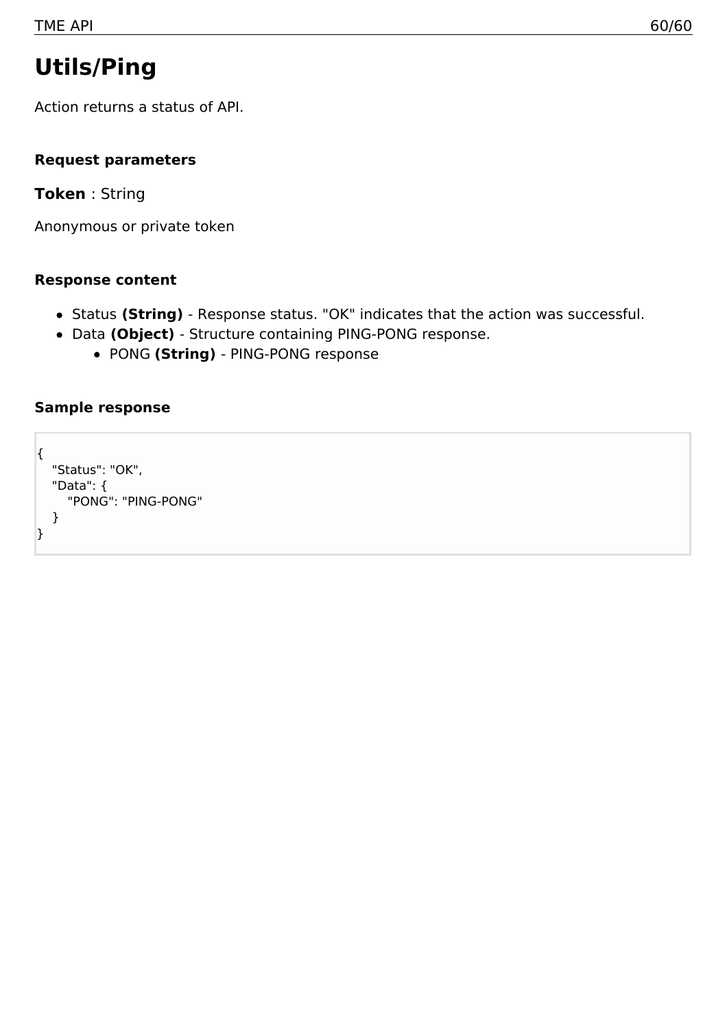# Utils/Ping

Action returns a status of API.

### Request parameters

**Token** : String

Anonymous or private token

### Response content

- Status **(String)** - Response status. "OK" indicates that the action was successful.
- Data **(Object)** - Structure containing PING-PONG response.
  - PONG **(String)** - PING-PONG response

### Sample response

```
{
   "Status": "OK",
   "Data": {
      "PONG": "PING-PONG"
   }
}
```